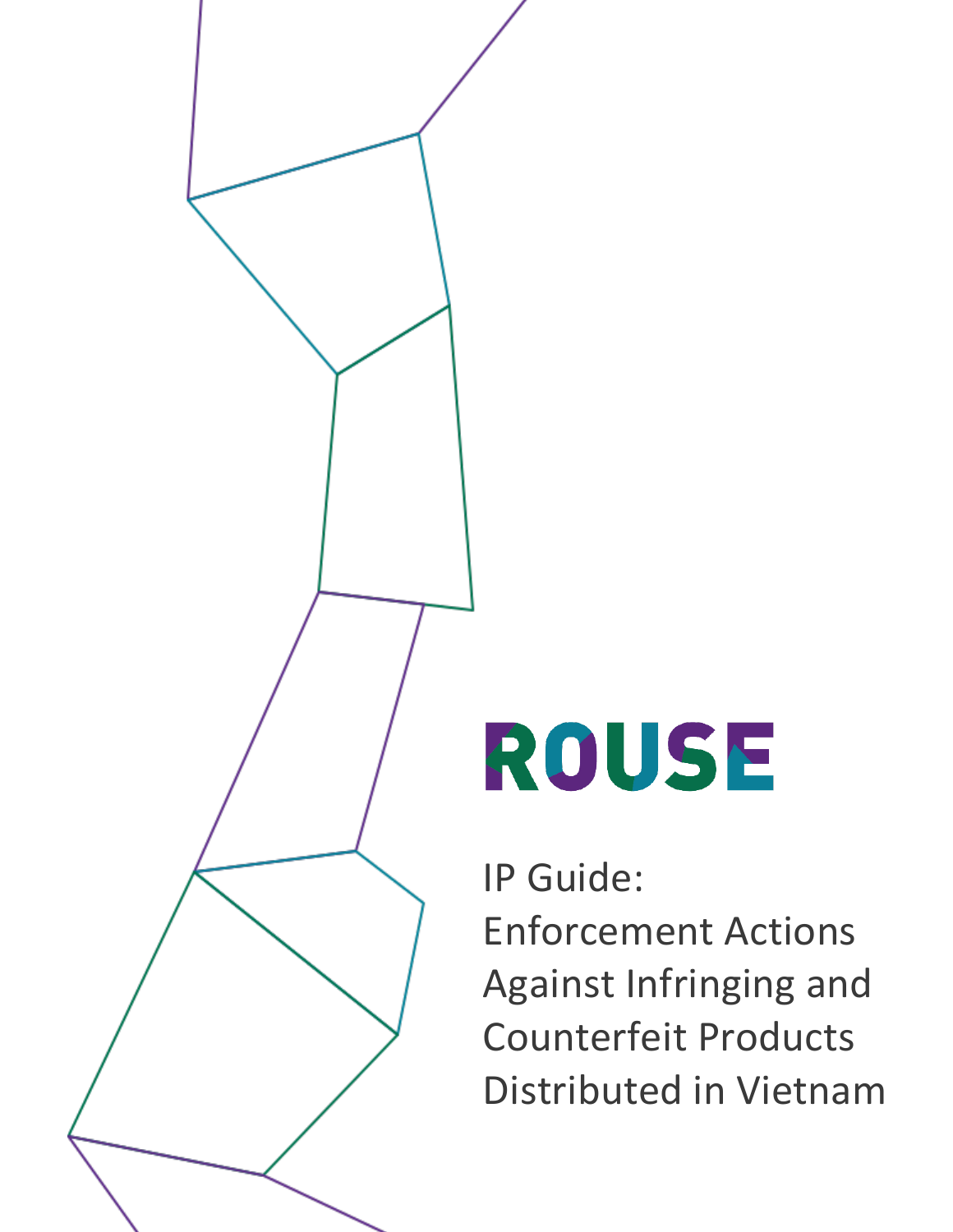ROUSE

# IP Guide: Enforcement Actions Against Infringing and Counterfeit Products Distributed in Vietnam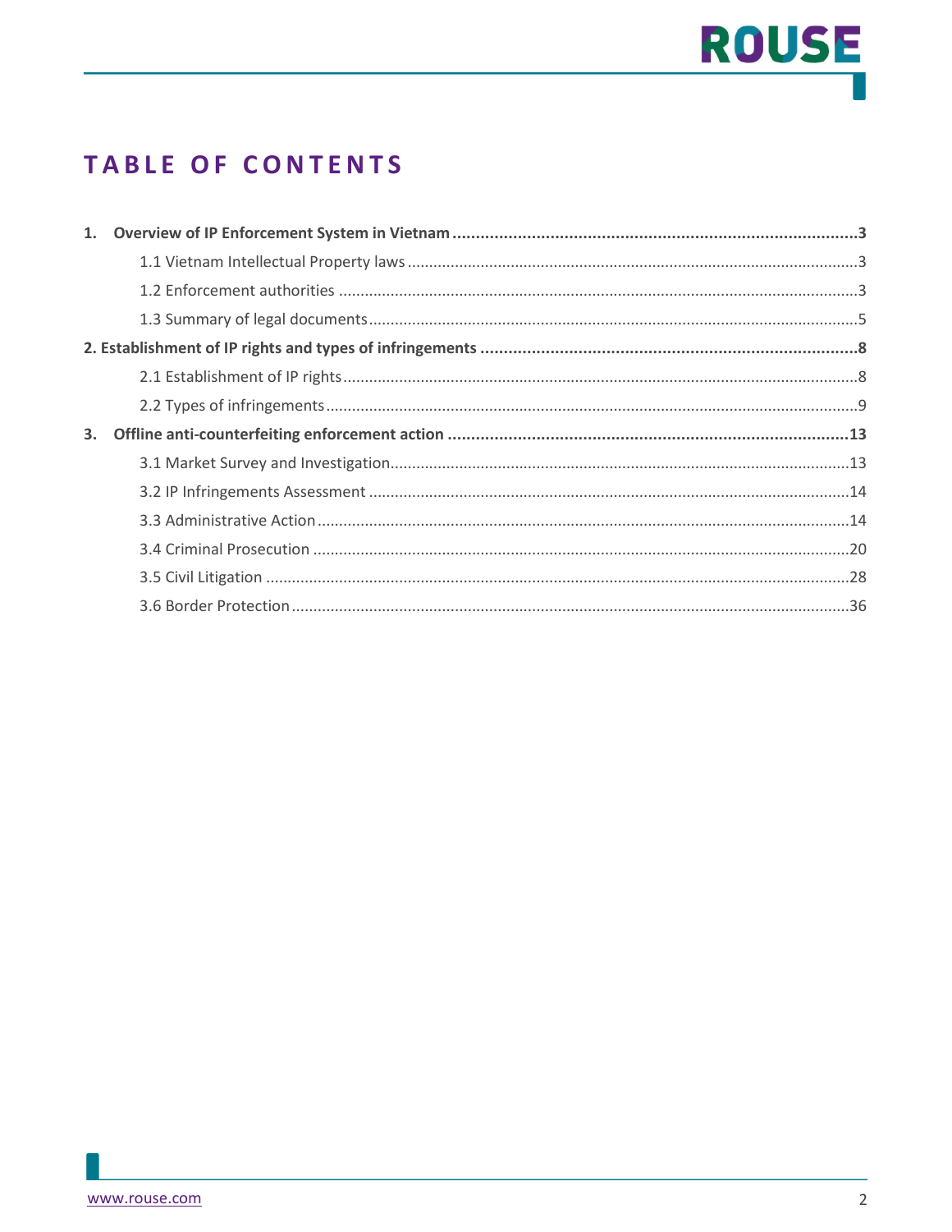# TABLE OF CONTENTS

**1. Overview of IP Enforcement System in Vietnam** ......................................................................................3

1.1 Vietnam Intellectual Property laws ........................................................................................3

1.2 Enforcement authorities ........................................................................................3

1.3 Summary of legal documents ........................................................................................5

**2. Establishment of IP rights and types of infringements** ........................................................................................8

2.1 Establishment of IP rights ........................................................................................8

2.2 Types of infringements ........................................................................................9

**3. Offline anti-counterfeiting enforcement action** ........................................................................................13

3.1 Market Survey and Investigation ........................................................................................13

3.2 IP Infringements Assessment ........................................................................................14

3.3 Administrative Action ........................................................................................14

3.4 Criminal Prosecution ........................................................................................20

3.5 Civil Litigation ........................................................................................28

3.6 Border Protection ........................................................................................36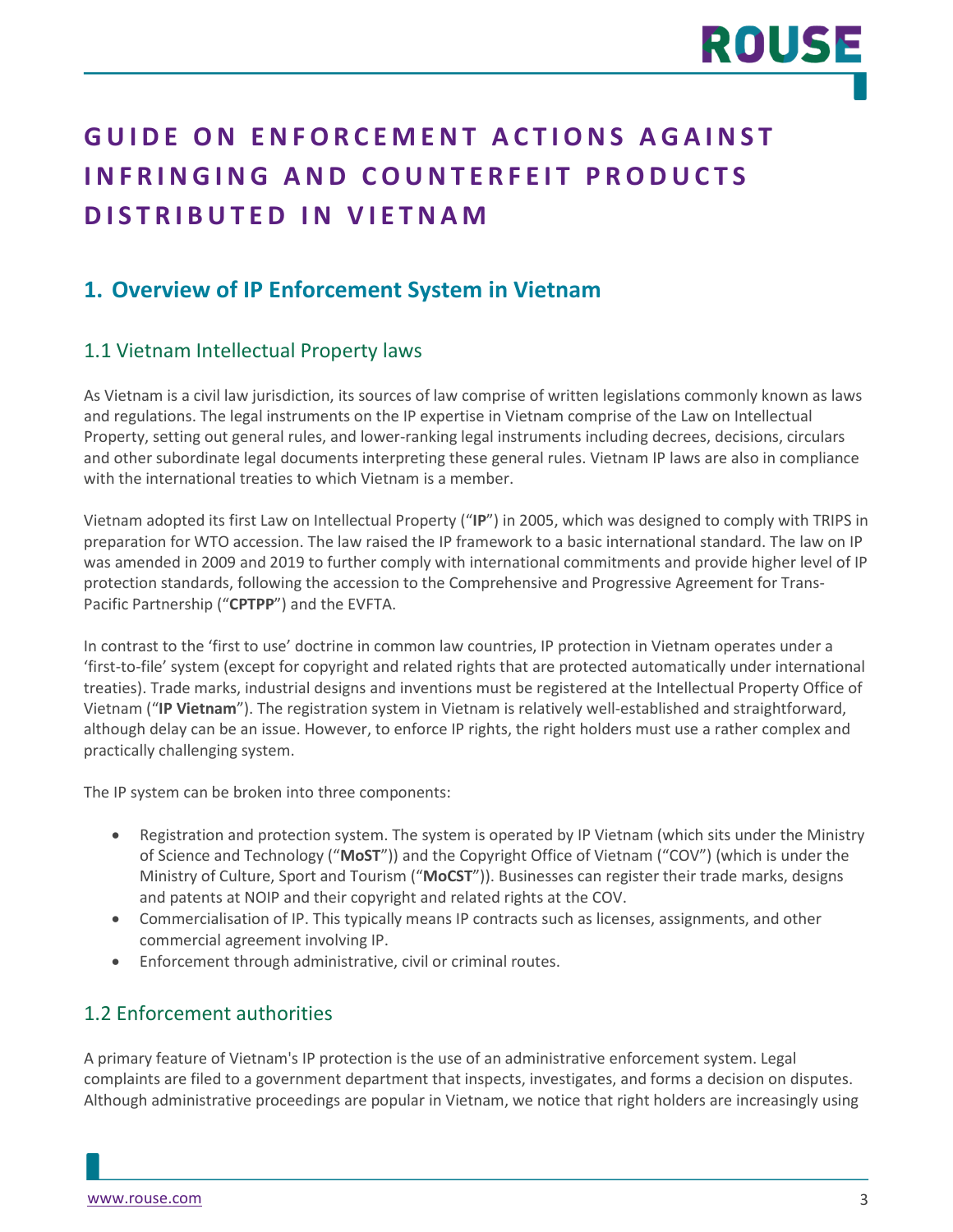# GUIDE ON ENFORCEMENT ACTIONS AGAINST INFRINGING AND COUNTERFEIT PRODUCTS DISTRIBUTED IN VIETNAM

## 1. Overview of IP Enforcement System in Vietnam

### 1.1 Vietnam Intellectual Property laws

As Vietnam is a civil law jurisdiction, its sources of law comprise of written legislations commonly known as laws and regulations. The legal instruments on the IP expertise in Vietnam comprise of the Law on Intellectual Property, setting out general rules, and lower-ranking legal instruments including decrees, decisions, circulars and other subordinate legal documents interpreting these general rules. Vietnam IP laws are also in compliance with the international treaties to which Vietnam is a member.

Vietnam adopted its first Law on Intellectual Property ("**IP**") in 2005, which was designed to comply with TRIPS in preparation for WTO accession. The law raised the IP framework to a basic international standard. The law on IP was amended in 2009 and 2019 to further comply with international commitments and provide higher level of IP protection standards, following the accession to the Comprehensive and Progressive Agreement for Trans-Pacific Partnership ("**CPTPP**") and the EVFTA.

In contrast to the 'first to use' doctrine in common law countries, IP protection in Vietnam operates under a 'first-to-file' system (except for copyright and related rights that are protected automatically under international treaties). Trade marks, industrial designs and inventions must be registered at the Intellectual Property Office of Vietnam ("**IP Vietnam**"). The registration system in Vietnam is relatively well-established and straightforward, although delay can be an issue. However, to enforce IP rights, the right holders must use a rather complex and practically challenging system.

The IP system can be broken into three components:

- Registration and protection system. The system is operated by IP Vietnam (which sits under the Ministry of Science and Technology ("**MoST**")) and the Copyright Office of Vietnam ("COV") (which is under the Ministry of Culture, Sport and Tourism ("**MoCST**")). Businesses can register their trade marks, designs and patents at NOIP and their copyright and related rights at the COV.
- Commercialisation of IP. This typically means IP contracts such as licenses, assignments, and other commercial agreement involving IP.
- Enforcement through administrative, civil or criminal routes.

### 1.2 Enforcement authorities

A primary feature of Vietnam's IP protection is the use of an administrative enforcement system. Legal complaints are filed to a government department that inspects, investigates, and forms a decision on disputes. Although administrative proceedings are popular in Vietnam, we notice that right holders are increasingly using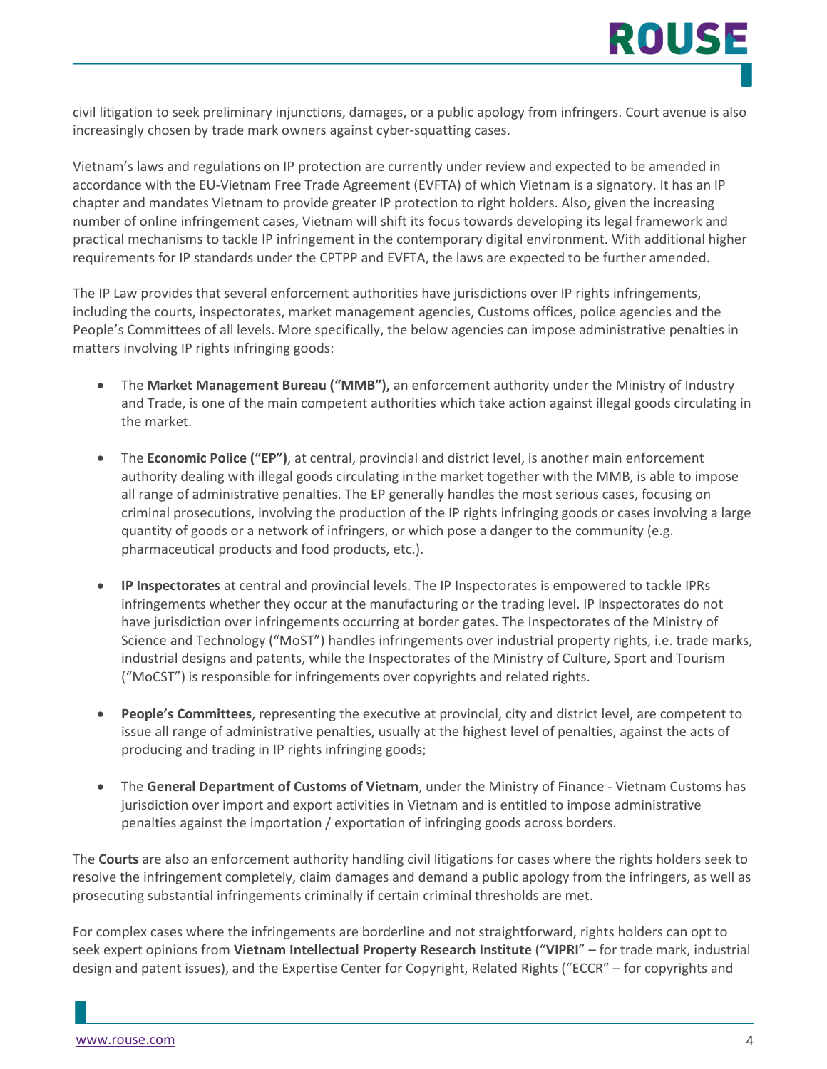civil litigation to seek preliminary injunctions, damages, or a public apology from infringers. Court avenue is also increasingly chosen by trade mark owners against cyber-squatting cases.

Vietnam's laws and regulations on IP protection are currently under review and expected to be amended in accordance with the EU-Vietnam Free Trade Agreement (EVFTA) of which Vietnam is a signatory. It has an IP chapter and mandates Vietnam to provide greater IP protection to right holders. Also, given the increasing number of online infringement cases, Vietnam will shift its focus towards developing its legal framework and practical mechanisms to tackle IP infringement in the contemporary digital environment. With additional higher requirements for IP standards under the CPTPP and EVFTA, the laws are expected to be further amended.

The IP Law provides that several enforcement authorities have jurisdictions over IP rights infringements, including the courts, inspectorates, market management agencies, Customs offices, police agencies and the People's Committees of all levels. More specifically, the below agencies can impose administrative penalties in matters involving IP rights infringing goods:

- The **Market Management Bureau ("MMB"),** an enforcement authority under the Ministry of Industry and Trade, is one of the main competent authorities which take action against illegal goods circulating in the market.

- The **Economic Police ("EP")**, at central, provincial and district level, is another main enforcement authority dealing with illegal goods circulating in the market together with the MMB, is able to impose all range of administrative penalties. The EP generally handles the most serious cases, focusing on criminal prosecutions, involving the production of the IP rights infringing goods or cases involving a large quantity of goods or a network of infringers, or which pose a danger to the community (e.g. pharmaceutical products and food products, etc.).

- **IP Inspectorates** at central and provincial levels. The IP Inspectorates is empowered to tackle IPRs infringements whether they occur at the manufacturing or the trading level. IP Inspectorates do not have jurisdiction over infringements occurring at border gates. The Inspectorates of the Ministry of Science and Technology ("MoST") handles infringements over industrial property rights, i.e. trade marks, industrial designs and patents, while the Inspectorates of the Ministry of Culture, Sport and Tourism ("MoCST") is responsible for infringements over copyrights and related rights.

- **People's Committees**, representing the executive at provincial, city and district level, are competent to issue all range of administrative penalties, usually at the highest level of penalties, against the acts of producing and trading in IP rights infringing goods;

- The **General Department of Customs of Vietnam**, under the Ministry of Finance - Vietnam Customs has jurisdiction over import and export activities in Vietnam and is entitled to impose administrative penalties against the importation / exportation of infringing goods across borders.

The **Courts** are also an enforcement authority handling civil litigations for cases where the rights holders seek to resolve the infringement completely, claim damages and demand a public apology from the infringers, as well as prosecuting substantial infringements criminally if certain criminal thresholds are met.

For complex cases where the infringements are borderline and not straightforward, rights holders can opt to seek expert opinions from **Vietnam Intellectual Property Research Institute** ("**VIPRI**" – for trade mark, industrial design and patent issues), and the Expertise Center for Copyright, Related Rights ("ECCR" – for copyrights and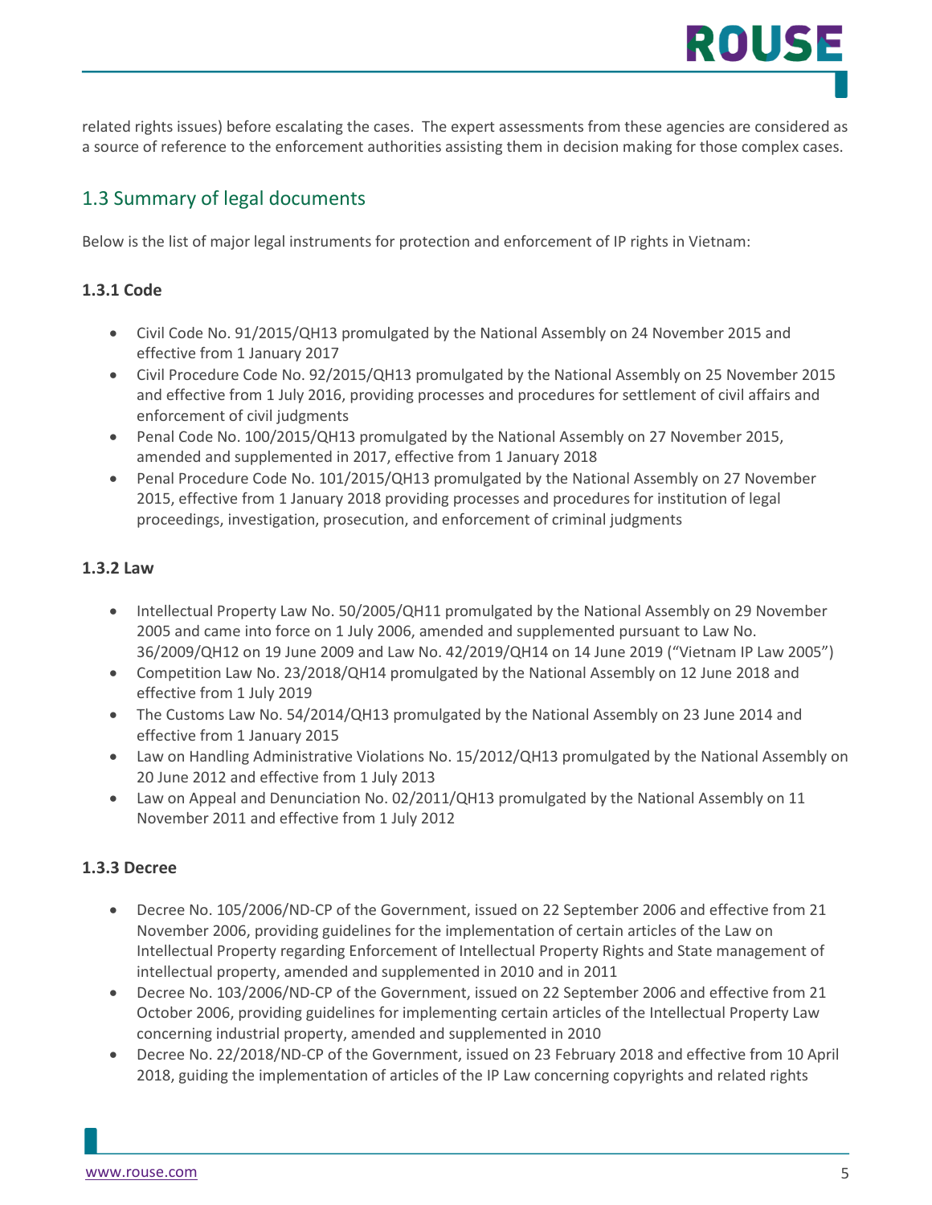related rights issues) before escalating the cases. The expert assessments from these agencies are considered as a source of reference to the enforcement authorities assisting them in decision making for those complex cases.

## 1.3 Summary of legal documents

Below is the list of major legal instruments for protection and enforcement of IP rights in Vietnam:

### 1.3.1 Code

- Civil Code No. 91/2015/QH13 promulgated by the National Assembly on 24 November 2015 and effective from 1 January 2017
- Civil Procedure Code No. 92/2015/QH13 promulgated by the National Assembly on 25 November 2015 and effective from 1 July 2016, providing processes and procedures for settlement of civil affairs and enforcement of civil judgments
- Penal Code No. 100/2015/QH13 promulgated by the National Assembly on 27 November 2015, amended and supplemented in 2017, effective from 1 January 2018
- Penal Procedure Code No. 101/2015/QH13 promulgated by the National Assembly on 27 November 2015, effective from 1 January 2018 providing processes and procedures for institution of legal proceedings, investigation, prosecution, and enforcement of criminal judgments

### 1.3.2 Law

- Intellectual Property Law No. 50/2005/QH11 promulgated by the National Assembly on 29 November 2005 and came into force on 1 July 2006, amended and supplemented pursuant to Law No. 36/2009/QH12 on 19 June 2009 and Law No. 42/2019/QH14 on 14 June 2019 ("Vietnam IP Law 2005")
- Competition Law No. 23/2018/QH14 promulgated by the National Assembly on 12 June 2018 and effective from 1 July 2019
- The Customs Law No. 54/2014/QH13 promulgated by the National Assembly on 23 June 2014 and effective from 1 January 2015
- Law on Handling Administrative Violations No. 15/2012/QH13 promulgated by the National Assembly on 20 June 2012 and effective from 1 July 2013
- Law on Appeal and Denunciation No. 02/2011/QH13 promulgated by the National Assembly on 11 November 2011 and effective from 1 July 2012

### 1.3.3 Decree

- Decree No. 105/2006/ND-CP of the Government, issued on 22 September 2006 and effective from 21 November 2006, providing guidelines for the implementation of certain articles of the Law on Intellectual Property regarding Enforcement of Intellectual Property Rights and State management of intellectual property, amended and supplemented in 2010 and in 2011
- Decree No. 103/2006/ND-CP of the Government, issued on 22 September 2006 and effective from 21 October 2006, providing guidelines for implementing certain articles of the Intellectual Property Law concerning industrial property, amended and supplemented in 2010
- Decree No. 22/2018/ND-CP of the Government, issued on 23 February 2018 and effective from 10 April 2018, guiding the implementation of articles of the IP Law concerning copyrights and related rights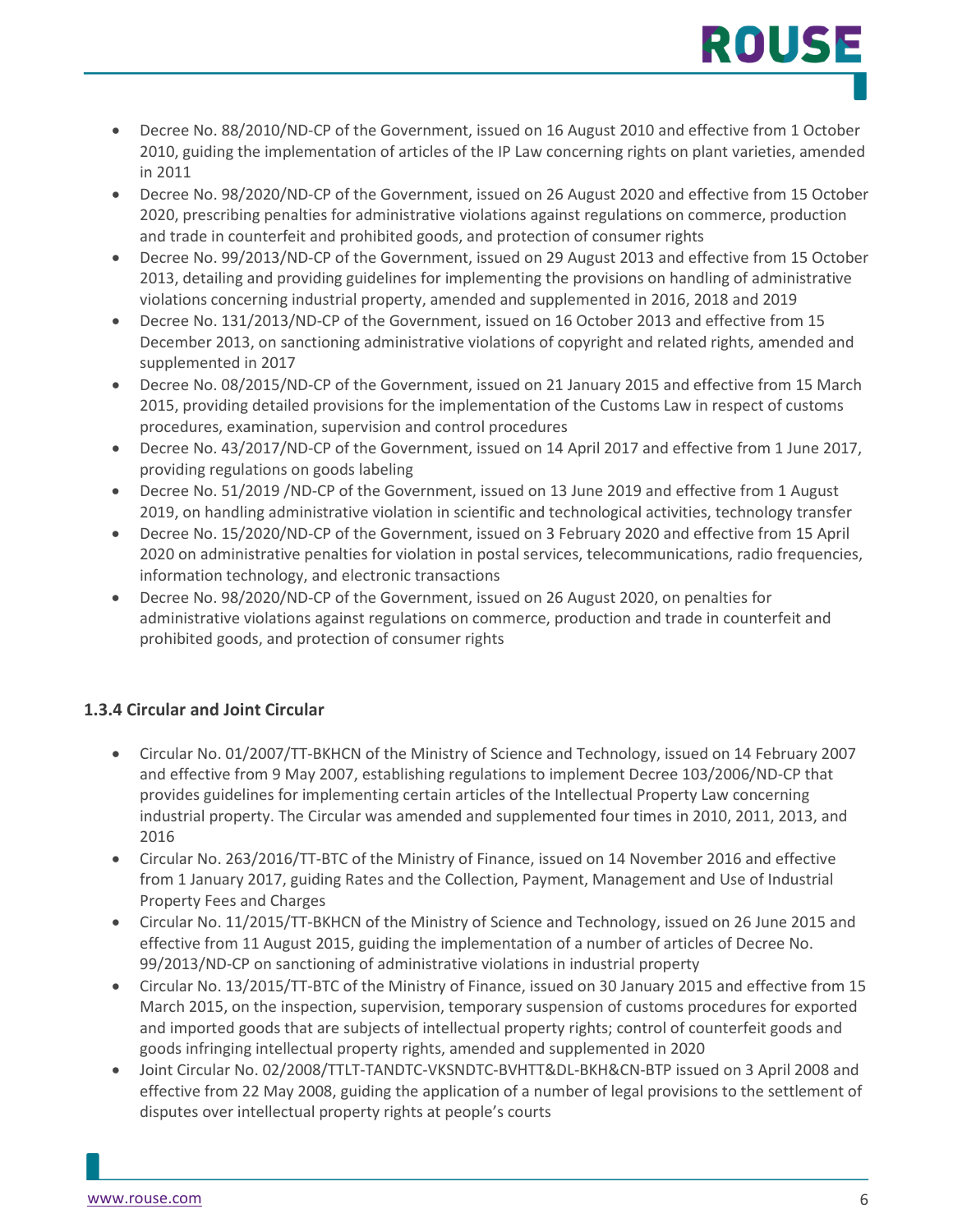- Decree No. 88/2010/ND-CP of the Government, issued on 16 August 2010 and effective from 1 October 2010, guiding the implementation of articles of the IP Law concerning rights on plant varieties, amended in 2011
- Decree No. 98/2020/ND-CP of the Government, issued on 26 August 2020 and effective from 15 October 2020, prescribing penalties for administrative violations against regulations on commerce, production and trade in counterfeit and prohibited goods, and protection of consumer rights
- Decree No. 99/2013/ND-CP of the Government, issued on 29 August 2013 and effective from 15 October 2013, detailing and providing guidelines for implementing the provisions on handling of administrative violations concerning industrial property, amended and supplemented in 2016, 2018 and 2019
- Decree No. 131/2013/ND-CP of the Government, issued on 16 October 2013 and effective from 15 December 2013, on sanctioning administrative violations of copyright and related rights, amended and supplemented in 2017
- Decree No. 08/2015/ND-CP of the Government, issued on 21 January 2015 and effective from 15 March 2015, providing detailed provisions for the implementation of the Customs Law in respect of customs procedures, examination, supervision and control procedures
- Decree No. 43/2017/ND-CP of the Government, issued on 14 April 2017 and effective from 1 June 2017, providing regulations on goods labeling
- Decree No. 51/2019 /ND-CP of the Government, issued on 13 June 2019 and effective from 1 August 2019, on handling administrative violation in scientific and technological activities, technology transfer
- Decree No. 15/2020/ND-CP of the Government, issued on 3 February 2020 and effective from 15 April 2020 on administrative penalties for violation in postal services, telecommunications, radio frequencies, information technology, and electronic transactions
- Decree No. 98/2020/ND-CP of the Government, issued on 26 August 2020, on penalties for administrative violations against regulations on commerce, production and trade in counterfeit and prohibited goods, and protection of consumer rights

### 1.3.4 Circular and Joint Circular

- Circular No. 01/2007/TT-BKHCN of the Ministry of Science and Technology, issued on 14 February 2007 and effective from 9 May 2007, establishing regulations to implement Decree 103/2006/ND-CP that provides guidelines for implementing certain articles of the Intellectual Property Law concerning industrial property. The Circular was amended and supplemented four times in 2010, 2011, 2013, and 2016
- Circular No. 263/2016/TT-BTC of the Ministry of Finance, issued on 14 November 2016 and effective from 1 January 2017, guiding Rates and the Collection, Payment, Management and Use of Industrial Property Fees and Charges
- Circular No. 11/2015/TT-BKHCN of the Ministry of Science and Technology, issued on 26 June 2015 and effective from 11 August 2015, guiding the implementation of a number of articles of Decree No. 99/2013/ND-CP on sanctioning of administrative violations in industrial property
- Circular No. 13/2015/TT-BTC of the Ministry of Finance, issued on 30 January 2015 and effective from 15 March 2015, on the inspection, supervision, temporary suspension of customs procedures for exported and imported goods that are subjects of intellectual property rights; control of counterfeit goods and goods infringing intellectual property rights, amended and supplemented in 2020
- Joint Circular No. 02/2008/TTLT-TANDTC-VKSNDTC-BVHTT&DL-BKH&CN-BTP issued on 3 April 2008 and effective from 22 May 2008, guiding the application of a number of legal provisions to the settlement of disputes over intellectual property rights at people's courts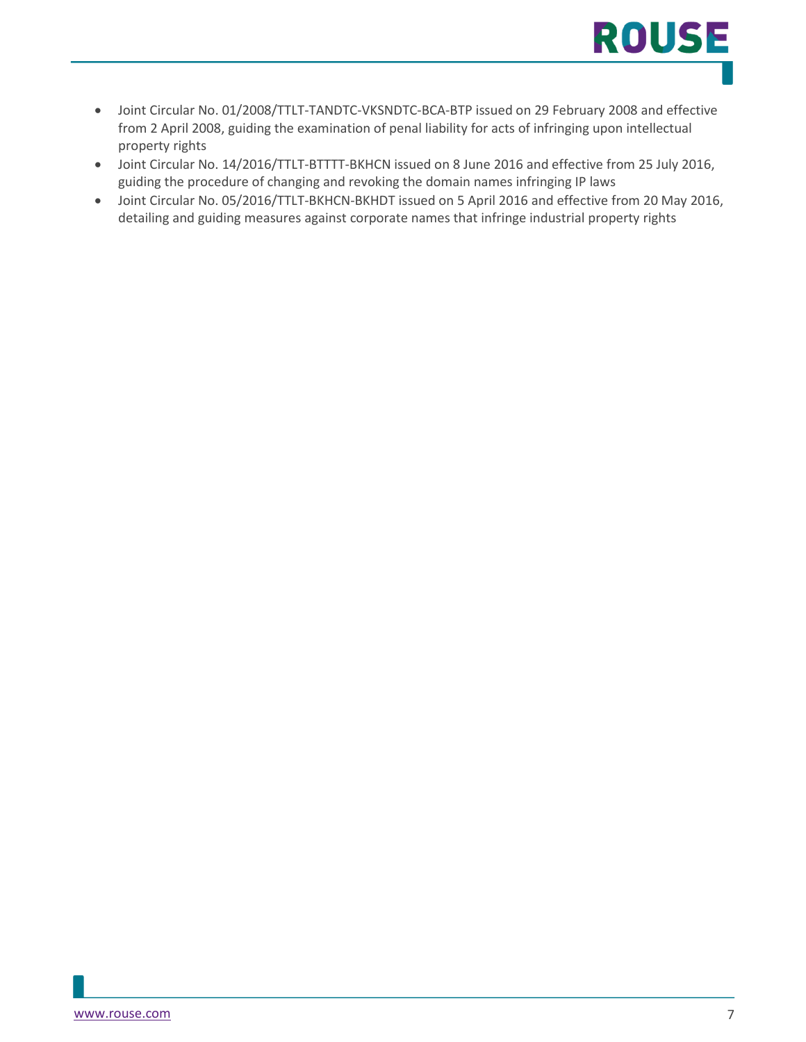- Joint Circular No. 01/2008/TTLT-TANDTC-VKSNDTC-BCA-BTP issued on 29 February 2008 and effective from 2 April 2008, guiding the examination of penal liability for acts of infringing upon intellectual property rights
- Joint Circular No. 14/2016/TTLT-BTTTT-BKHCN issued on 8 June 2016 and effective from 25 July 2016, guiding the procedure of changing and revoking the domain names infringing IP laws
- Joint Circular No. 05/2016/TTLT-BKHCN-BKHDT issued on 5 April 2016 and effective from 20 May 2016, detailing and guiding measures against corporate names that infringe industrial property rights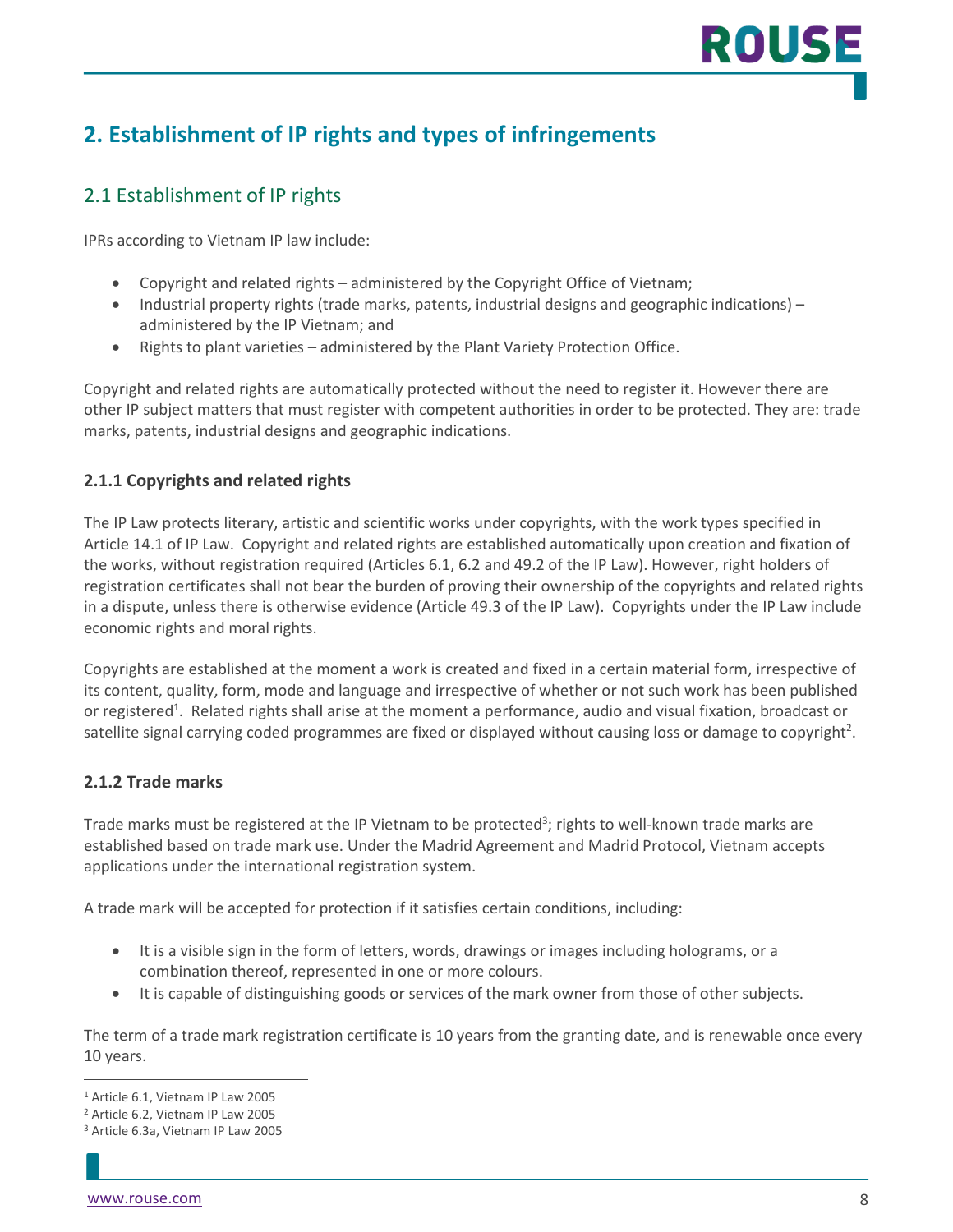## 2. Establishment of IP rights and types of infringements

### 2.1 Establishment of IP rights

IPRs according to Vietnam IP law include:

- Copyright and related rights – administered by the Copyright Office of Vietnam;
- Industrial property rights (trade marks, patents, industrial designs and geographic indications) – administered by the IP Vietnam; and
- Rights to plant varieties – administered by the Plant Variety Protection Office.

Copyright and related rights are automatically protected without the need to register it. However there are other IP subject matters that must register with competent authorities in order to be protected. They are: trade marks, patents, industrial designs and geographic indications.

#### 2.1.1 Copyrights and related rights

The IP Law protects literary, artistic and scientific works under copyrights, with the work types specified in Article 14.1 of IP Law. Copyright and related rights are established automatically upon creation and fixation of the works, without registration required (Articles 6.1, 6.2 and 49.2 of the IP Law). However, right holders of registration certificates shall not bear the burden of proving their ownership of the copyrights and related rights in a dispute, unless there is otherwise evidence (Article 49.3 of the IP Law). Copyrights under the IP Law include economic rights and moral rights.

Copyrights are established at the moment a work is created and fixed in a certain material form, irrespective of its content, quality, form, mode and language and irrespective of whether or not such work has been published or registered[1]. Related rights shall arise at the moment a performance, audio and visual fixation, broadcast or satellite signal carrying coded programmes are fixed or displayed without causing loss or damage to copyright[2].

#### 2.1.2 Trade marks

Trade marks must be registered at the IP Vietnam to be protected[3]; rights to well-known trade marks are established based on trade mark use. Under the Madrid Agreement and Madrid Protocol, Vietnam accepts applications under the international registration system.

A trade mark will be accepted for protection if it satisfies certain conditions, including:

- It is a visible sign in the form of letters, words, drawings or images including holograms, or a combination thereof, represented in one or more colours.
- It is capable of distinguishing goods or services of the mark owner from those of other subjects.

The term of a trade mark registration certificate is 10 years from the granting date, and is renewable once every 10 years.

---

[1] Article 6.1, Vietnam IP Law 2005
[2] Article 6.2, Vietnam IP Law 2005
[3] Article 6.3a, Vietnam IP Law 2005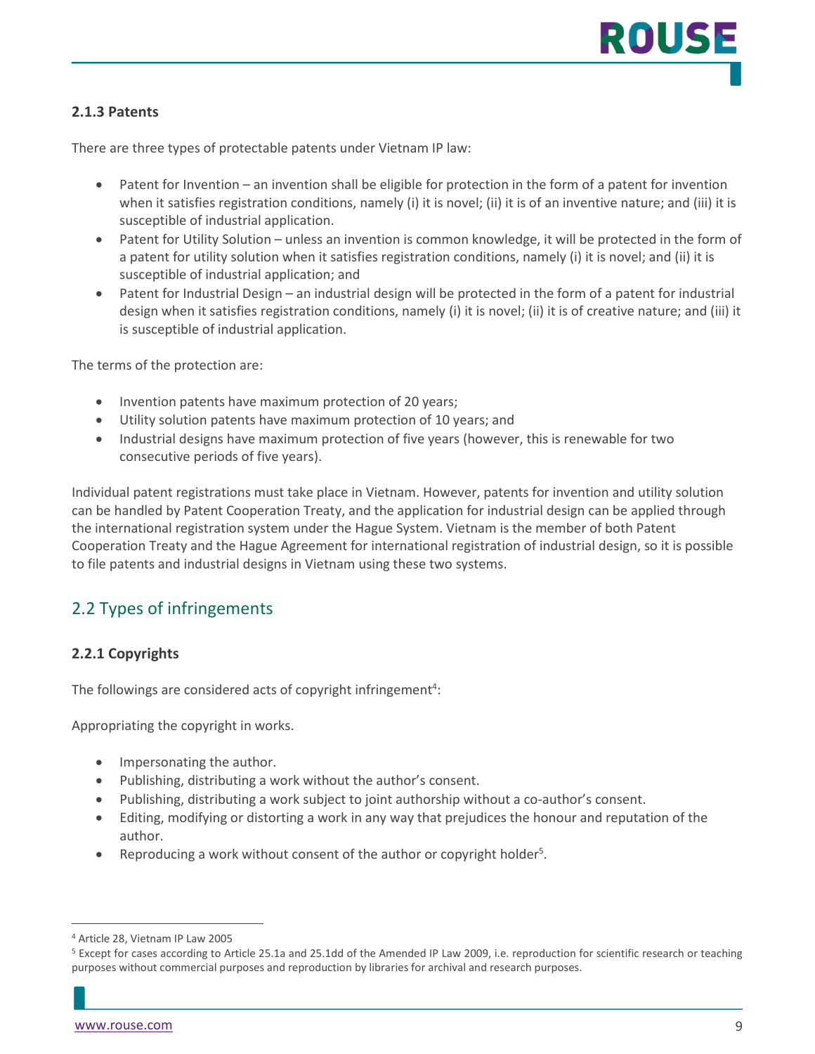### 2.1.3 Patents

There are three types of protectable patents under Vietnam IP law:

- Patent for Invention – an invention shall be eligible for protection in the form of a patent for invention when it satisfies registration conditions, namely (i) it is novel; (ii) it is of an inventive nature; and (iii) it is susceptible of industrial application.
- Patent for Utility Solution – unless an invention is common knowledge, it will be protected in the form of a patent for utility solution when it satisfies registration conditions, namely (i) it is novel; and (ii) it is susceptible of industrial application; and
- Patent for Industrial Design – an industrial design will be protected in the form of a patent for industrial design when it satisfies registration conditions, namely (i) it is novel; (ii) it is of creative nature; and (iii) it is susceptible of industrial application.

The terms of the protection are:

- Invention patents have maximum protection of 20 years;
- Utility solution patents have maximum protection of 10 years; and
- Industrial designs have maximum protection of five years (however, this is renewable for two consecutive periods of five years).

Individual patent registrations must take place in Vietnam. However, patents for invention and utility solution can be handled by Patent Cooperation Treaty, and the application for industrial design can be applied through the international registration system under the Hague System. Vietnam is the member of both Patent Cooperation Treaty and the Hague Agreement for international registration of industrial design, so it is possible to file patents and industrial designs in Vietnam using these two systems.

## 2.2 Types of infringements

### 2.2.1 Copyrights

The followings are considered acts of copyright infringement[4]:

Appropriating the copyright in works.

- Impersonating the author.
- Publishing, distributing a work without the author's consent.
- Publishing, distributing a work subject to joint authorship without a co-author's consent.
- Editing, modifying or distorting a work in any way that prejudices the honour and reputation of the author.
- Reproducing a work without consent of the author or copyright holder[5].

[4] Article 28, Vietnam IP Law 2005

[5] Except for cases according to Article 25.1a and 25.1dd of the Amended IP Law 2009, i.e. reproduction for scientific research or teaching purposes without commercial purposes and reproduction by libraries for archival and research purposes.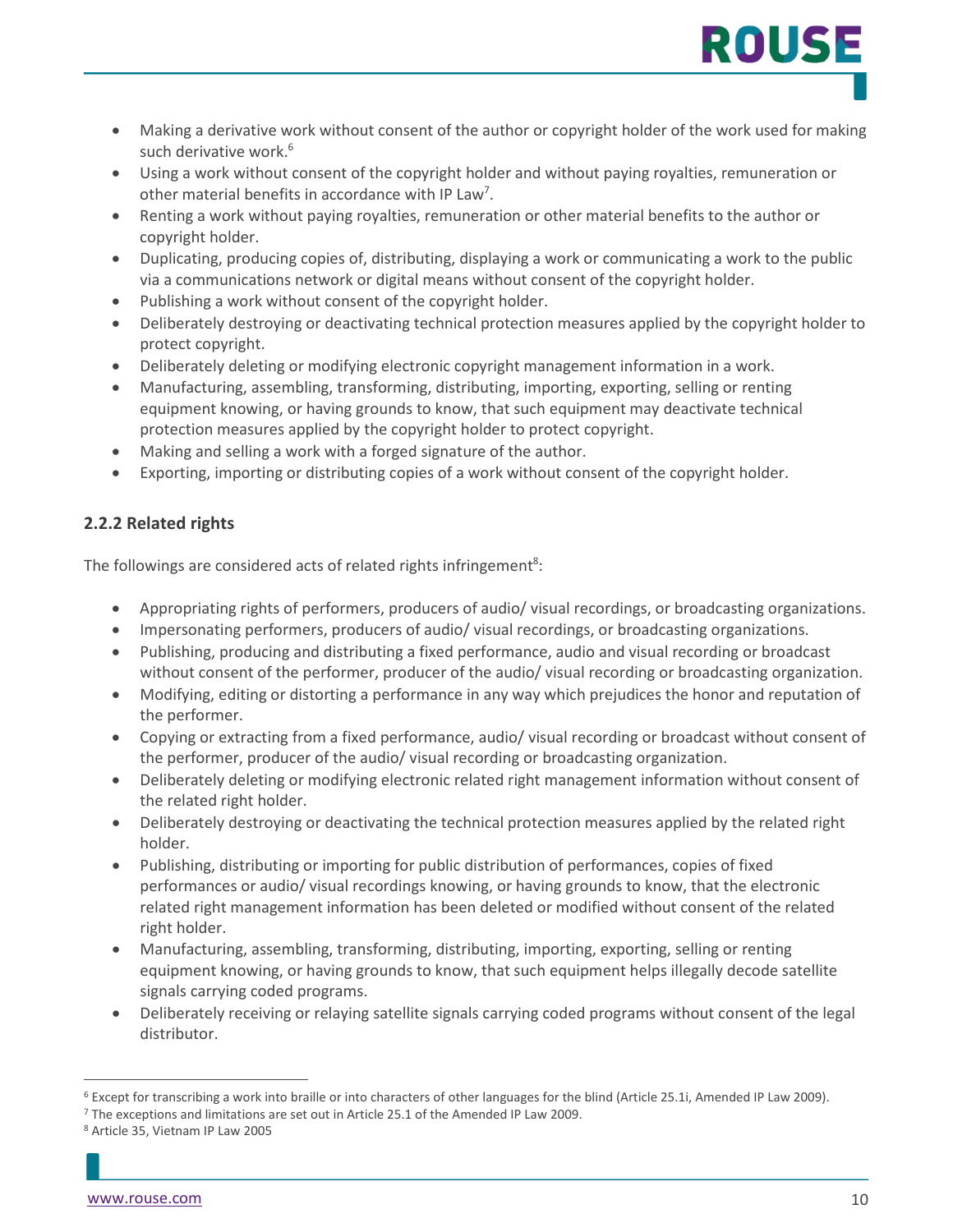- Making a derivative work without consent of the author or copyright holder of the work used for making such derivative work.[6]
- Using a work without consent of the copyright holder and without paying royalties, remuneration or other material benefits in accordance with IP Law[7].
- Renting a work without paying royalties, remuneration or other material benefits to the author or copyright holder.
- Duplicating, producing copies of, distributing, displaying a work or communicating a work to the public via a communications network or digital means without consent of the copyright holder.
- Publishing a work without consent of the copyright holder.
- Deliberately destroying or deactivating technical protection measures applied by the copyright holder to protect copyright.
- Deliberately deleting or modifying electronic copyright management information in a work.
- Manufacturing, assembling, transforming, distributing, importing, exporting, selling or renting equipment knowing, or having grounds to know, that such equipment may deactivate technical protection measures applied by the copyright holder to protect copyright.
- Making and selling a work with a forged signature of the author.
- Exporting, importing or distributing copies of a work without consent of the copyright holder.

### 2.2.2 Related rights

The followings are considered acts of related rights infringement[8]:

- Appropriating rights of performers, producers of audio/ visual recordings, or broadcasting organizations.
- Impersonating performers, producers of audio/ visual recordings, or broadcasting organizations.
- Publishing, producing and distributing a fixed performance, audio and visual recording or broadcast without consent of the performer, producer of the audio/ visual recording or broadcasting organization.
- Modifying, editing or distorting a performance in any way which prejudices the honor and reputation of the performer.
- Copying or extracting from a fixed performance, audio/ visual recording or broadcast without consent of the performer, producer of the audio/ visual recording or broadcasting organization.
- Deliberately deleting or modifying electronic related right management information without consent of the related right holder.
- Deliberately destroying or deactivating the technical protection measures applied by the related right holder.
- Publishing, distributing or importing for public distribution of performances, copies of fixed performances or audio/ visual recordings knowing, or having grounds to know, that the electronic related right management information has been deleted or modified without consent of the related right holder.
- Manufacturing, assembling, transforming, distributing, importing, exporting, selling or renting equipment knowing, or having grounds to know, that such equipment helps illegally decode satellite signals carrying coded programs.
- Deliberately receiving or relaying satellite signals carrying coded programs without consent of the legal distributor.

---

[6] Except for transcribing a work into braille or into characters of other languages for the blind (Article 25.1i, Amended IP Law 2009).

[7] The exceptions and limitations are set out in Article 25.1 of the Amended IP Law 2009.

[8] Article 35, Vietnam IP Law 2005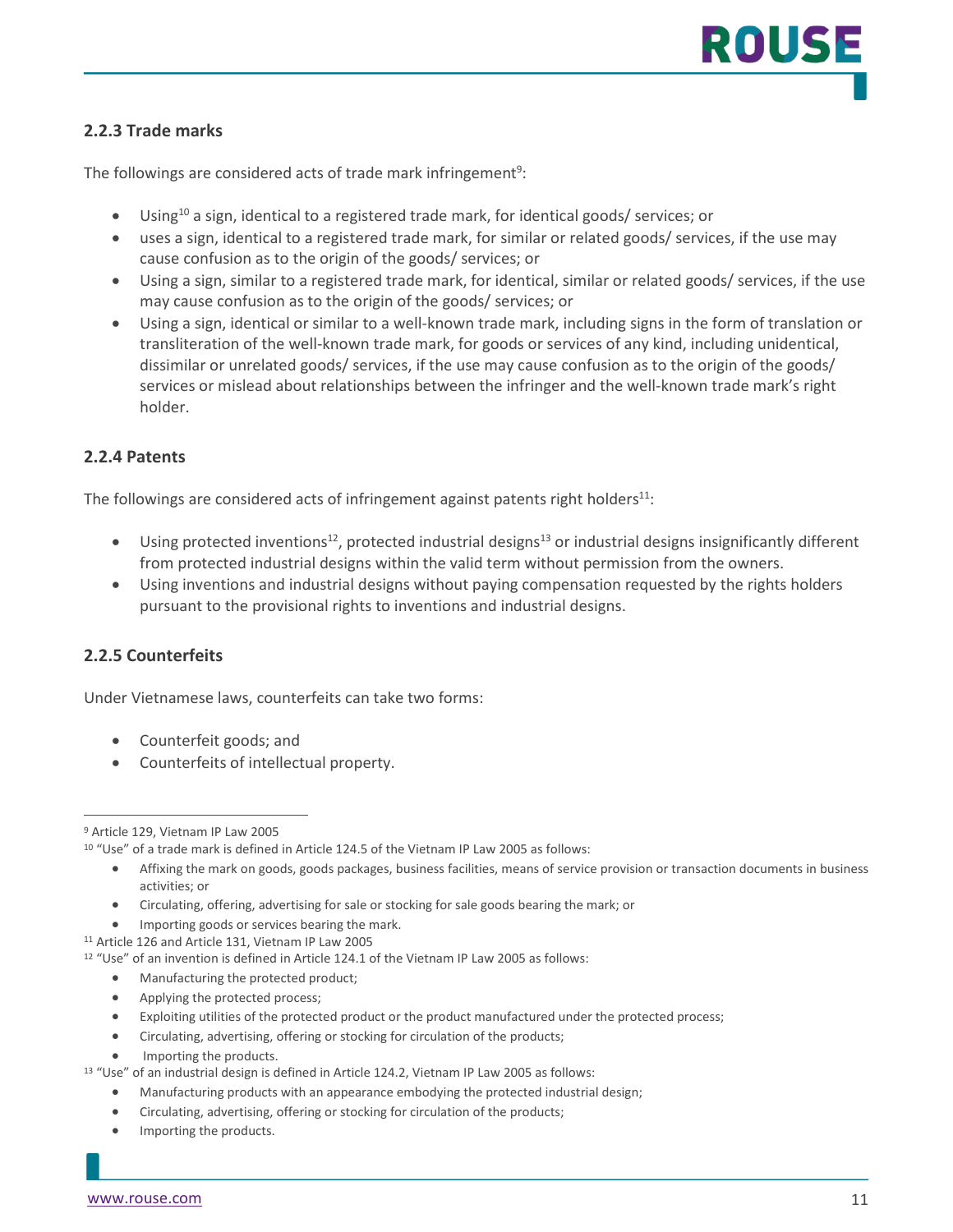### 2.2.3 Trade marks

The followings are considered acts of trade mark infringement[9]:

- Using[10] a sign, identical to a registered trade mark, for identical goods/ services; or
- uses a sign, identical to a registered trade mark, for similar or related goods/ services, if the use may cause confusion as to the origin of the goods/ services; or
- Using a sign, similar to a registered trade mark, for identical, similar or related goods/ services, if the use may cause confusion as to the origin of the goods/ services; or
- Using a sign, identical or similar to a well-known trade mark, including signs in the form of translation or transliteration of the well-known trade mark, for goods or services of any kind, including unidentical, dissimilar or unrelated goods/ services, if the use may cause confusion as to the origin of the goods/ services or mislead about relationships between the infringer and the well-known trade mark's right holder.

### 2.2.4 Patents

The followings are considered acts of infringement against patents right holders[11]:

- Using protected inventions[12], protected industrial designs[13] or industrial designs insignificantly different from protected industrial designs within the valid term without permission from the owners.
- Using inventions and industrial designs without paying compensation requested by the rights holders pursuant to the provisional rights to inventions and industrial designs.

### 2.2.5 Counterfeits

Under Vietnamese laws, counterfeits can take two forms:

- Counterfeit goods; and
- Counterfeits of intellectual property.

---

[9] Article 129, Vietnam IP Law 2005

[10] "Use" of a trade mark is defined in Article 124.5 of the Vietnam IP Law 2005 as follows:

- Affixing the mark on goods, goods packages, business facilities, means of service provision or transaction documents in business activities; or
- Circulating, offering, advertising for sale or stocking for sale goods bearing the mark; or
- Importing goods or services bearing the mark.

[11] Article 126 and Article 131, Vietnam IP Law 2005

[12] "Use" of an invention is defined in Article 124.1 of the Vietnam IP Law 2005 as follows:

- Manufacturing the protected product;
- Applying the protected process;
- Exploiting utilities of the protected product or the product manufactured under the protected process;
- Circulating, advertising, offering or stocking for circulation of the products;
- Importing the products.

[13] "Use" of an industrial design is defined in Article 124.2, Vietnam IP Law 2005 as follows:

- Manufacturing products with an appearance embodying the protected industrial design;
- Circulating, advertising, offering or stocking for circulation of the products;
- Importing the products.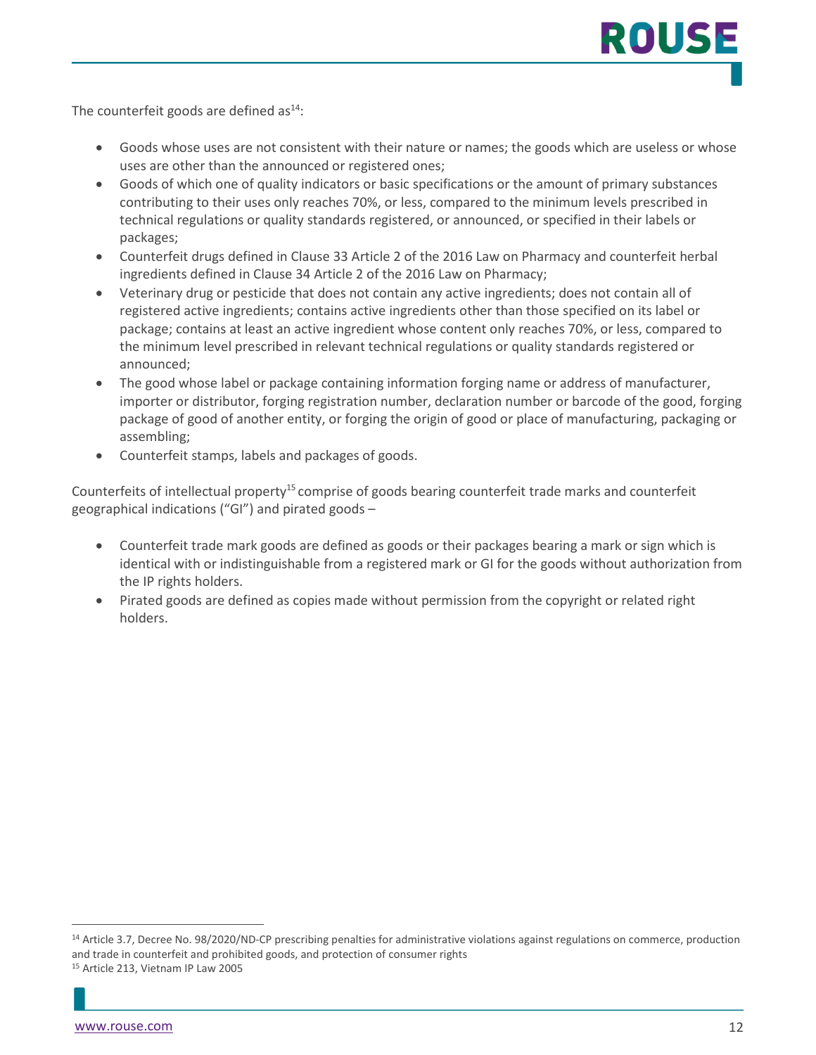The counterfeit goods are defined as[14]:

- Goods whose uses are not consistent with their nature or names; the goods which are useless or whose uses are other than the announced or registered ones;
- Goods of which one of quality indicators or basic specifications or the amount of primary substances contributing to their uses only reaches 70%, or less, compared to the minimum levels prescribed in technical regulations or quality standards registered, or announced, or specified in their labels or packages;
- Counterfeit drugs defined in Clause 33 Article 2 of the 2016 Law on Pharmacy and counterfeit herbal ingredients defined in Clause 34 Article 2 of the 2016 Law on Pharmacy;
- Veterinary drug or pesticide that does not contain any active ingredients; does not contain all of registered active ingredients; contains active ingredients other than those specified on its label or package; contains at least an active ingredient whose content only reaches 70%, or less, compared to the minimum level prescribed in relevant technical regulations or quality standards registered or announced;
- The good whose label or package containing information forging name or address of manufacturer, importer or distributor, forging registration number, declaration number or barcode of the good, forging package of good of another entity, or forging the origin of good or place of manufacturing, packaging or assembling;
- Counterfeit stamps, labels and packages of goods.

Counterfeits of intellectual property[15] comprise of goods bearing counterfeit trade marks and counterfeit geographical indications ("GI") and pirated goods –

- Counterfeit trade mark goods are defined as goods or their packages bearing a mark or sign which is identical with or indistinguishable from a registered mark or GI for the goods without authorization from the IP rights holders.
- Pirated goods are defined as copies made without permission from the copyright or related right holders.

---

[14] Article 3.7, Decree No. 98/2020/ND-CP prescribing penalties for administrative violations against regulations on commerce, production and trade in counterfeit and prohibited goods, and protection of consumer rights

[15] Article 213, Vietnam IP Law 2005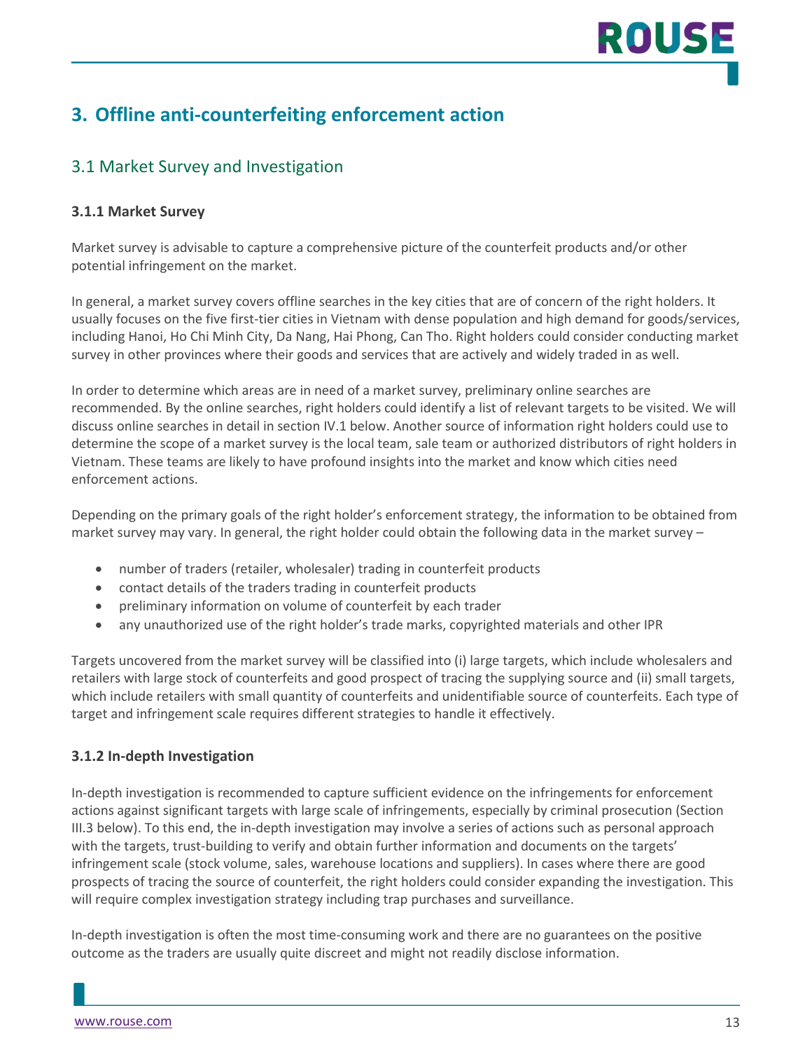# 3. Offline anti-counterfeiting enforcement action

## 3.1 Market Survey and Investigation

### 3.1.1 Market Survey

Market survey is advisable to capture a comprehensive picture of the counterfeit products and/or other potential infringement on the market.

In general, a market survey covers offline searches in the key cities that are of concern of the right holders. It usually focuses on the five first-tier cities in Vietnam with dense population and high demand for goods/services, including Hanoi, Ho Chi Minh City, Da Nang, Hai Phong, Can Tho. Right holders could consider conducting market survey in other provinces where their goods and services that are actively and widely traded in as well.

In order to determine which areas are in need of a market survey, preliminary online searches are recommended. By the online searches, right holders could identify a list of relevant targets to be visited. We will discuss online searches in detail in section IV.1 below. Another source of information right holders could use to determine the scope of a market survey is the local team, sale team or authorized distributors of right holders in Vietnam. These teams are likely to have profound insights into the market and know which cities need enforcement actions.

Depending on the primary goals of the right holder's enforcement strategy, the information to be obtained from market survey may vary. In general, the right holder could obtain the following data in the market survey –

- number of traders (retailer, wholesaler) trading in counterfeit products
- contact details of the traders trading in counterfeit products
- preliminary information on volume of counterfeit by each trader
- any unauthorized use of the right holder's trade marks, copyrighted materials and other IPR

Targets uncovered from the market survey will be classified into (i) large targets, which include wholesalers and retailers with large stock of counterfeits and good prospect of tracing the supplying source and (ii) small targets, which include retailers with small quantity of counterfeits and unidentifiable source of counterfeits. Each type of target and infringement scale requires different strategies to handle it effectively.

### 3.1.2 In-depth Investigation

In-depth investigation is recommended to capture sufficient evidence on the infringements for enforcement actions against significant targets with large scale of infringements, especially by criminal prosecution (Section III.3 below). To this end, the in-depth investigation may involve a series of actions such as personal approach with the targets, trust-building to verify and obtain further information and documents on the targets' infringement scale (stock volume, sales, warehouse locations and suppliers). In cases where there are good prospects of tracing the source of counterfeit, the right holders could consider expanding the investigation. This will require complex investigation strategy including trap purchases and surveillance.

In-depth investigation is often the most time-consuming work and there are no guarantees on the positive outcome as the traders are usually quite discreet and might not readily disclose information.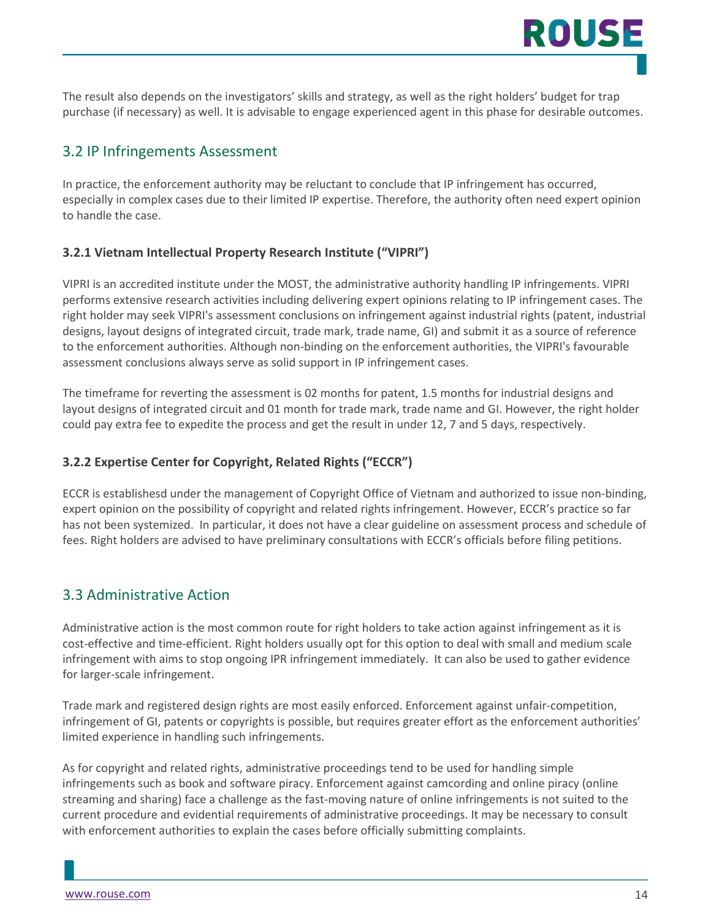The result also depends on the investigators' skills and strategy, as well as the right holders' budget for trap purchase (if necessary) as well. It is advisable to engage experienced agent in this phase for desirable outcomes.

## 3.2 IP Infringements Assessment

In practice, the enforcement authority may be reluctant to conclude that IP infringement has occurred, especially in complex cases due to their limited IP expertise. Therefore, the authority often need expert opinion to handle the case.

### 3.2.1 Vietnam Intellectual Property Research Institute ("VIPRI")

VIPRI is an accredited institute under the MOST, the administrative authority handling IP infringements. VIPRI performs extensive research activities including delivering expert opinions relating to IP infringement cases. The right holder may seek VIPRI's assessment conclusions on infringement against industrial rights (patent, industrial designs, layout designs of integrated circuit, trade mark, trade name, GI) and submit it as a source of reference to the enforcement authorities. Although non-binding on the enforcement authorities, the VIPRI's favourable assessment conclusions always serve as solid support in IP infringement cases.

The timeframe for reverting the assessment is 02 months for patent, 1.5 months for industrial designs and layout designs of integrated circuit and 01 month for trade mark, trade name and GI. However, the right holder could pay extra fee to expedite the process and get the result in under 12, 7 and 5 days, respectively.

### 3.2.2 Expertise Center for Copyright, Related Rights ("ECCR")

ECCR is establishesd under the management of Copyright Office of Vietnam and authorized to issue non-binding, expert opinion on the possibility of copyright and related rights infringement. However, ECCR's practice so far has not been systemized. In particular, it does not have a clear guideline on assessment process and schedule of fees. Right holders are advised to have preliminary consultations with ECCR's officials before filing petitions.

## 3.3 Administrative Action

Administrative action is the most common route for right holders to take action against infringement as it is cost-effective and time-efficient. Right holders usually opt for this option to deal with small and medium scale infringement with aims to stop ongoing IPR infringement immediately. It can also be used to gather evidence for larger-scale infringement.

Trade mark and registered design rights are most easily enforced. Enforcement against unfair-competition, infringement of GI, patents or copyrights is possible, but requires greater effort as the enforcement authorities' limited experience in handling such infringements.

As for copyright and related rights, administrative proceedings tend to be used for handling simple infringements such as book and software piracy. Enforcement against camcording and online piracy (online streaming and sharing) face a challenge as the fast-moving nature of online infringements is not suited to the current procedure and evidential requirements of administrative proceedings. It may be necessary to consult with enforcement authorities to explain the cases before officially submitting complaints.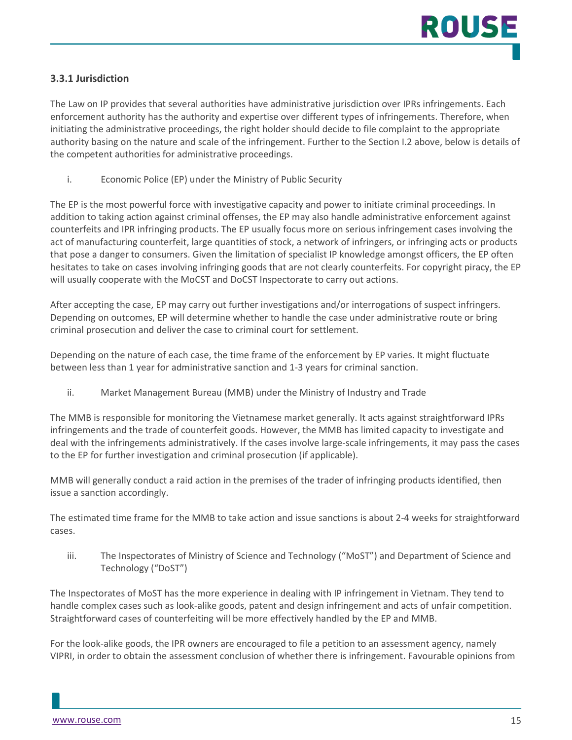### 3.3.1 Jurisdiction

The Law on IP provides that several authorities have administrative jurisdiction over IPRs infringements. Each enforcement authority has the authority and expertise over different types of infringements. Therefore, when initiating the administrative proceedings, the right holder should decide to file complaint to the appropriate authority basing on the nature and scale of the infringement. Further to the Section I.2 above, below is details of the competent authorities for administrative proceedings.

i. Economic Police (EP) under the Ministry of Public Security

The EP is the most powerful force with investigative capacity and power to initiate criminal proceedings. In addition to taking action against criminal offenses, the EP may also handle administrative enforcement against counterfeits and IPR infringing products. The EP usually focus more on serious infringement cases involving the act of manufacturing counterfeit, large quantities of stock, a network of infringers, or infringing acts or products that pose a danger to consumers. Given the limitation of specialist IP knowledge amongst officers, the EP often hesitates to take on cases involving infringing goods that are not clearly counterfeits. For copyright piracy, the EP will usually cooperate with the MoCST and DoCST Inspectorate to carry out actions.

After accepting the case, EP may carry out further investigations and/or interrogations of suspect infringers. Depending on outcomes, EP will determine whether to handle the case under administrative route or bring criminal prosecution and deliver the case to criminal court for settlement.

Depending on the nature of each case, the time frame of the enforcement by EP varies. It might fluctuate between less than 1 year for administrative sanction and 1-3 years for criminal sanction.

ii. Market Management Bureau (MMB) under the Ministry of Industry and Trade

The MMB is responsible for monitoring the Vietnamese market generally. It acts against straightforward IPRs infringements and the trade of counterfeit goods. However, the MMB has limited capacity to investigate and deal with the infringements administratively. If the cases involve large-scale infringements, it may pass the cases to the EP for further investigation and criminal prosecution (if applicable).

MMB will generally conduct a raid action in the premises of the trader of infringing products identified, then issue a sanction accordingly.

The estimated time frame for the MMB to take action and issue sanctions is about 2-4 weeks for straightforward cases.

iii. The Inspectorates of Ministry of Science and Technology ("MoST") and Department of Science and Technology ("DoST")

The Inspectorates of MoST has the more experience in dealing with IP infringement in Vietnam. They tend to handle complex cases such as look-alike goods, patent and design infringement and acts of unfair competition. Straightforward cases of counterfeiting will be more effectively handled by the EP and MMB.

For the look-alike goods, the IPR owners are encouraged to file a petition to an assessment agency, namely VIPRI, in order to obtain the assessment conclusion of whether there is infringement. Favourable opinions from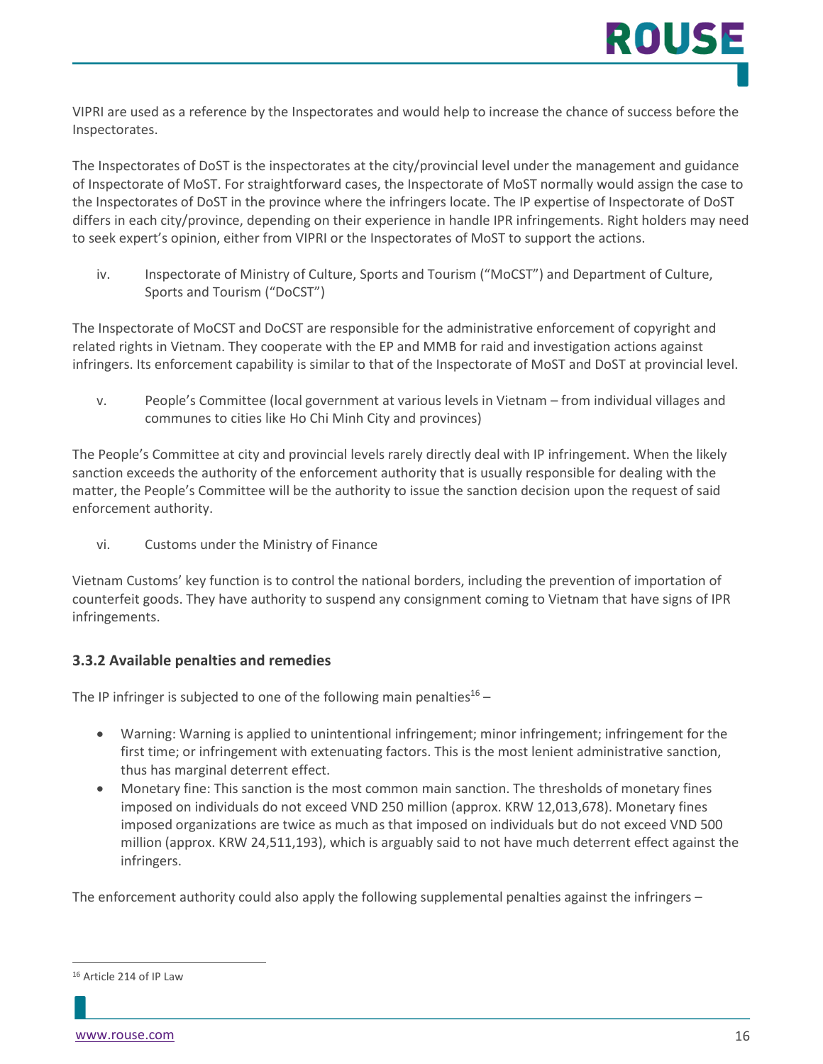VIPRI are used as a reference by the Inspectorates and would help to increase the chance of success before the Inspectorates.

The Inspectorates of DoST is the inspectorates at the city/provincial level under the management and guidance of Inspectorate of MoST. For straightforward cases, the Inspectorate of MoST normally would assign the case to the Inspectorates of DoST in the province where the infringers locate. The IP expertise of Inspectorate of DoST differs in each city/province, depending on their experience in handle IPR infringements. Right holders may need to seek expert's opinion, either from VIPRI or the Inspectorates of MoST to support the actions.

iv. Inspectorate of Ministry of Culture, Sports and Tourism ("MoCST") and Department of Culture, Sports and Tourism ("DoCST")

The Inspectorate of MoCST and DoCST are responsible for the administrative enforcement of copyright and related rights in Vietnam. They cooperate with the EP and MMB for raid and investigation actions against infringers. Its enforcement capability is similar to that of the Inspectorate of MoST and DoST at provincial level.

v. People's Committee (local government at various levels in Vietnam – from individual villages and communes to cities like Ho Chi Minh City and provinces)

The People's Committee at city and provincial levels rarely directly deal with IP infringement. When the likely sanction exceeds the authority of the enforcement authority that is usually responsible for dealing with the matter, the People's Committee will be the authority to issue the sanction decision upon the request of said enforcement authority.

vi. Customs under the Ministry of Finance

Vietnam Customs' key function is to control the national borders, including the prevention of importation of counterfeit goods. They have authority to suspend any consignment coming to Vietnam that have signs of IPR infringements.

### 3.3.2 Available penalties and remedies

The IP infringer is subjected to one of the following main penalties[16] –

- Warning: Warning is applied to unintentional infringement; minor infringement; infringement for the first time; or infringement with extenuating factors. This is the most lenient administrative sanction, thus has marginal deterrent effect.
- Monetary fine: This sanction is the most common main sanction. The thresholds of monetary fines imposed on individuals do not exceed VND 250 million (approx. KRW 12,013,678). Monetary fines imposed organizations are twice as much as that imposed on individuals but do not exceed VND 500 million (approx. KRW 24,511,193), which is arguably said to not have much deterrent effect against the infringers.

The enforcement authority could also apply the following supplemental penalties against the infringers –

[16] Article 214 of IP Law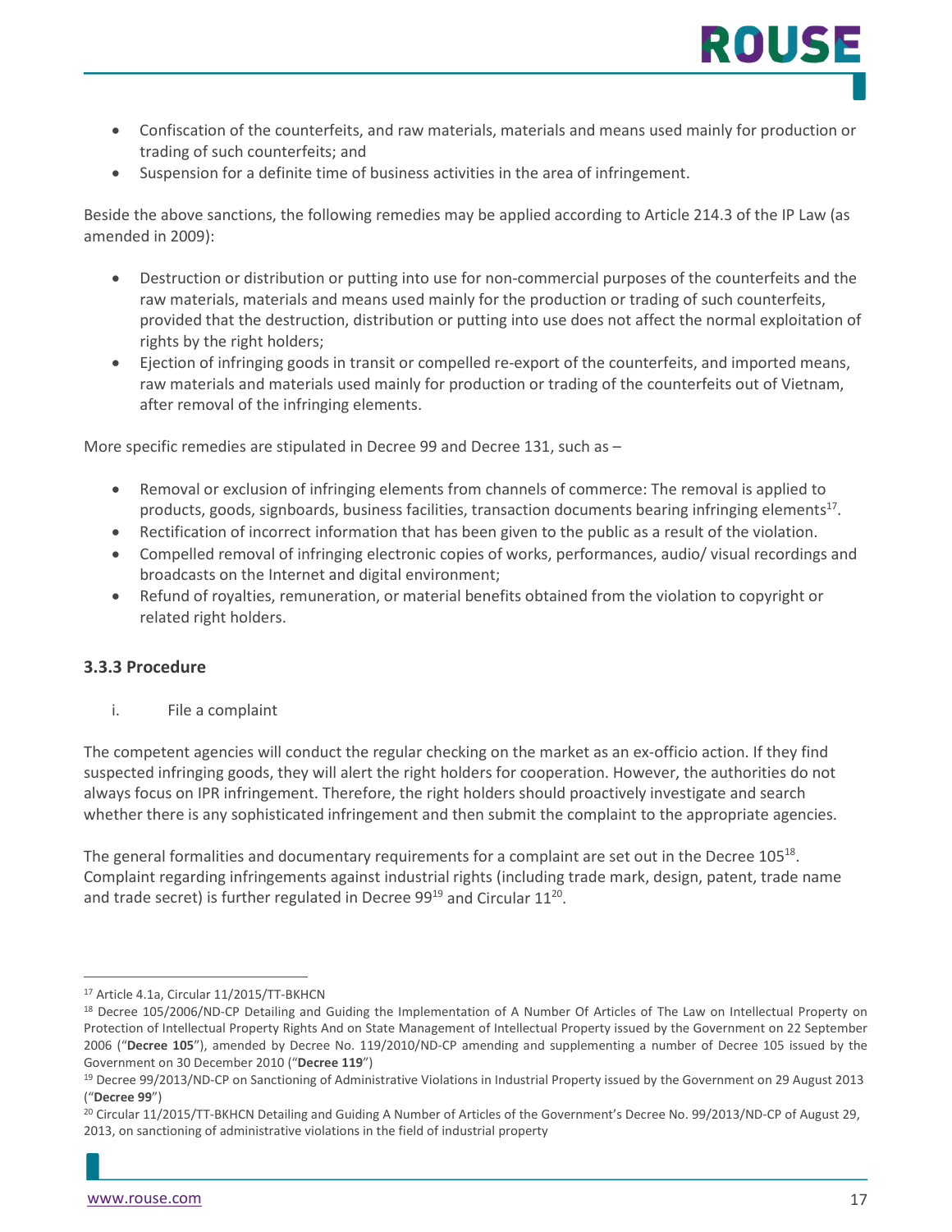- Confiscation of the counterfeits, and raw materials, materials and means used mainly for production or trading of such counterfeits; and
- Suspension for a definite time of business activities in the area of infringement.

Beside the above sanctions, the following remedies may be applied according to Article 214.3 of the IP Law (as amended in 2009):

- Destruction or distribution or putting into use for non-commercial purposes of the counterfeits and the raw materials, materials and means used mainly for the production or trading of such counterfeits, provided that the destruction, distribution or putting into use does not affect the normal exploitation of rights by the right holders;
- Ejection of infringing goods in transit or compelled re-export of the counterfeits, and imported means, raw materials and materials used mainly for production or trading of the counterfeits out of Vietnam, after removal of the infringing elements.

More specific remedies are stipulated in Decree 99 and Decree 131, such as –

- Removal or exclusion of infringing elements from channels of commerce: The removal is applied to products, goods, signboards, business facilities, transaction documents bearing infringing elements[17].
- Rectification of incorrect information that has been given to the public as a result of the violation.
- Compelled removal of infringing electronic copies of works, performances, audio/ visual recordings and broadcasts on the Internet and digital environment;
- Refund of royalties, remuneration, or material benefits obtained from the violation to copyright or related right holders.

### 3.3.3 Procedure

i. File a complaint

The competent agencies will conduct the regular checking on the market as an ex-officio action. If they find suspected infringing goods, they will alert the right holders for cooperation. However, the authorities do not always focus on IPR infringement. Therefore, the right holders should proactively investigate and search whether there is any sophisticated infringement and then submit the complaint to the appropriate agencies.

The general formalities and documentary requirements for a complaint are set out in the Decree 105[18]. Complaint regarding infringements against industrial rights (including trade mark, design, patent, trade name and trade secret) is further regulated in Decree 99[19] and Circular 11[20].

---

[17] Article 4.1a, Circular 11/2015/TT-BKHCN

[18] Decree 105/2006/ND-CP Detailing and Guiding the Implementation of A Number Of Articles of The Law on Intellectual Property on Protection of Intellectual Property Rights And on State Management of Intellectual Property issued by the Government on 22 September 2006 ("**Decree 105**"), amended by Decree No. 119/2010/ND-CP amending and supplementing a number of Decree 105 issued by the Government on 30 December 2010 ("**Decree 119**")

[19] Decree 99/2013/ND-CP on Sanctioning of Administrative Violations in Industrial Property issued by the Government on 29 August 2013 ("**Decree 99**")

[20] Circular 11/2015/TT-BKHCN Detailing and Guiding A Number of Articles of the Government's Decree No. 99/2013/ND-CP of August 29, 2013, on sanctioning of administrative violations in the field of industrial property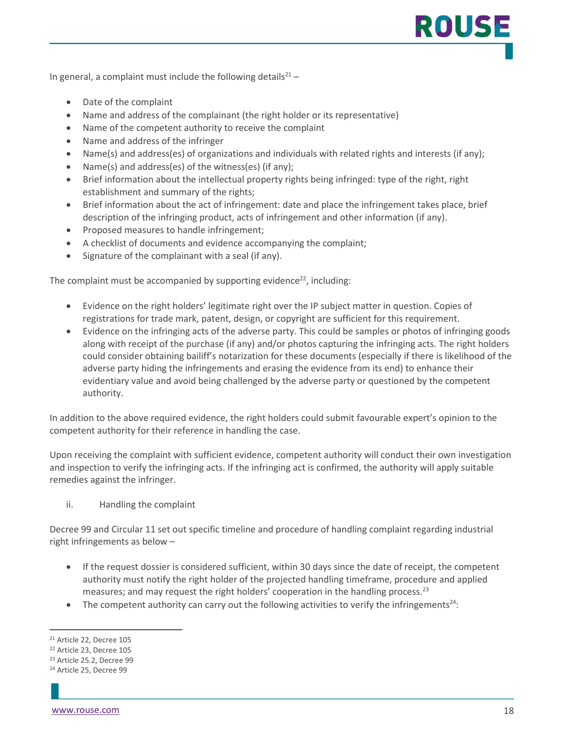In general, a complaint must include the following details[21] –

- Date of the complaint
- Name and address of the complainant (the right holder or its representative)
- Name of the competent authority to receive the complaint
- Name and address of the infringer
- Name(s) and address(es) of organizations and individuals with related rights and interests (if any);
- Name(s) and address(es) of the witness(es) (if any);
- Brief information about the intellectual property rights being infringed: type of the right, right establishment and summary of the rights;
- Brief information about the act of infringement: date and place the infringement takes place, brief description of the infringing product, acts of infringement and other information (if any).
- Proposed measures to handle infringement;
- A checklist of documents and evidence accompanying the complaint;
- Signature of the complainant with a seal (if any).

The complaint must be accompanied by supporting evidence[22], including:

- Evidence on the right holders' legitimate right over the IP subject matter in question. Copies of registrations for trade mark, patent, design, or copyright are sufficient for this requirement.
- Evidence on the infringing acts of the adverse party. This could be samples or photos of infringing goods along with receipt of the purchase (if any) and/or photos capturing the infringing acts. The right holders could consider obtaining bailiff's notarization for these documents (especially if there is likelihood of the adverse party hiding the infringements and erasing the evidence from its end) to enhance their evidentiary value and avoid being challenged by the adverse party or questioned by the competent authority.

In addition to the above required evidence, the right holders could submit favourable expert's opinion to the competent authority for their reference in handling the case.

Upon receiving the complaint with sufficient evidence, competent authority will conduct their own investigation and inspection to verify the infringing acts. If the infringing act is confirmed, the authority will apply suitable remedies against the infringer.

ii. Handling the complaint

Decree 99 and Circular 11 set out specific timeline and procedure of handling complaint regarding industrial right infringements as below –

- If the request dossier is considered sufficient, within 30 days since the date of receipt, the competent authority must notify the right holder of the projected handling timeframe, procedure and applied measures; and may request the right holders' cooperation in the handling process.[23]
- The competent authority can carry out the following activities to verify the infringements[24]:

[21] Article 22, Decree 105
[22] Article 23, Decree 105
[23] Article 25.2, Decree 99
[24] Article 25, Decree 99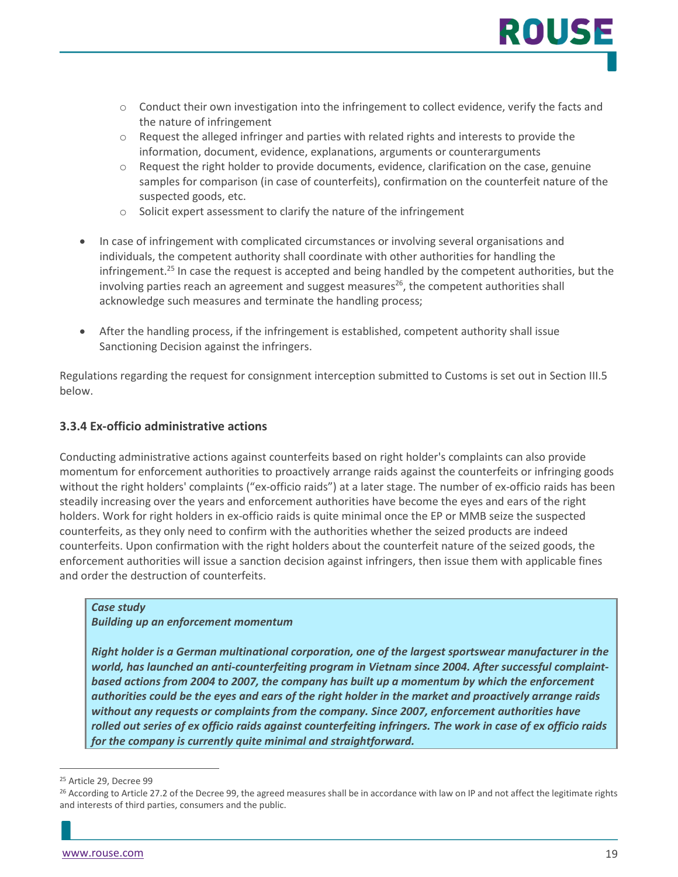- Conduct their own investigation into the infringement to collect evidence, verify the facts and the nature of infringement
    - Request the alleged infringer and parties with related rights and interests to provide the information, document, evidence, explanations, arguments or counterarguments
    - Request the right holder to provide documents, evidence, clarification on the case, genuine samples for comparison (in case of counterfeits), confirmation on the counterfeit nature of the suspected goods, etc.
    - Solicit expert assessment to clarify the nature of the infringement

- In case of infringement with complicated circumstances or involving several organisations and individuals, the competent authority shall coordinate with other authorities for handling the infringement.[25] In case the request is accepted and being handled by the competent authorities, but the involving parties reach an agreement and suggest measures[26], the competent authorities shall acknowledge such measures and terminate the handling process;

- After the handling process, if the infringement is established, competent authority shall issue Sanctioning Decision against the infringers.

Regulations regarding the request for consignment interception submitted to Customs is set out in Section III.5 below.

### 3.3.4 Ex-officio administrative actions

Conducting administrative actions against counterfeits based on right holder's complaints can also provide momentum for enforcement authorities to proactively arrange raids against the counterfeits or infringing goods without the right holders' complaints ("ex-officio raids") at a later stage. The number of ex-officio raids has been steadily increasing over the years and enforcement authorities have become the eyes and ears of the right holders. Work for right holders in ex-officio raids is quite minimal once the EP or MMB seize the suspected counterfeits, as they only need to confirm with the authorities whether the seized products are indeed counterfeits. Upon confirmation with the right holders about the counterfeit nature of the seized goods, the enforcement authorities will issue a sanction decision against infringers, then issue them with applicable fines and order the destruction of counterfeits.

> ***Case study***
> ***Building up an enforcement momentum***
>
> ***Right holder is a German multinational corporation, one of the largest sportswear manufacturer in the world, has launched an anti-counterfeiting program in Vietnam since 2004. After successful complaint-based actions from 2004 to 2007, the company has built up a momentum by which the enforcement authorities could be the eyes and ears of the right holder in the market and proactively arrange raids without any requests or complaints from the company. Since 2007, enforcement authorities have rolled out series of ex officio raids against counterfeiting infringers. The work in case of ex officio raids for the company is currently quite minimal and straightforward.***

---

[25] Article 29, Decree 99

[26] According to Article 27.2 of the Decree 99, the agreed measures shall be in accordance with law on IP and not affect the legitimate rights and interests of third parties, consumers and the public.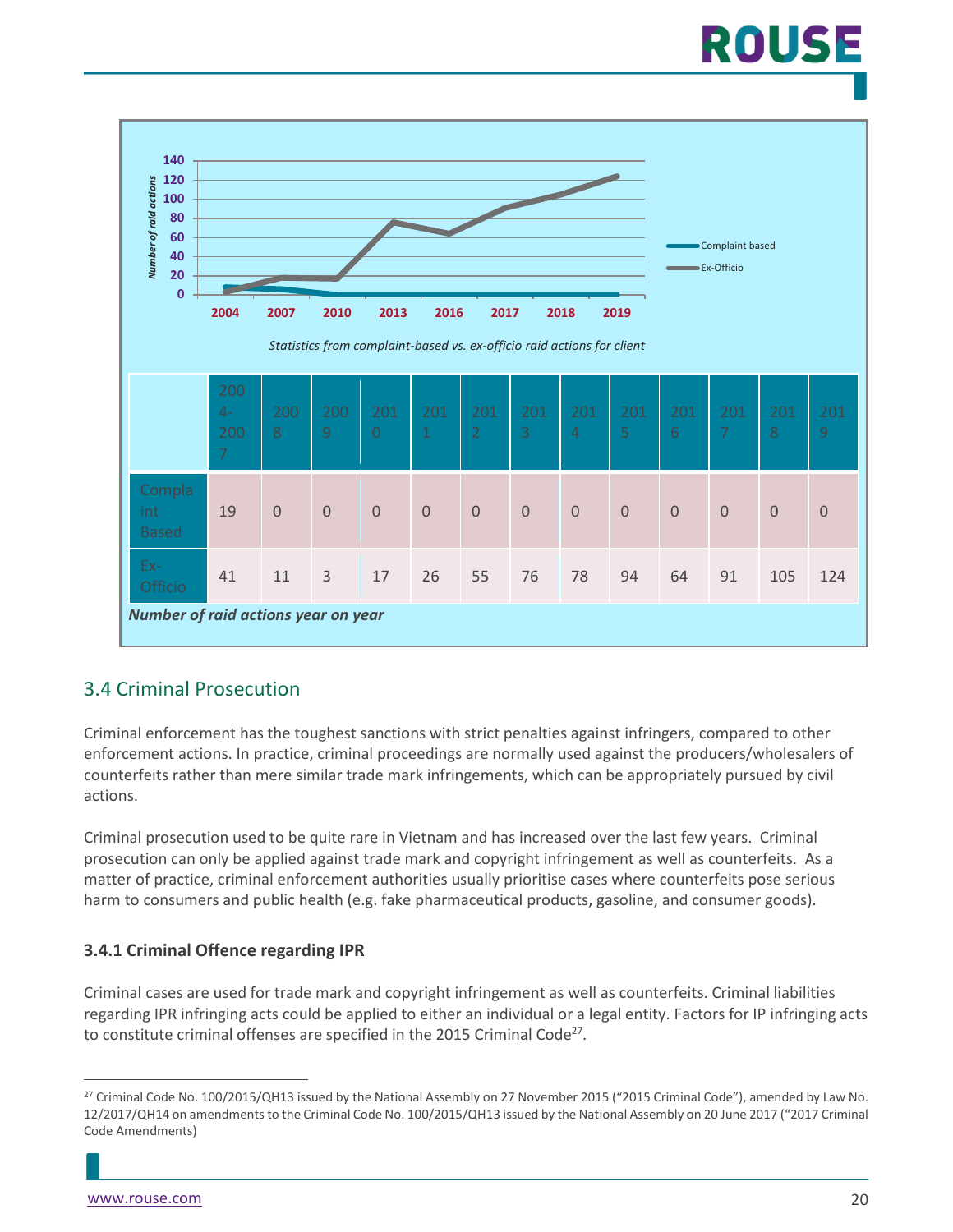*Statistics from complaint-based vs. ex-officio raid actions for client*

| | 2004-2007 | 2008 | 2009 | 2010 | 2011 | 2012 | 2013 | 2014 | 2015 | 2016 | 2017 | 2018 | 2019 |
|---|---|---|---|---|---|---|---|---|---|---|---|---|---|
| Complaint Based | 19 | 0 | 0 | 0 | 0 | 0 | 0 | 0 | 0 | 0 | 0 | 0 | 0 |
| Ex-Officio | 41 | 11 | 3 | 17 | 26 | 55 | 76 | 78 | 94 | 64 | 91 | 105 | 124 |

***Number of raid actions year on year***

## 3.4 Criminal Prosecution

Criminal enforcement has the toughest sanctions with strict penalties against infringers, compared to other enforcement actions. In practice, criminal proceedings are normally used against the producers/wholesalers of counterfeits rather than mere similar trade mark infringements, which can be appropriately pursued by civil actions.

Criminal prosecution used to be quite rare in Vietnam and has increased over the last few years. Criminal prosecution can only be applied against trade mark and copyright infringement as well as counterfeits. As a matter of practice, criminal enforcement authorities usually prioritise cases where counterfeits pose serious harm to consumers and public health (e.g. fake pharmaceutical products, gasoline, and consumer goods).

### 3.4.1 Criminal Offence regarding IPR

Criminal cases are used for trade mark and copyright infringement as well as counterfeits. Criminal liabilities regarding IPR infringing acts could be applied to either an individual or a legal entity. Factors for IP infringing acts to constitute criminal offenses are specified in the 2015 Criminal Code[27].

[27] Criminal Code No. 100/2015/QH13 issued by the National Assembly on 27 November 2015 ("2015 Criminal Code"), amended by Law No. 12/2017/QH14 on amendments to the Criminal Code No. 100/2015/QH13 issued by the National Assembly on 20 June 2017 ("2017 Criminal Code Amendments)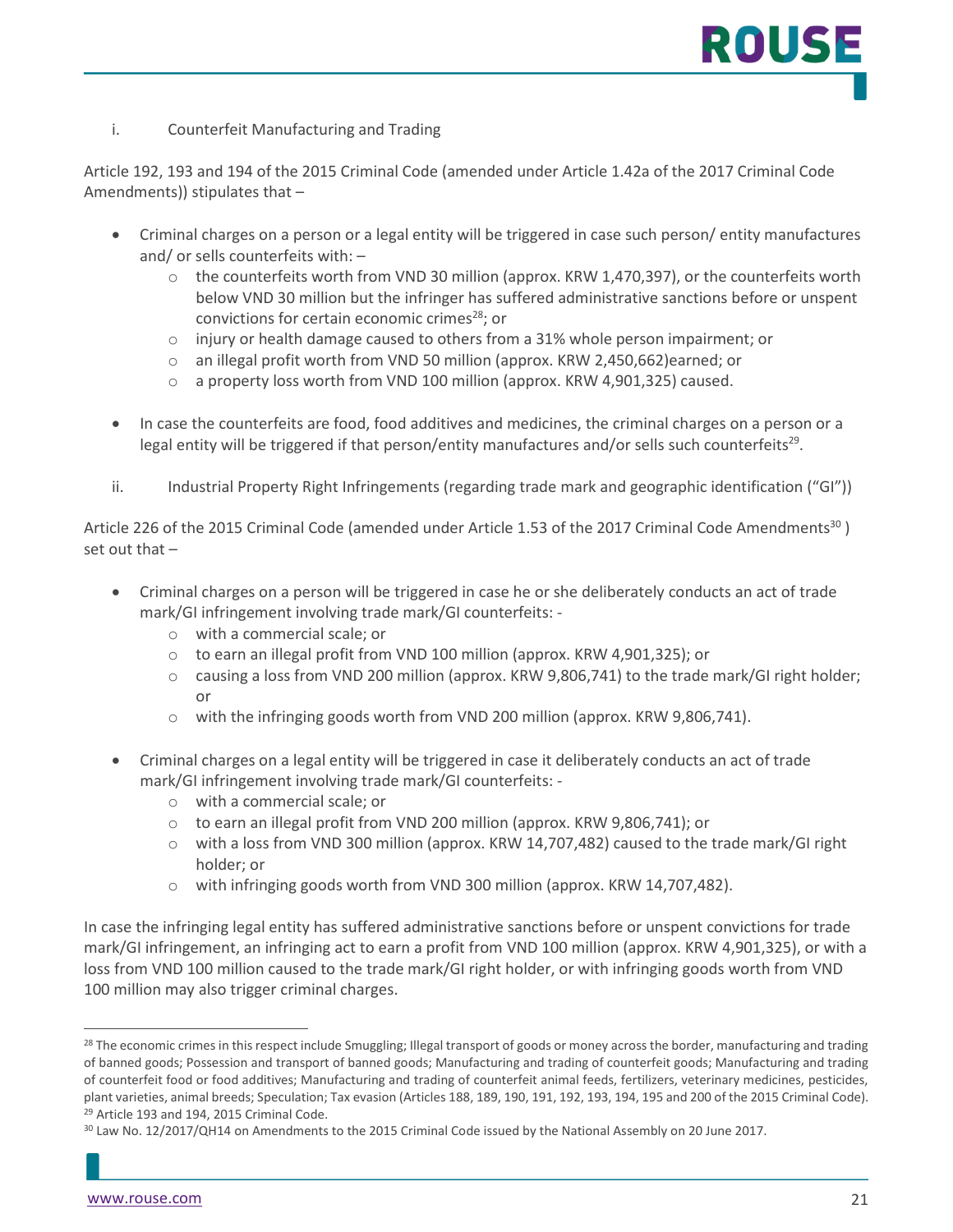i. Counterfeit Manufacturing and Trading

Article 192, 193 and 194 of the 2015 Criminal Code (amended under Article 1.42a of the 2017 Criminal Code Amendments)) stipulates that –

- Criminal charges on a person or a legal entity will be triggered in case such person/ entity manufactures and/ or sells counterfeits with: –
  - the counterfeits worth from VND 30 million (approx. KRW 1,470,397), or the counterfeits worth below VND 30 million but the infringer has suffered administrative sanctions before or unspent convictions for certain economic crimes[28]; or
  - injury or health damage caused to others from a 31% whole person impairment; or
  - an illegal profit worth from VND 50 million (approx. KRW 2,450,662)earned; or
  - a property loss worth from VND 100 million (approx. KRW 4,901,325) caused.

- In case the counterfeits are food, food additives and medicines, the criminal charges on a person or a legal entity will be triggered if that person/entity manufactures and/or sells such counterfeits[29].

ii. Industrial Property Right Infringements (regarding trade mark and geographic identification ("GI"))

Article 226 of the 2015 Criminal Code (amended under Article 1.53 of the 2017 Criminal Code Amendments[30] ) set out that –

- Criminal charges on a person will be triggered in case he or she deliberately conducts an act of trade mark/GI infringement involving trade mark/GI counterfeits: -
  - with a commercial scale; or
  - to earn an illegal profit from VND 100 million (approx. KRW 4,901,325); or
  - causing a loss from VND 200 million (approx. KRW 9,806,741) to the trade mark/GI right holder; or
  - with the infringing goods worth from VND 200 million (approx. KRW 9,806,741).

- Criminal charges on a legal entity will be triggered in case it deliberately conducts an act of trade mark/GI infringement involving trade mark/GI counterfeits: -
  - with a commercial scale; or
  - to earn an illegal profit from VND 200 million (approx. KRW 9,806,741); or
  - with a loss from VND 300 million (approx. KRW 14,707,482) caused to the trade mark/GI right holder; or
  - with infringing goods worth from VND 300 million (approx. KRW 14,707,482).

In case the infringing legal entity has suffered administrative sanctions before or unspent convictions for trade mark/GI infringement, an infringing act to earn a profit from VND 100 million (approx. KRW 4,901,325), or with a loss from VND 100 million caused to the trade mark/GI right holder, or with infringing goods worth from VND 100 million may also trigger criminal charges.

---

[28] The economic crimes in this respect include Smuggling; Illegal transport of goods or money across the border, manufacturing and trading of banned goods; Possession and transport of banned goods; Manufacturing and trading of counterfeit goods; Manufacturing and trading of counterfeit food or food additives; Manufacturing and trading of counterfeit animal feeds, fertilizers, veterinary medicines, pesticides, plant varieties, animal breeds; Speculation; Tax evasion (Articles 188, 189, 190, 191, 192, 193, 194, 195 and 200 of the 2015 Criminal Code).

[29] Article 193 and 194, 2015 Criminal Code.

[30] Law No. 12/2017/QH14 on Amendments to the 2015 Criminal Code issued by the National Assembly on 20 June 2017.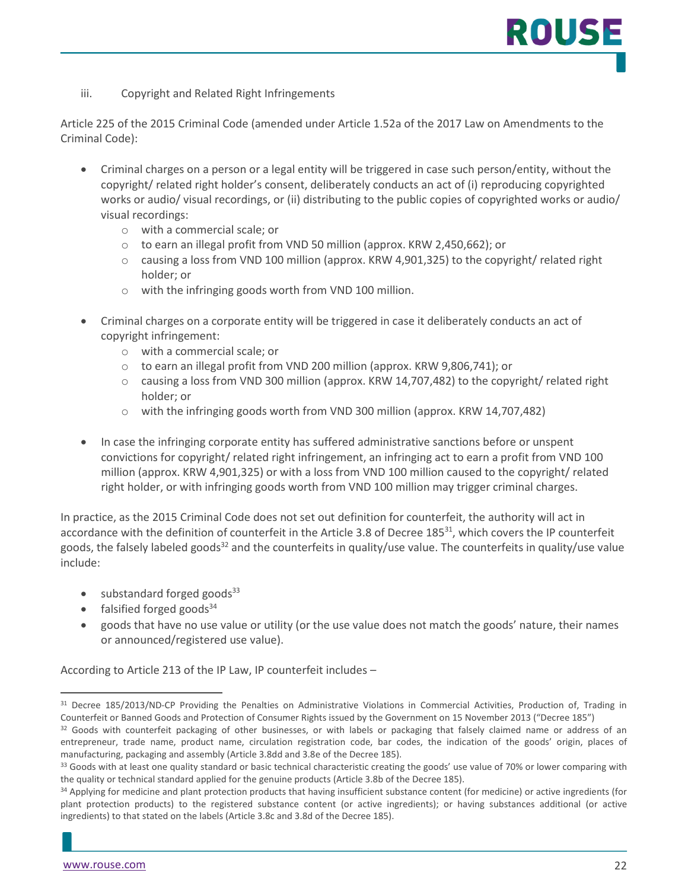iii. Copyright and Related Right Infringements

Article 225 of the 2015 Criminal Code (amended under Article 1.52a of the 2017 Law on Amendments to the Criminal Code):

- Criminal charges on a person or a legal entity will be triggered in case such person/entity, without the copyright/ related right holder's consent, deliberately conducts an act of (i) reproducing copyrighted works or audio/ visual recordings, or (ii) distributing to the public copies of copyrighted works or audio/ visual recordings:
  - with a commercial scale; or
  - to earn an illegal profit from VND 50 million (approx. KRW 2,450,662); or
  - causing a loss from VND 100 million (approx. KRW 4,901,325) to the copyright/ related right holder; or
  - with the infringing goods worth from VND 100 million.

- Criminal charges on a corporate entity will be triggered in case it deliberately conducts an act of copyright infringement:
  - with a commercial scale; or
  - to earn an illegal profit from VND 200 million (approx. KRW 9,806,741); or
  - causing a loss from VND 300 million (approx. KRW 14,707,482) to the copyright/ related right holder; or
  - with the infringing goods worth from VND 300 million (approx. KRW 14,707,482)

- In case the infringing corporate entity has suffered administrative sanctions before or unspent convictions for copyright/ related right infringement, an infringing act to earn a profit from VND 100 million (approx. KRW 4,901,325) or with a loss from VND 100 million caused to the copyright/ related right holder, or with infringing goods worth from VND 100 million may trigger criminal charges.

In practice, as the 2015 Criminal Code does not set out definition for counterfeit, the authority will act in accordance with the definition of counterfeit in the Article 3.8 of Decree 185[31], which covers the IP counterfeit goods, the falsely labeled goods[32] and the counterfeits in quality/use value. The counterfeits in quality/use value include:

- substandard forged goods[33]
- falsified forged goods[34]
- goods that have no use value or utility (or the use value does not match the goods' nature, their names or announced/registered use value).

According to Article 213 of the IP Law, IP counterfeit includes –

---

[31] Decree 185/2013/ND-CP Providing the Penalties on Administrative Violations in Commercial Activities, Production of, Trading in Counterfeit or Banned Goods and Protection of Consumer Rights issued by the Government on 15 November 2013 ("Decree 185")

[32] Goods with counterfeit packaging of other businesses, or with labels or packaging that falsely claimed name or address of an entrepreneur, trade name, product name, circulation registration code, bar codes, the indication of the goods' origin, places of manufacturing, packaging and assembly (Article 3.8dd and 3.8e of the Decree 185).

[33] Goods with at least one quality standard or basic technical characteristic creating the goods' use value of 70% or lower comparing with the quality or technical standard applied for the genuine products (Article 3.8b of the Decree 185).

[34] Applying for medicine and plant protection products that having insufficient substance content (for medicine) or active ingredients (for plant protection products) to the registered substance content (or active ingredients); or having substances additional (or active ingredients) to that stated on the labels (Article 3.8c and 3.8d of the Decree 185).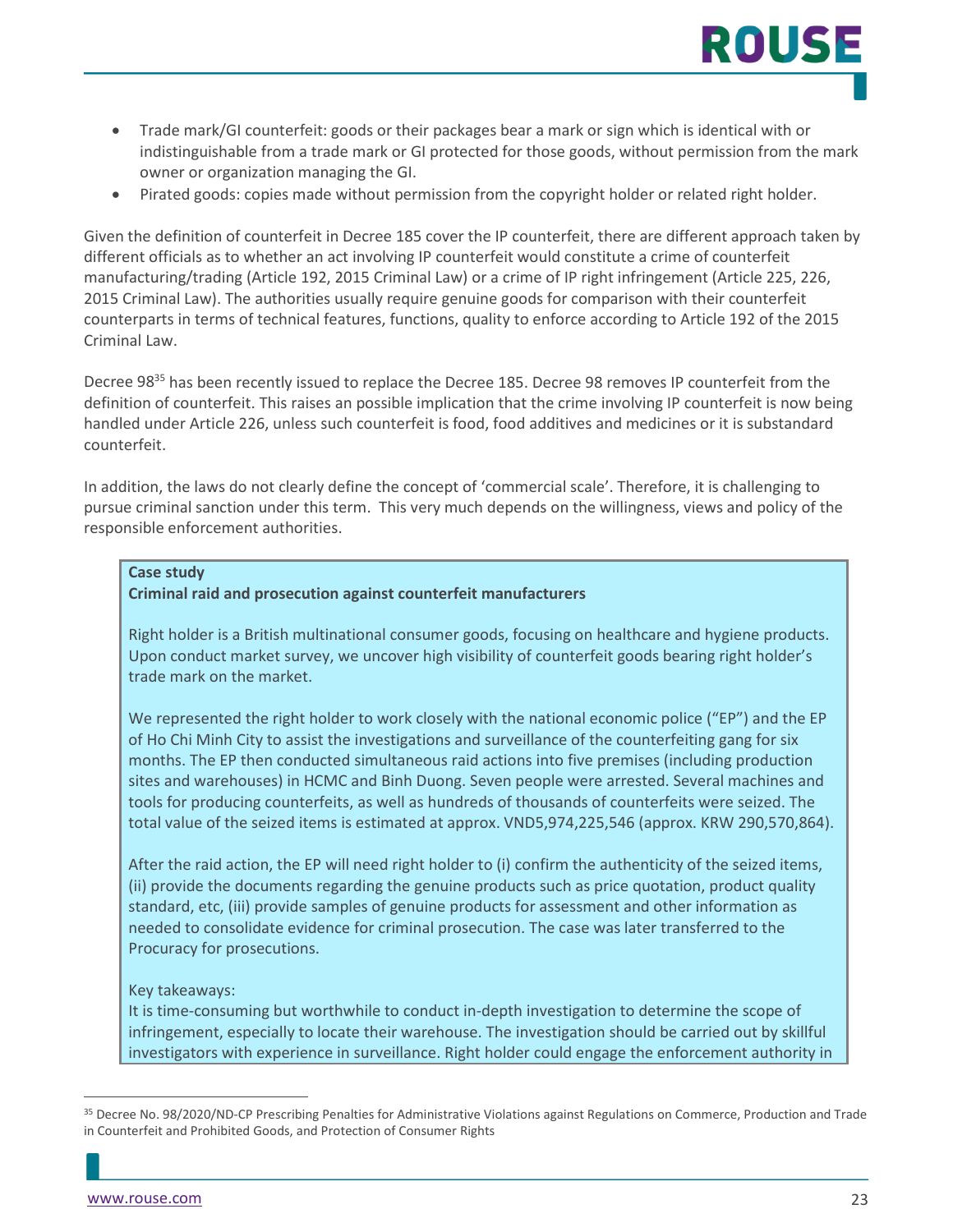- Trade mark/GI counterfeit: goods or their packages bear a mark or sign which is identical with or indistinguishable from a trade mark or GI protected for those goods, without permission from the mark owner or organization managing the GI.
- Pirated goods: copies made without permission from the copyright holder or related right holder.

Given the definition of counterfeit in Decree 185 cover the IP counterfeit, there are different approach taken by different officials as to whether an act involving IP counterfeit would constitute a crime of counterfeit manufacturing/trading (Article 192, 2015 Criminal Law) or a crime of IP right infringement (Article 225, 226, 2015 Criminal Law). The authorities usually require genuine goods for comparison with their counterfeit counterparts in terms of technical features, functions, quality to enforce according to Article 192 of the 2015 Criminal Law.

Decree 98[35] has been recently issued to replace the Decree 185. Decree 98 removes IP counterfeit from the definition of counterfeit. This raises an possible implication that the crime involving IP counterfeit is now being handled under Article 226, unless such counterfeit is food, food additives and medicines or it is substandard counterfeit.

In addition, the laws do not clearly define the concept of 'commercial scale'. Therefore, it is challenging to pursue criminal sanction under this term. This very much depends on the willingness, views and policy of the responsible enforcement authorities.

> **Case study**
> **Criminal raid and prosecution against counterfeit manufacturers**
>
> Right holder is a British multinational consumer goods, focusing on healthcare and hygiene products. Upon conduct market survey, we uncover high visibility of counterfeit goods bearing right holder's trade mark on the market.
>
> We represented the right holder to work closely with the national economic police ("EP") and the EP of Ho Chi Minh City to assist the investigations and surveillance of the counterfeiting gang for six months. The EP then conducted simultaneous raid actions into five premises (including production sites and warehouses) in HCMC and Binh Duong. Seven people were arrested. Several machines and tools for producing counterfeits, as well as hundreds of thousands of counterfeits were seized. The total value of the seized items is estimated at approx. VND5,974,225,546 (approx. KRW 290,570,864).
>
> After the raid action, the EP will need right holder to (i) confirm the authenticity of the seized items, (ii) provide the documents regarding the genuine products such as price quotation, product quality standard, etc, (iii) provide samples of genuine products for assessment and other information as needed to consolidate evidence for criminal prosecution. The case was later transferred to the Procuracy for prosecutions.
>
> Key takeaways:
> It is time-consuming but worthwhile to conduct in-depth investigation to determine the scope of infringement, especially to locate their warehouse. The investigation should be carried out by skillful investigators with experience in surveillance. Right holder could engage the enforcement authority in

[35] Decree No. 98/2020/ND-CP Prescribing Penalties for Administrative Violations against Regulations on Commerce, Production and Trade in Counterfeit and Prohibited Goods, and Protection of Consumer Rights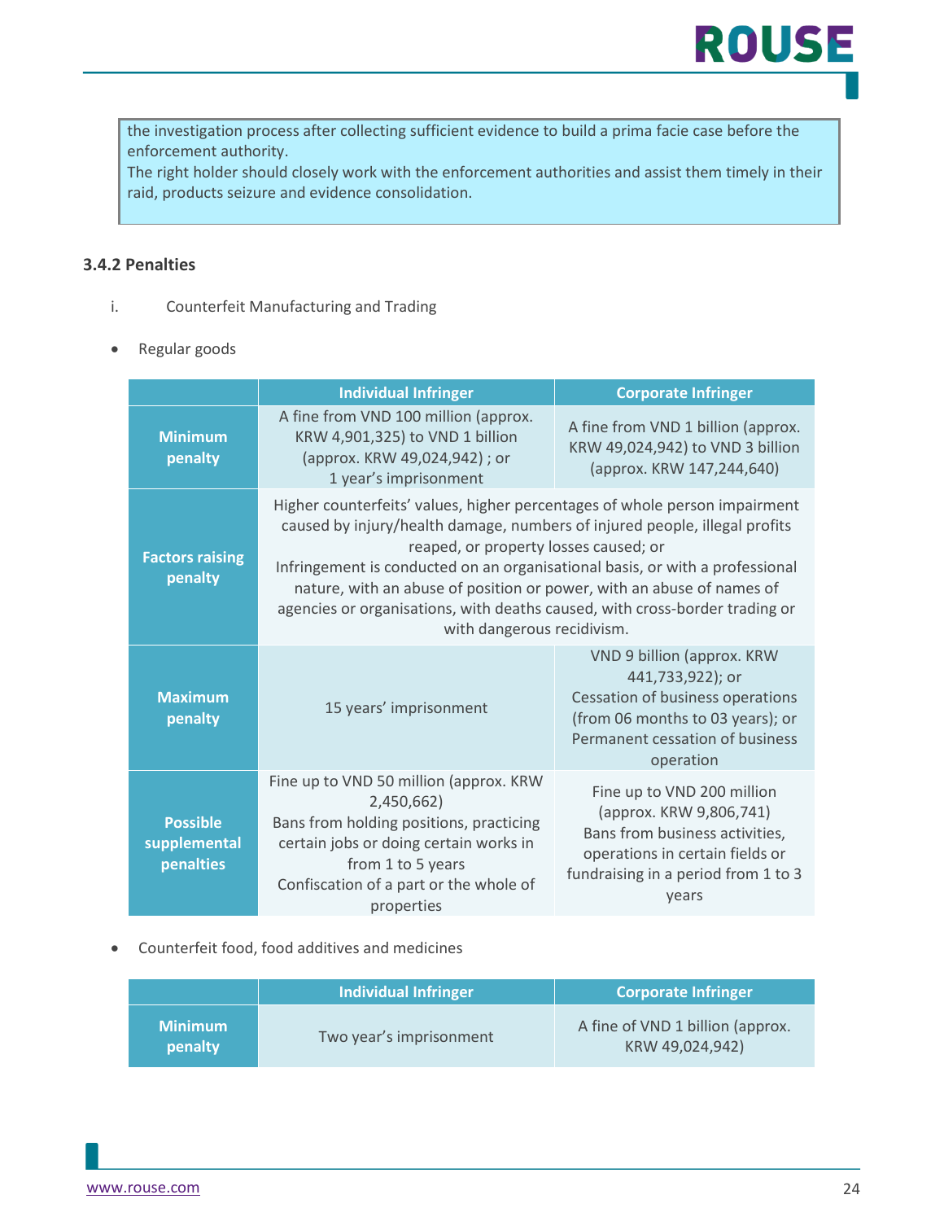the investigation process after collecting sufficient evidence to build a prima facie case before the enforcement authority.
The right holder should closely work with the enforcement authorities and assist them timely in their raid, products seizure and evidence consolidation.

### 3.4.2 Penalties

i. Counterfeit Manufacturing and Trading

- Regular goods

| | Individual Infringer | Corporate Infringer |
|---|---|---|
| **Minimum penalty** | A fine from VND 100 million (approx. KRW 4,901,325) to VND 1 billion (approx. KRW 49,024,942) ; or 1 year's imprisonment | A fine from VND 1 billion (approx. KRW 49,024,942) to VND 3 billion (approx. KRW 147,244,640) |
| **Factors raising penalty** | Higher counterfeits' values, higher percentages of whole person impairment caused by injury/health damage, numbers of injured people, illegal profits reaped, or property losses caused; or Infringement is conducted on an organisational basis, or with a professional nature, with an abuse of position or power, with an abuse of names of agencies or organisations, with deaths caused, with cross-border trading or with dangerous recidivism. | |
| **Maximum penalty** | 15 years' imprisonment | VND 9 billion (approx. KRW 441,733,922); or Cessation of business operations (from 06 months to 03 years); or Permanent cessation of business operation |
| **Possible supplemental penalties** | Fine up to VND 50 million (approx. KRW 2,450,662) Bans from holding positions, practicing certain jobs or doing certain works in from 1 to 5 years Confiscation of a part or the whole of properties | Fine up to VND 200 million (approx. KRW 9,806,741) Bans from business activities, operations in certain fields or fundraising in a period from 1 to 3 years |

- Counterfeit food, food additives and medicines

| | Individual Infringer | Corporate Infringer |
|---|---|---|
| **Minimum penalty** | Two year's imprisonment | A fine of VND 1 billion (approx. KRW 49,024,942) |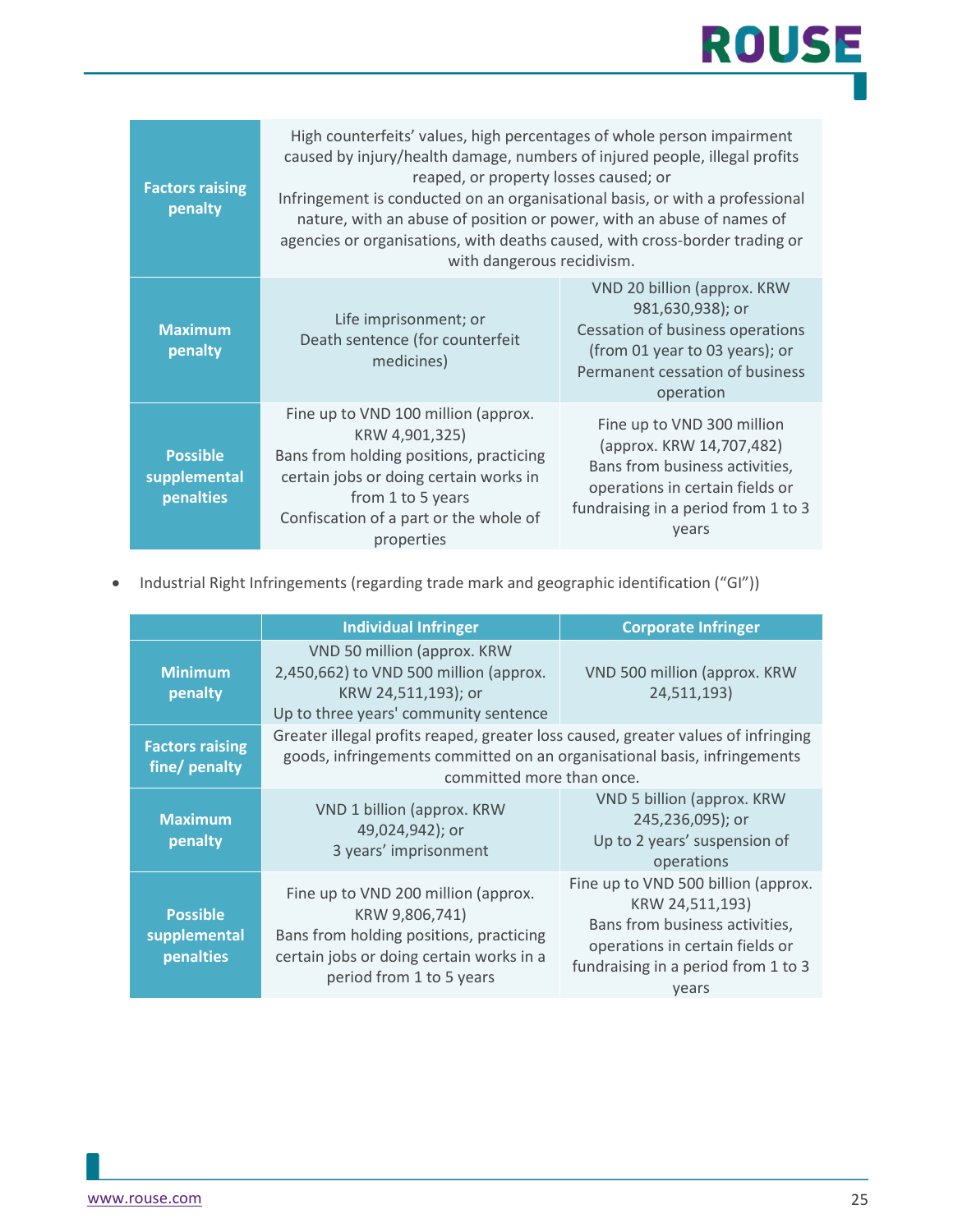| | | |
|---|---|---|
| **Factors raising penalty** | High counterfeits' values, high percentages of whole person impairment caused by injury/health damage, numbers of injured people, illegal profits reaped, or property losses caused; or<br>Infringement is conducted on an organisational basis, or with a professional nature, with an abuse of position or power, with an abuse of names of agencies or organisations, with deaths caused, with cross-border trading or with dangerous recidivism. | |
| **Maximum penalty** | Life imprisonment; or<br>Death sentence (for counterfeit medicines) | VND 20 billion (approx. KRW 981,630,938); or<br>Cessation of business operations (from 01 year to 03 years); or<br>Permanent cessation of business operation |
| **Possible supplemental penalties** | Fine up to VND 100 million (approx. KRW 4,901,325)<br>Bans from holding positions, practicing certain jobs or doing certain works in from 1 to 5 years<br>Confiscation of a part or the whole of properties | Fine up to VND 300 million (approx. KRW 14,707,482)<br>Bans from business activities, operations in certain fields or fundraising in a period from 1 to 3 years |

- Industrial Right Infringements (regarding trade mark and geographic identification ("GI"))

| | Individual Infringer | Corporate Infringer |
|---|---|---|
| **Minimum penalty** | VND 50 million (approx. KRW 2,450,662) to VND 500 million (approx. KRW 24,511,193); or<br>Up to three years' community sentence | VND 500 million (approx. KRW 24,511,193) |
| **Factors raising fine/ penalty** | Greater illegal profits reaped, greater loss caused, greater values of infringing goods, infringements committed on an organisational basis, infringements committed more than once. | |
| **Maximum penalty** | VND 1 billion (approx. KRW 49,024,942); or<br>3 years' imprisonment | VND 5 billion (approx. KRW 245,236,095); or<br>Up to 2 years' suspension of operations |
| **Possible supplemental penalties** | Fine up to VND 200 million (approx. KRW 9,806,741)<br>Bans from holding positions, practicing certain jobs or doing certain works in a period from 1 to 5 years | Fine up to VND 500 billion (approx. KRW 24,511,193)<br>Bans from business activities, operations in certain fields or fundraising in a period from 1 to 3 years |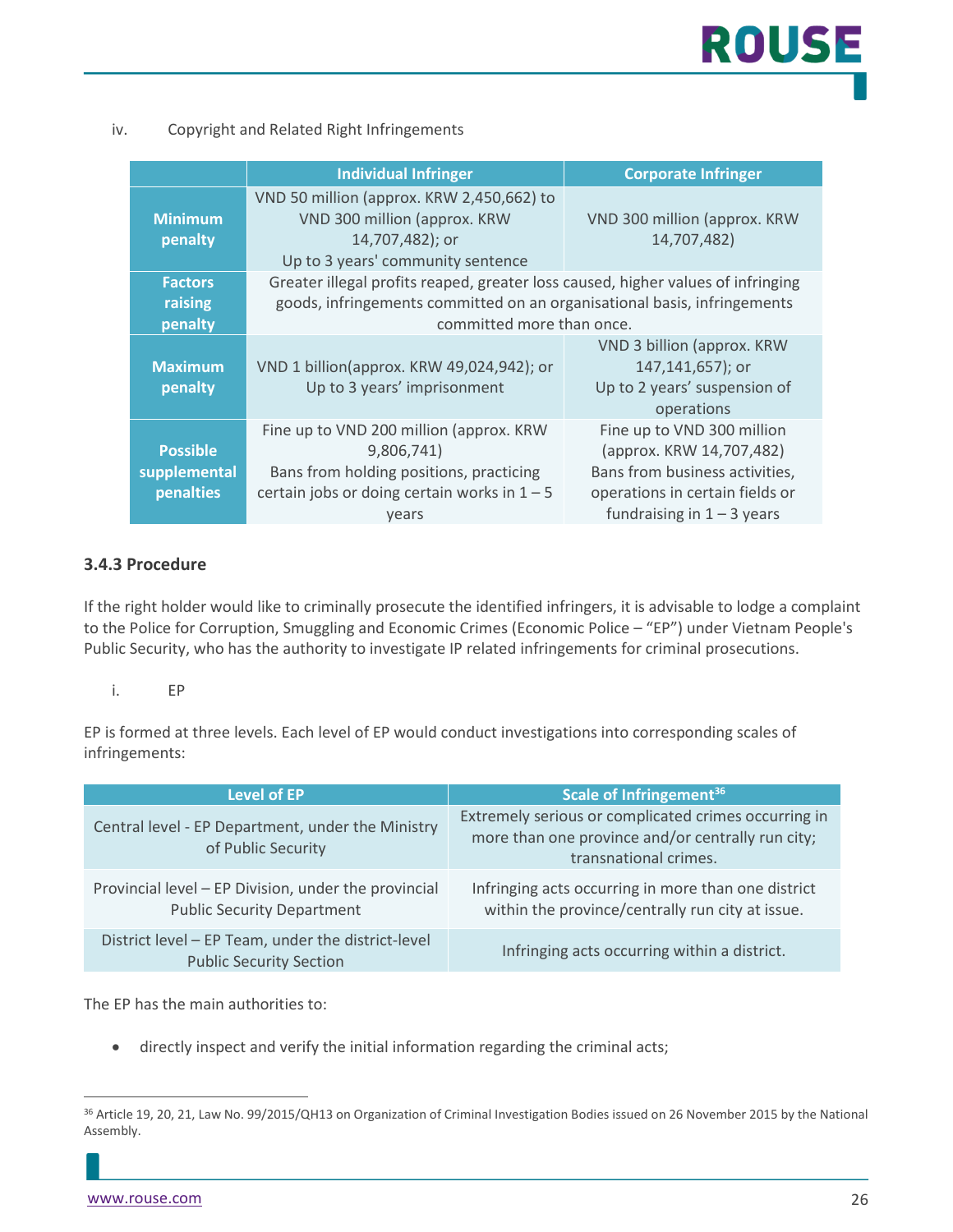iv. Copyright and Related Right Infringements

| | Individual Infringer | Corporate Infringer |
|---|---|---|
| **Minimum penalty** | VND 50 million (approx. KRW 2,450,662) to VND 300 million (approx. KRW 14,707,482); or Up to 3 years' community sentence | VND 300 million (approx. KRW 14,707,482) |
| **Factors raising penalty** | Greater illegal profits reaped, greater loss caused, higher values of infringing goods, infringements committed on an organisational basis, infringements committed more than once. | |
| **Maximum penalty** | VND 1 billion(approx. KRW 49,024,942); or Up to 3 years' imprisonment | VND 3 billion (approx. KRW 147,141,657); or Up to 2 years' suspension of operations |
| **Possible supplemental penalties** | Fine up to VND 200 million (approx. KRW 9,806,741) Bans from holding positions, practicing certain jobs or doing certain works in 1 – 5 years | Fine up to VND 300 million (approx. KRW 14,707,482) Bans from business activities, operations in certain fields or fundraising in 1 – 3 years |

### 3.4.3 Procedure

If the right holder would like to criminally prosecute the identified infringers, it is advisable to lodge a complaint to the Police for Corruption, Smuggling and Economic Crimes (Economic Police – "EP") under Vietnam People's Public Security, who has the authority to investigate IP related infringements for criminal prosecutions.

i. EP

EP is formed at three levels. Each level of EP would conduct investigations into corresponding scales of infringements:

| Level of EP | Scale of Infringement[36] |
|---|---|
| Central level - EP Department, under the Ministry of Public Security | Extremely serious or complicated crimes occurring in more than one province and/or centrally run city; transnational crimes. |
| Provincial level – EP Division, under the provincial Public Security Department | Infringing acts occurring in more than one district within the province/centrally run city at issue. |
| District level – EP Team, under the district-level Public Security Section | Infringing acts occurring within a district. |

The EP has the main authorities to:

- directly inspect and verify the initial information regarding the criminal acts;

[36] Article 19, 20, 21, Law No. 99/2015/QH13 on Organization of Criminal Investigation Bodies issued on 26 November 2015 by the National Assembly.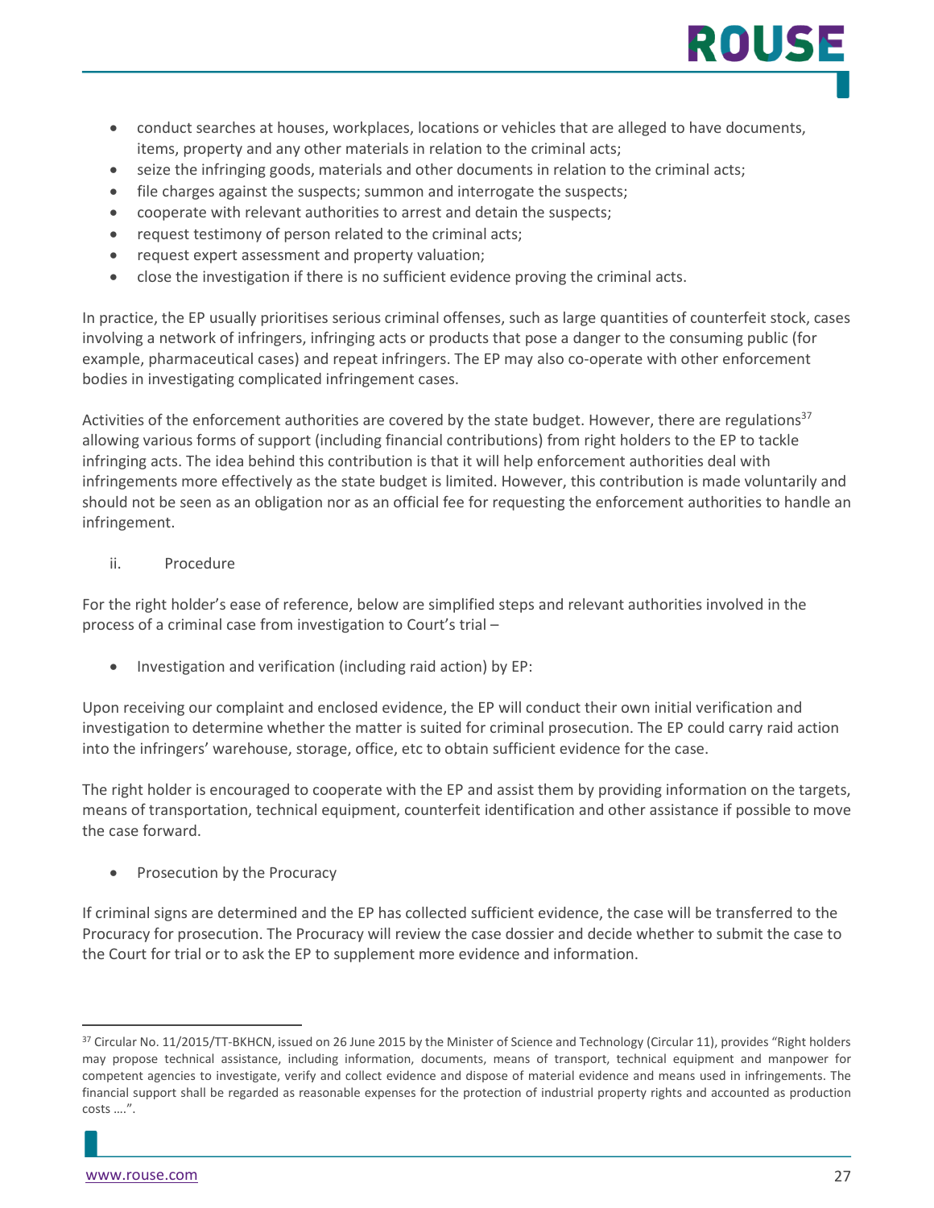- conduct searches at houses, workplaces, locations or vehicles that are alleged to have documents, items, property and any other materials in relation to the criminal acts;
- seize the infringing goods, materials and other documents in relation to the criminal acts;
- file charges against the suspects; summon and interrogate the suspects;
- cooperate with relevant authorities to arrest and detain the suspects;
- request testimony of person related to the criminal acts;
- request expert assessment and property valuation;
- close the investigation if there is no sufficient evidence proving the criminal acts.

In practice, the EP usually prioritises serious criminal offenses, such as large quantities of counterfeit stock, cases involving a network of infringers, infringing acts or products that pose a danger to the consuming public (for example, pharmaceutical cases) and repeat infringers. The EP may also co-operate with other enforcement bodies in investigating complicated infringement cases.

Activities of the enforcement authorities are covered by the state budget. However, there are regulations[37] allowing various forms of support (including financial contributions) from right holders to the EP to tackle infringing acts. The idea behind this contribution is that it will help enforcement authorities deal with infringements more effectively as the state budget is limited. However, this contribution is made voluntarily and should not be seen as an obligation nor as an official fee for requesting the enforcement authorities to handle an infringement.

ii. Procedure

For the right holder's ease of reference, below are simplified steps and relevant authorities involved in the process of a criminal case from investigation to Court's trial –

- Investigation and verification (including raid action) by EP:

Upon receiving our complaint and enclosed evidence, the EP will conduct their own initial verification and investigation to determine whether the matter is suited for criminal prosecution. The EP could carry raid action into the infringers' warehouse, storage, office, etc to obtain sufficient evidence for the case.

The right holder is encouraged to cooperate with the EP and assist them by providing information on the targets, means of transportation, technical equipment, counterfeit identification and other assistance if possible to move the case forward.

- Prosecution by the Procuracy

If criminal signs are determined and the EP has collected sufficient evidence, the case will be transferred to the Procuracy for prosecution. The Procuracy will review the case dossier and decide whether to submit the case to the Court for trial or to ask the EP to supplement more evidence and information.

---

[37] Circular No. 11/2015/TT-BKHCN, issued on 26 June 2015 by the Minister of Science and Technology (Circular 11), provides "Right holders may propose technical assistance, including information, documents, means of transport, technical equipment and manpower for competent agencies to investigate, verify and collect evidence and dispose of material evidence and means used in infringements. The financial support shall be regarded as reasonable expenses for the protection of industrial property rights and accounted as production costs ….".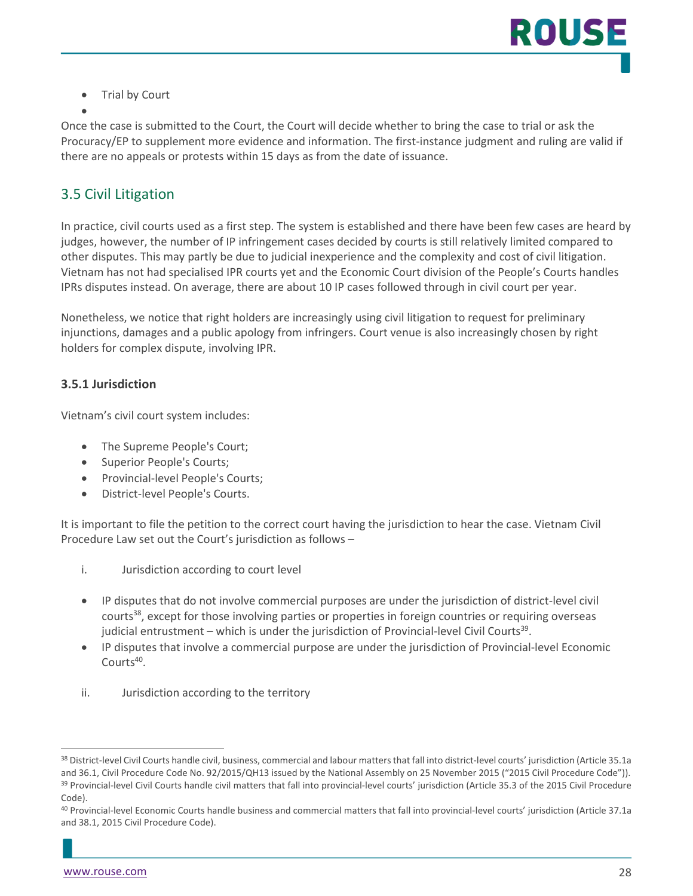- Trial by Court

Once the case is submitted to the Court, the Court will decide whether to bring the case to trial or ask the Procuracy/EP to supplement more evidence and information. The first-instance judgment and ruling are valid if there are no appeals or protests within 15 days as from the date of issuance.

## 3.5 Civil Litigation

In practice, civil courts used as a first step. The system is established and there have been few cases are heard by judges, however, the number of IP infringement cases decided by courts is still relatively limited compared to other disputes. This may partly be due to judicial inexperience and the complexity and cost of civil litigation. Vietnam has not had specialised IPR courts yet and the Economic Court division of the People's Courts handles IPRs disputes instead. On average, there are about 10 IP cases followed through in civil court per year.

Nonetheless, we notice that right holders are increasingly using civil litigation to request for preliminary injunctions, damages and a public apology from infringers. Court venue is also increasingly chosen by right holders for complex dispute, involving IPR.

### 3.5.1 Jurisdiction

Vietnam's civil court system includes:

- The Supreme People's Court;
- Superior People's Courts;
- Provincial-level People's Courts;
- District-level People's Courts.

It is important to file the petition to the correct court having the jurisdiction to hear the case. Vietnam Civil Procedure Law set out the Court's jurisdiction as follows –

i. Jurisdiction according to court level

- IP disputes that do not involve commercial purposes are under the jurisdiction of district-level civil courts[38], except for those involving parties or properties in foreign countries or requiring overseas judicial entrustment – which is under the jurisdiction of Provincial-level Civil Courts[39].
- IP disputes that involve a commercial purpose are under the jurisdiction of Provincial-level Economic Courts[40].

ii. Jurisdiction according to the territory

---

[38] District-level Civil Courts handle civil, business, commercial and labour matters that fall into district-level courts' jurisdiction (Article 35.1a and 36.1, Civil Procedure Code No. 92/2015/QH13 issued by the National Assembly on 25 November 2015 ("2015 Civil Procedure Code")).

[39] Provincial-level Civil Courts handle civil matters that fall into provincial-level courts' jurisdiction (Article 35.3 of the 2015 Civil Procedure Code).

[40] Provincial-level Economic Courts handle business and commercial matters that fall into provincial-level courts' jurisdiction (Article 37.1a and 38.1, 2015 Civil Procedure Code).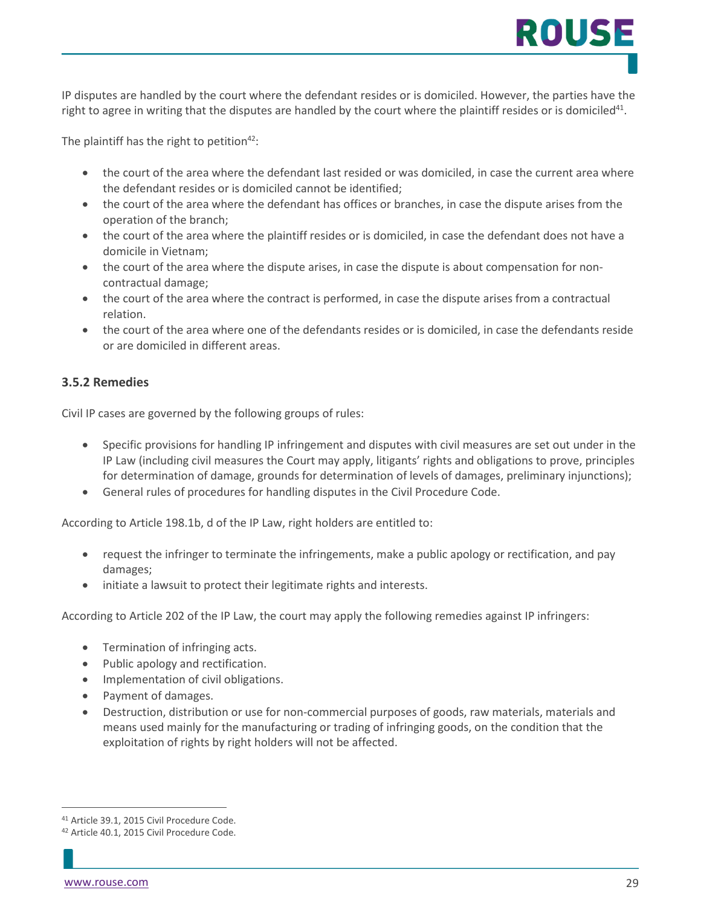IP disputes are handled by the court where the defendant resides or is domiciled. However, the parties have the right to agree in writing that the disputes are handled by the court where the plaintiff resides or is domiciled[41].

The plaintiff has the right to petition[42]:

- the court of the area where the defendant last resided or was domiciled, in case the current area where the defendant resides or is domiciled cannot be identified;
- the court of the area where the defendant has offices or branches, in case the dispute arises from the operation of the branch;
- the court of the area where the plaintiff resides or is domiciled, in case the defendant does not have a domicile in Vietnam;
- the court of the area where the dispute arises, in case the dispute is about compensation for non-contractual damage;
- the court of the area where the contract is performed, in case the dispute arises from a contractual relation.
- the court of the area where one of the defendants resides or is domiciled, in case the defendants reside or are domiciled in different areas.

### 3.5.2 Remedies

Civil IP cases are governed by the following groups of rules:

- Specific provisions for handling IP infringement and disputes with civil measures are set out under in the IP Law (including civil measures the Court may apply, litigants' rights and obligations to prove, principles for determination of damage, grounds for determination of levels of damages, preliminary injunctions);
- General rules of procedures for handling disputes in the Civil Procedure Code.

According to Article 198.1b, d of the IP Law, right holders are entitled to:

- request the infringer to terminate the infringements, make a public apology or rectification, and pay damages;
- initiate a lawsuit to protect their legitimate rights and interests.

According to Article 202 of the IP Law, the court may apply the following remedies against IP infringers:

- Termination of infringing acts.
- Public apology and rectification.
- Implementation of civil obligations.
- Payment of damages.
- Destruction, distribution or use for non-commercial purposes of goods, raw materials, materials and means used mainly for the manufacturing or trading of infringing goods, on the condition that the exploitation of rights by right holders will not be affected.

[41] Article 39.1, 2015 Civil Procedure Code.
[42] Article 40.1, 2015 Civil Procedure Code.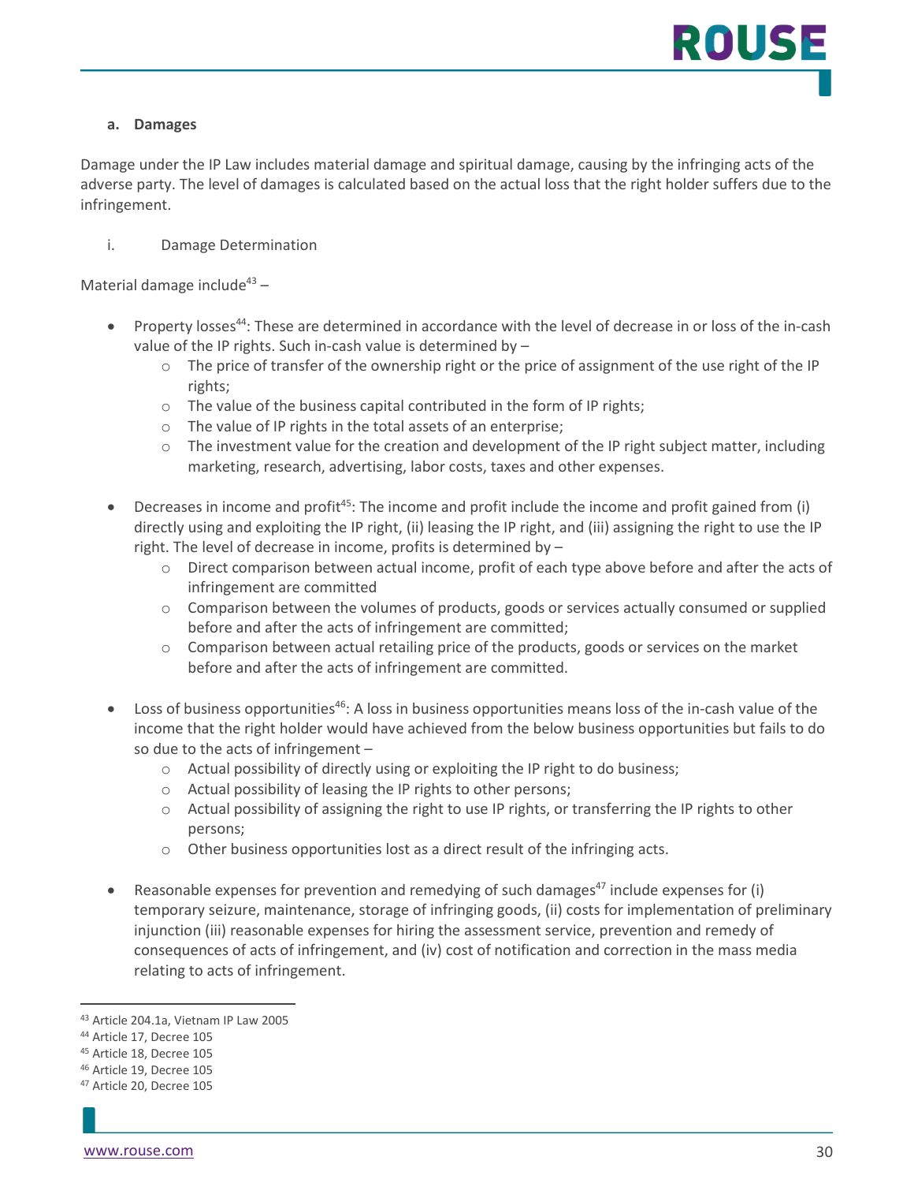**a. Damages**

Damage under the IP Law includes material damage and spiritual damage, causing by the infringing acts of the adverse party. The level of damages is calculated based on the actual loss that the right holder suffers due to the infringement.

i. Damage Determination

Material damage include[43] –

- Property losses[44]: These are determined in accordance with the level of decrease in or loss of the in-cash value of the IP rights. Such in-cash value is determined by –
  - The price of transfer of the ownership right or the price of assignment of the use right of the IP rights;
  - The value of the business capital contributed in the form of IP rights;
  - The value of IP rights in the total assets of an enterprise;
  - The investment value for the creation and development of the IP right subject matter, including marketing, research, advertising, labor costs, taxes and other expenses.
- Decreases in income and profit[45]: The income and profit include the income and profit gained from (i) directly using and exploiting the IP right, (ii) leasing the IP right, and (iii) assigning the right to use the IP right. The level of decrease in income, profits is determined by –
  - Direct comparison between actual income, profit of each type above before and after the acts of infringement are committed
  - Comparison between the volumes of products, goods or services actually consumed or supplied before and after the acts of infringement are committed;
  - Comparison between actual retailing price of the products, goods or services on the market before and after the acts of infringement are committed.
- Loss of business opportunities[46]: A loss in business opportunities means loss of the in-cash value of the income that the right holder would have achieved from the below business opportunities but fails to do so due to the acts of infringement –
  - Actual possibility of directly using or exploiting the IP right to do business;
  - Actual possibility of leasing the IP rights to other persons;
  - Actual possibility of assigning the right to use IP rights, or transferring the IP rights to other persons;
  - Other business opportunities lost as a direct result of the infringing acts.
- Reasonable expenses for prevention and remedying of such damages[47] include expenses for (i) temporary seizure, maintenance, storage of infringing goods, (ii) costs for implementation of preliminary injunction (iii) reasonable expenses for hiring the assessment service, prevention and remedy of consequences of acts of infringement, and (iv) cost of notification and correction in the mass media relating to acts of infringement.

---

[43] Article 204.1a, Vietnam IP Law 2005
[44] Article 17, Decree 105
[45] Article 18, Decree 105
[46] Article 19, Decree 105
[47] Article 20, Decree 105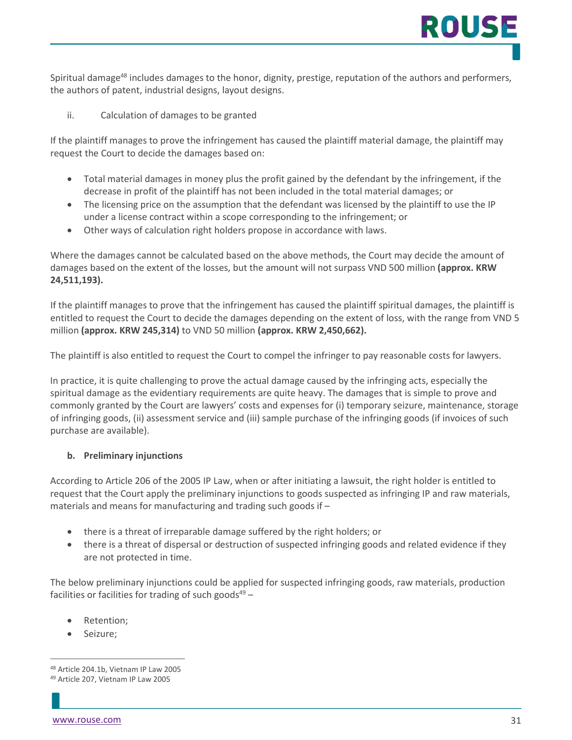Spiritual damage[48] includes damages to the honor, dignity, prestige, reputation of the authors and performers, the authors of patent, industrial designs, layout designs.

ii. Calculation of damages to be granted

If the plaintiff manages to prove the infringement has caused the plaintiff material damage, the plaintiff may request the Court to decide the damages based on:

- Total material damages in money plus the profit gained by the defendant by the infringement, if the decrease in profit of the plaintiff has not been included in the total material damages; or
- The licensing price on the assumption that the defendant was licensed by the plaintiff to use the IP under a license contract within a scope corresponding to the infringement; or
- Other ways of calculation right holders propose in accordance with laws.

Where the damages cannot be calculated based on the above methods, the Court may decide the amount of damages based on the extent of the losses, but the amount will not surpass VND 500 million **(approx. KRW 24,511,193).**

If the plaintiff manages to prove that the infringement has caused the plaintiff spiritual damages, the plaintiff is entitled to request the Court to decide the damages depending on the extent of loss, with the range from VND 5 million **(approx. KRW 245,314)** to VND 50 million **(approx. KRW 2,450,662).**

The plaintiff is also entitled to request the Court to compel the infringer to pay reasonable costs for lawyers.

In practice, it is quite challenging to prove the actual damage caused by the infringing acts, especially the spiritual damage as the evidentiary requirements are quite heavy. The damages that is simple to prove and commonly granted by the Court are lawyers' costs and expenses for (i) temporary seizure, maintenance, storage of infringing goods, (ii) assessment service and (iii) sample purchase of the infringing goods (if invoices of such purchase are available).

**b. Preliminary injunctions**

According to Article 206 of the 2005 IP Law, when or after initiating a lawsuit, the right holder is entitled to request that the Court apply the preliminary injunctions to goods suspected as infringing IP and raw materials, materials and means for manufacturing and trading such goods if –

- there is a threat of irreparable damage suffered by the right holders; or
- there is a threat of dispersal or destruction of suspected infringing goods and related evidence if they are not protected in time.

The below preliminary injunctions could be applied for suspected infringing goods, raw materials, production facilities or facilities for trading of such goods[49] –

- Retention;
- Seizure;

[48] Article 204.1b, Vietnam IP Law 2005
[49] Article 207, Vietnam IP Law 2005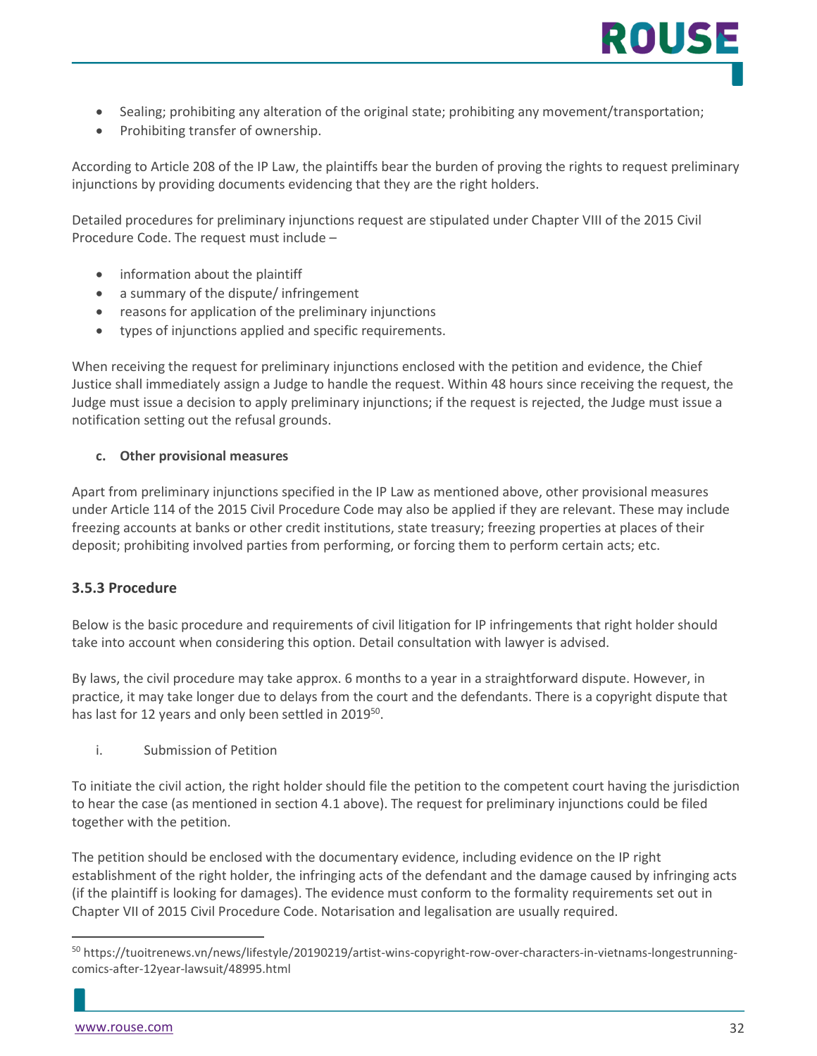- Sealing; prohibiting any alteration of the original state; prohibiting any movement/transportation;
- Prohibiting transfer of ownership.

According to Article 208 of the IP Law, the plaintiffs bear the burden of proving the rights to request preliminary injunctions by providing documents evidencing that they are the right holders.

Detailed procedures for preliminary injunctions request are stipulated under Chapter VIII of the 2015 Civil Procedure Code. The request must include –

- information about the plaintiff
- a summary of the dispute/ infringement
- reasons for application of the preliminary injunctions
- types of injunctions applied and specific requirements.

When receiving the request for preliminary injunctions enclosed with the petition and evidence, the Chief Justice shall immediately assign a Judge to handle the request. Within 48 hours since receiving the request, the Judge must issue a decision to apply preliminary injunctions; if the request is rejected, the Judge must issue a notification setting out the refusal grounds.

**c. Other provisional measures**

Apart from preliminary injunctions specified in the IP Law as mentioned above, other provisional measures under Article 114 of the 2015 Civil Procedure Code may also be applied if they are relevant. These may include freezing accounts at banks or other credit institutions, state treasury; freezing properties at places of their deposit; prohibiting involved parties from performing, or forcing them to perform certain acts; etc.

### 3.5.3 Procedure

Below is the basic procedure and requirements of civil litigation for IP infringements that right holder should take into account when considering this option. Detail consultation with lawyer is advised.

By laws, the civil procedure may take approx. 6 months to a year in a straightforward dispute. However, in practice, it may take longer due to delays from the court and the defendants. There is a copyright dispute that has last for 12 years and only been settled in 2019[50].

i. Submission of Petition

To initiate the civil action, the right holder should file the petition to the competent court having the jurisdiction to hear the case (as mentioned in section 4.1 above). The request for preliminary injunctions could be filed together with the petition.

The petition should be enclosed with the documentary evidence, including evidence on the IP right establishment of the right holder, the infringing acts of the defendant and the damage caused by infringing acts (if the plaintiff is looking for damages). The evidence must conform to the formality requirements set out in Chapter VII of 2015 Civil Procedure Code. Notarisation and legalisation are usually required.

[50] https://tuoitrenews.vn/news/lifestyle/20190219/artist-wins-copyright-row-over-characters-in-vietnams-longestrunning-comics-after-12year-lawsuit/48995.html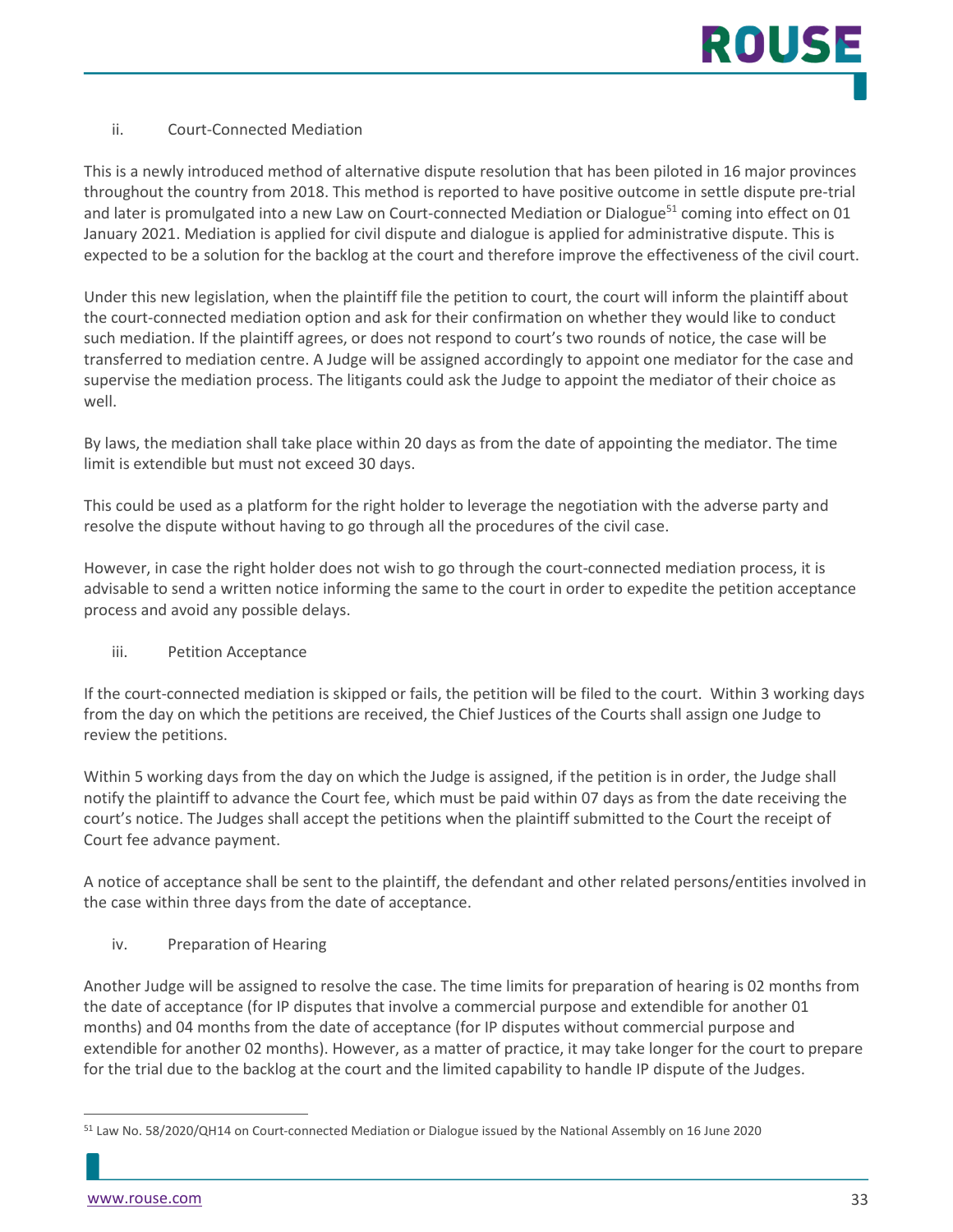### ii. Court-Connected Mediation

This is a newly introduced method of alternative dispute resolution that has been piloted in 16 major provinces throughout the country from 2018. This method is reported to have positive outcome in settle dispute pre-trial and later is promulgated into a new Law on Court-connected Mediation or Dialogue[51] coming into effect on 01 January 2021. Mediation is applied for civil dispute and dialogue is applied for administrative dispute. This is expected to be a solution for the backlog at the court and therefore improve the effectiveness of the civil court.

Under this new legislation, when the plaintiff file the petition to court, the court will inform the plaintiff about the court-connected mediation option and ask for their confirmation on whether they would like to conduct such mediation. If the plaintiff agrees, or does not respond to court's two rounds of notice, the case will be transferred to mediation centre. A Judge will be assigned accordingly to appoint one mediator for the case and supervise the mediation process. The litigants could ask the Judge to appoint the mediator of their choice as well.

By laws, the mediation shall take place within 20 days as from the date of appointing the mediator. The time limit is extendible but must not exceed 30 days.

This could be used as a platform for the right holder to leverage the negotiation with the adverse party and resolve the dispute without having to go through all the procedures of the civil case.

However, in case the right holder does not wish to go through the court-connected mediation process, it is advisable to send a written notice informing the same to the court in order to expedite the petition acceptance process and avoid any possible delays.

### iii. Petition Acceptance

If the court-connected mediation is skipped or fails, the petition will be filed to the court. Within 3 working days from the day on which the petitions are received, the Chief Justices of the Courts shall assign one Judge to review the petitions.

Within 5 working days from the day on which the Judge is assigned, if the petition is in order, the Judge shall notify the plaintiff to advance the Court fee, which must be paid within 07 days as from the date receiving the court's notice. The Judges shall accept the petitions when the plaintiff submitted to the Court the receipt of Court fee advance payment.

A notice of acceptance shall be sent to the plaintiff, the defendant and other related persons/entities involved in the case within three days from the date of acceptance.

### iv. Preparation of Hearing

Another Judge will be assigned to resolve the case. The time limits for preparation of hearing is 02 months from the date of acceptance (for IP disputes that involve a commercial purpose and extendible for another 01 months) and 04 months from the date of acceptance (for IP disputes without commercial purpose and extendible for another 02 months). However, as a matter of practice, it may take longer for the court to prepare for the trial due to the backlog at the court and the limited capability to handle IP dispute of the Judges.

---

[51] Law No. 58/2020/QH14 on Court-connected Mediation or Dialogue issued by the National Assembly on 16 June 2020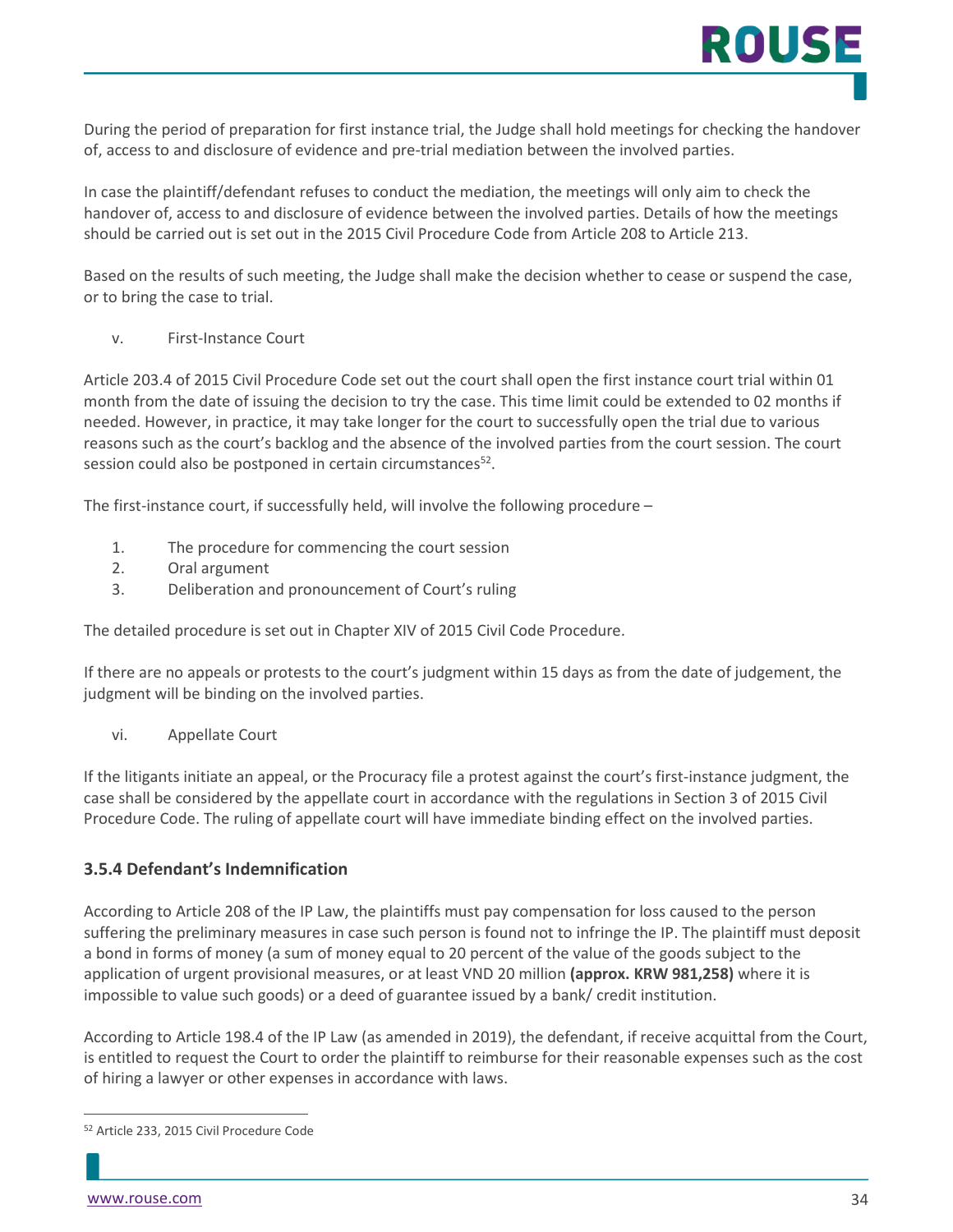During the period of preparation for first instance trial, the Judge shall hold meetings for checking the handover of, access to and disclosure of evidence and pre-trial mediation between the involved parties.

In case the plaintiff/defendant refuses to conduct the mediation, the meetings will only aim to check the handover of, access to and disclosure of evidence between the involved parties. Details of how the meetings should be carried out is set out in the 2015 Civil Procedure Code from Article 208 to Article 213.

Based on the results of such meeting, the Judge shall make the decision whether to cease or suspend the case, or to bring the case to trial.

v. First-Instance Court

Article 203.4 of 2015 Civil Procedure Code set out the court shall open the first instance court trial within 01 month from the date of issuing the decision to try the case. This time limit could be extended to 02 months if needed. However, in practice, it may take longer for the court to successfully open the trial due to various reasons such as the court's backlog and the absence of the involved parties from the court session. The court session could also be postponed in certain circumstances[52].

The first-instance court, if successfully held, will involve the following procedure –

1. The procedure for commencing the court session
2. Oral argument
3. Deliberation and pronouncement of Court's ruling

The detailed procedure is set out in Chapter XIV of 2015 Civil Code Procedure.

If there are no appeals or protests to the court's judgment within 15 days as from the date of judgement, the judgment will be binding on the involved parties.

vi. Appellate Court

If the litigants initiate an appeal, or the Procuracy file a protest against the court's first-instance judgment, the case shall be considered by the appellate court in accordance with the regulations in Section 3 of 2015 Civil Procedure Code. The ruling of appellate court will have immediate binding effect on the involved parties.

### 3.5.4 Defendant's Indemnification

According to Article 208 of the IP Law, the plaintiffs must pay compensation for loss caused to the person suffering the preliminary measures in case such person is found not to infringe the IP. The plaintiff must deposit a bond in forms of money (a sum of money equal to 20 percent of the value of the goods subject to the application of urgent provisional measures, or at least VND 20 million **(approx. KRW 981,258)** where it is impossible to value such goods) or a deed of guarantee issued by a bank/ credit institution.

According to Article 198.4 of the IP Law (as amended in 2019), the defendant, if receive acquittal from the Court, is entitled to request the Court to order the plaintiff to reimburse for their reasonable expenses such as the cost of hiring a lawyer or other expenses in accordance with laws.

[52] Article 233, 2015 Civil Procedure Code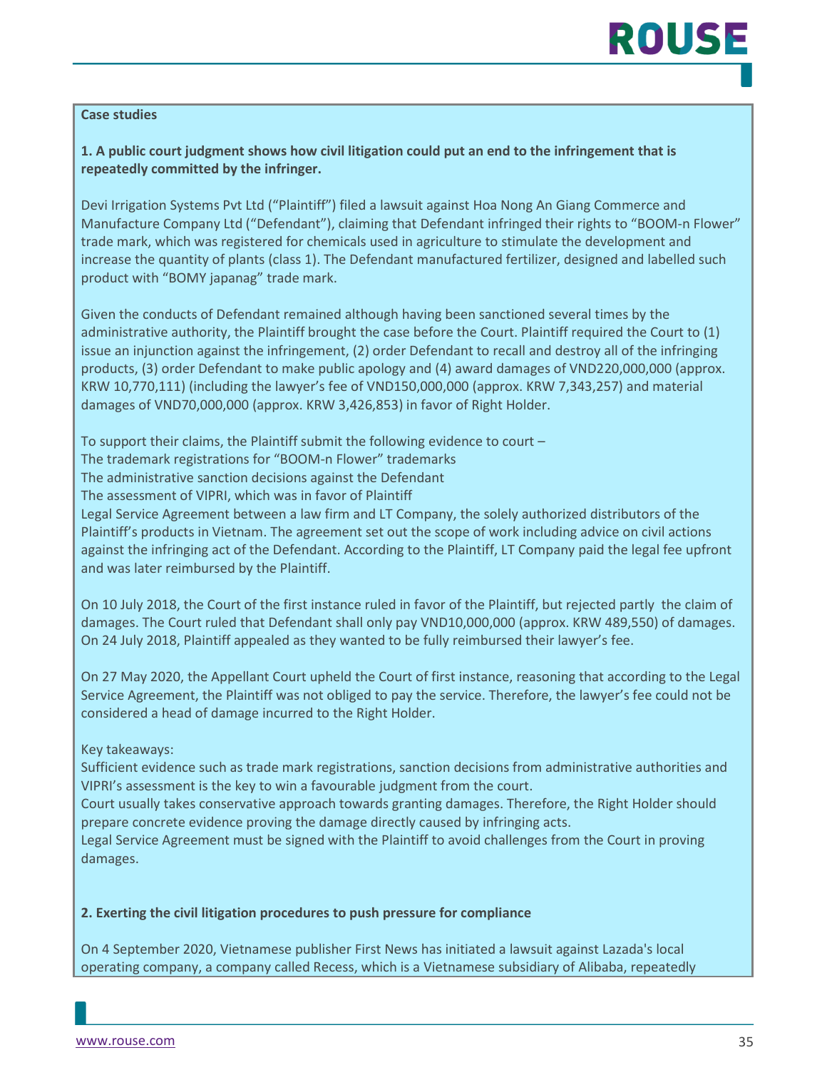**Case studies**

**1. A public court judgment shows how civil litigation could put an end to the infringement that is repeatedly committed by the infringer.**

Devi Irrigation Systems Pvt Ltd ("Plaintiff") filed a lawsuit against Hoa Nong An Giang Commerce and Manufacture Company Ltd ("Defendant"), claiming that Defendant infringed their rights to "BOOM-n Flower" trade mark, which was registered for chemicals used in agriculture to stimulate the development and increase the quantity of plants (class 1). The Defendant manufactured fertilizer, designed and labelled such product with "BOMY japanag" trade mark.

Given the conducts of Defendant remained although having been sanctioned several times by the administrative authority, the Plaintiff brought the case before the Court. Plaintiff required the Court to (1) issue an injunction against the infringement, (2) order Defendant to recall and destroy all of the infringing products, (3) order Defendant to make public apology and (4) award damages of VND220,000,000 (approx. KRW 10,770,111) (including the lawyer's fee of VND150,000,000 (approx. KRW 7,343,257) and material damages of VND70,000,000 (approx. KRW 3,426,853) in favor of Right Holder.

To support their claims, the Plaintiff submit the following evidence to court –
The trademark registrations for "BOOM-n Flower" trademarks
The administrative sanction decisions against the Defendant
The assessment of VIPRI, which was in favor of Plaintiff
Legal Service Agreement between a law firm and LT Company, the solely authorized distributors of the Plaintiff's products in Vietnam. The agreement set out the scope of work including advice on civil actions against the infringing act of the Defendant. According to the Plaintiff, LT Company paid the legal fee upfront and was later reimbursed by the Plaintiff.

On 10 July 2018, the Court of the first instance ruled in favor of the Plaintiff, but rejected partly the claim of damages. The Court ruled that Defendant shall only pay VND10,000,000 (approx. KRW 489,550) of damages. On 24 July 2018, Plaintiff appealed as they wanted to be fully reimbursed their lawyer's fee.

On 27 May 2020, the Appellant Court upheld the Court of first instance, reasoning that according to the Legal Service Agreement, the Plaintiff was not obliged to pay the service. Therefore, the lawyer's fee could not be considered a head of damage incurred to the Right Holder.

Key takeaways:
Sufficient evidence such as trade mark registrations, sanction decisions from administrative authorities and VIPRI's assessment is the key to win a favourable judgment from the court.
Court usually takes conservative approach towards granting damages. Therefore, the Right Holder should prepare concrete evidence proving the damage directly caused by infringing acts.
Legal Service Agreement must be signed with the Plaintiff to avoid challenges from the Court in proving damages.

**2. Exerting the civil litigation procedures to push pressure for compliance**

On 4 September 2020, Vietnamese publisher First News has initiated a lawsuit against Lazada's local operating company, a company called Recess, which is a Vietnamese subsidiary of Alibaba, repeatedly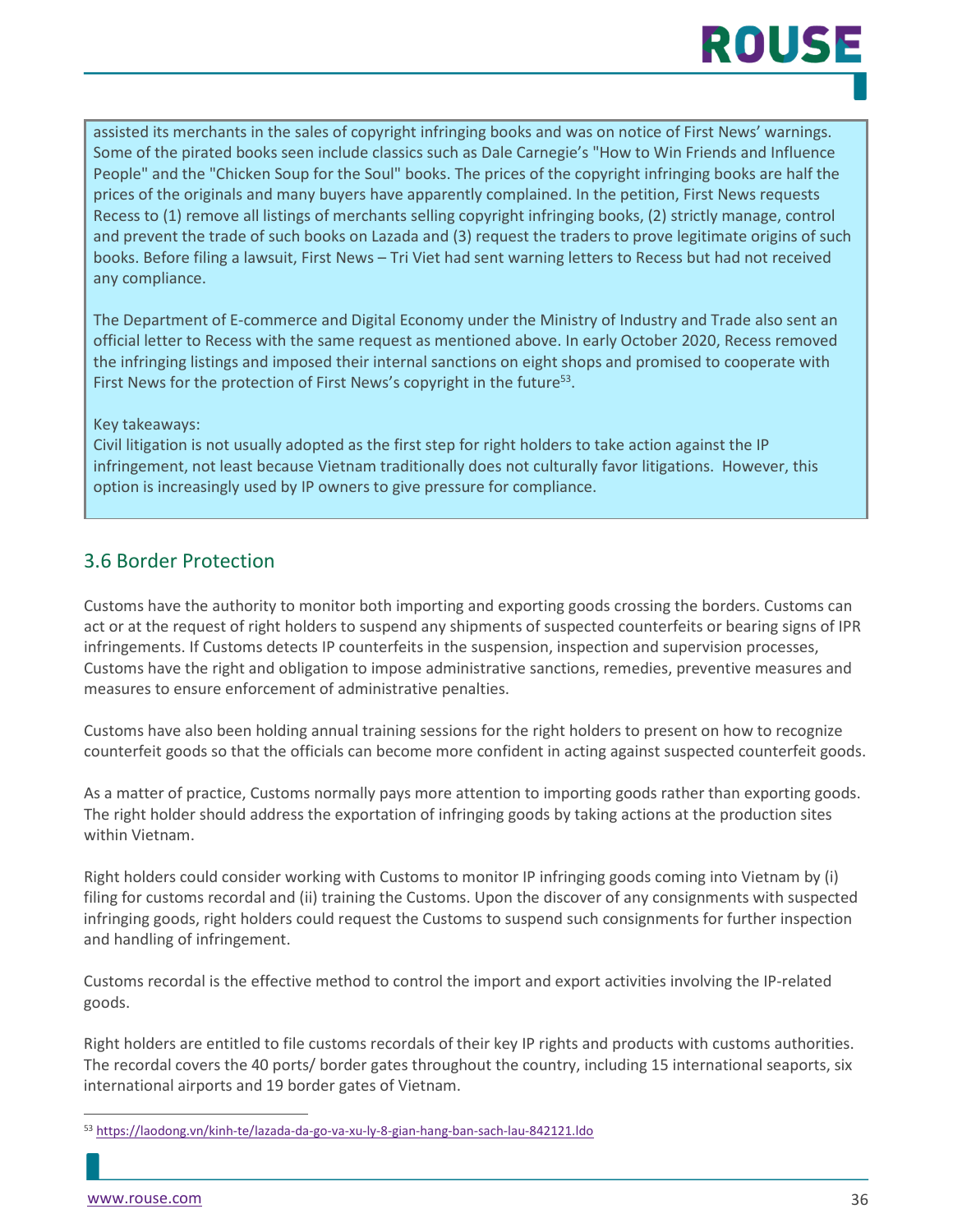assisted its merchants in the sales of copyright infringing books and was on notice of First News' warnings. Some of the pirated books seen include classics such as Dale Carnegie's "How to Win Friends and Influence People" and the "Chicken Soup for the Soul" books. The prices of the copyright infringing books are half the prices of the originals and many buyers have apparently complained. In the petition, First News requests Recess to (1) remove all listings of merchants selling copyright infringing books, (2) strictly manage, control and prevent the trade of such books on Lazada and (3) request the traders to prove legitimate origins of such books. Before filing a lawsuit, First News – Tri Viet had sent warning letters to Recess but had not received any compliance.

The Department of E-commerce and Digital Economy under the Ministry of Industry and Trade also sent an official letter to Recess with the same request as mentioned above. In early October 2020, Recess removed the infringing listings and imposed their internal sanctions on eight shops and promised to cooperate with First News for the protection of First News's copyright in the future[53].

Key takeaways:
Civil litigation is not usually adopted as the first step for right holders to take action against the IP infringement, not least because Vietnam traditionally does not culturally favor litigations. However, this option is increasingly used by IP owners to give pressure for compliance.

## 3.6 Border Protection

Customs have the authority to monitor both importing and exporting goods crossing the borders. Customs can act or at the request of right holders to suspend any shipments of suspected counterfeits or bearing signs of IPR infringements. If Customs detects IP counterfeits in the suspension, inspection and supervision processes, Customs have the right and obligation to impose administrative sanctions, remedies, preventive measures and measures to ensure enforcement of administrative penalties.

Customs have also been holding annual training sessions for the right holders to present on how to recognize counterfeit goods so that the officials can become more confident in acting against suspected counterfeit goods.

As a matter of practice, Customs normally pays more attention to importing goods rather than exporting goods. The right holder should address the exportation of infringing goods by taking actions at the production sites within Vietnam.

Right holders could consider working with Customs to monitor IP infringing goods coming into Vietnam by (i) filing for customs recordal and (ii) training the Customs. Upon the discover of any consignments with suspected infringing goods, right holders could request the Customs to suspend such consignments for further inspection and handling of infringement.

Customs recordal is the effective method to control the import and export activities involving the IP-related goods.

Right holders are entitled to file customs recordals of their key IP rights and products with customs authorities. The recordal covers the 40 ports/ border gates throughout the country, including 15 international seaports, six international airports and 19 border gates of Vietnam.

[53] https://laodong.vn/kinh-te/lazada-da-go-va-xu-ly-8-gian-hang-ban-sach-lau-842121.ldo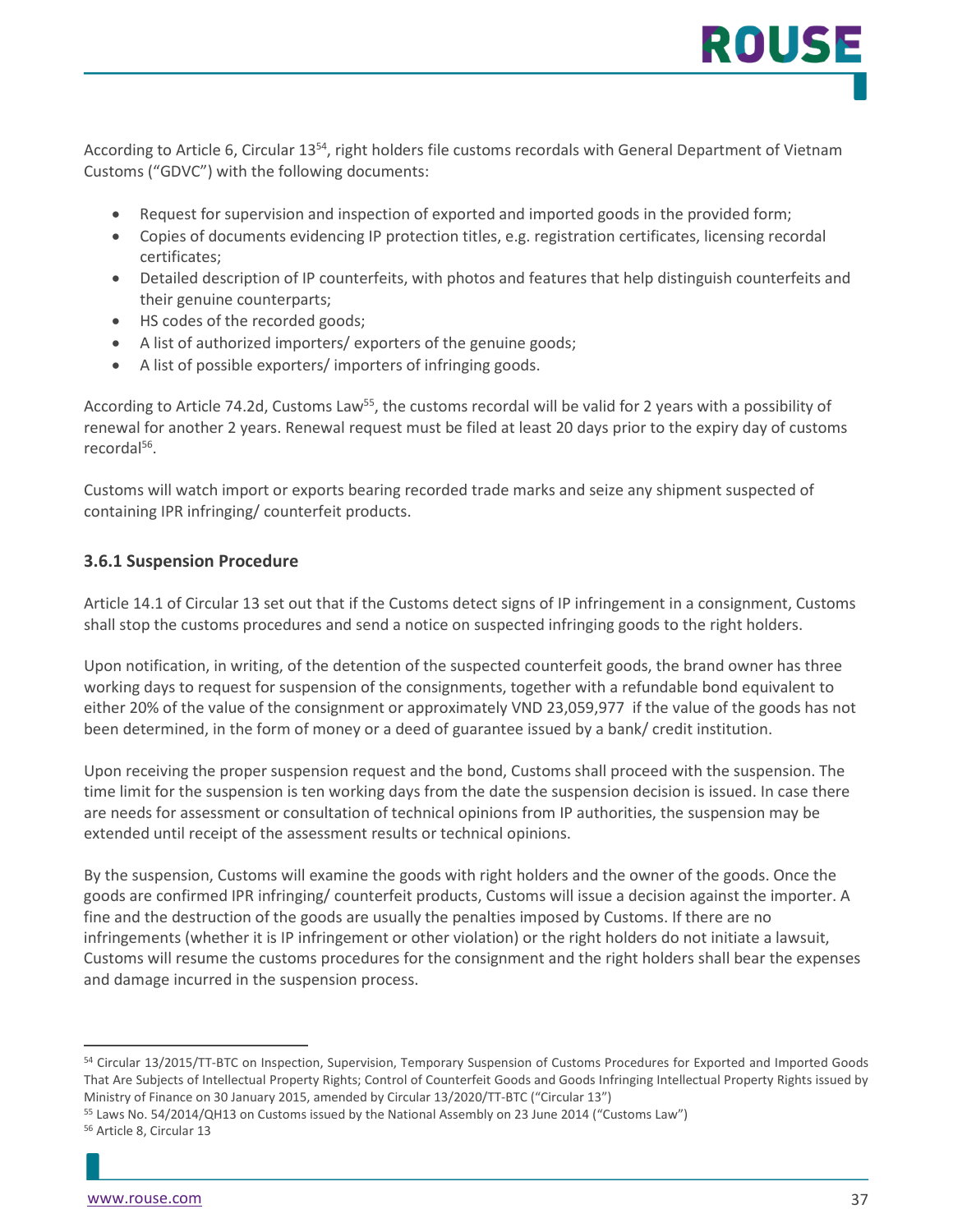According to Article 6, Circular 13[54], right holders file customs recordals with General Department of Vietnam Customs ("GDVC") with the following documents:

- Request for supervision and inspection of exported and imported goods in the provided form;
- Copies of documents evidencing IP protection titles, e.g. registration certificates, licensing recordal certificates;
- Detailed description of IP counterfeits, with photos and features that help distinguish counterfeits and their genuine counterparts;
- HS codes of the recorded goods;
- A list of authorized importers/ exporters of the genuine goods;
- A list of possible exporters/ importers of infringing goods.

According to Article 74.2d, Customs Law[55], the customs recordal will be valid for 2 years with a possibility of renewal for another 2 years. Renewal request must be filed at least 20 days prior to the expiry day of customs recordal[56].

Customs will watch import or exports bearing recorded trade marks and seize any shipment suspected of containing IPR infringing/ counterfeit products.

### 3.6.1 Suspension Procedure

Article 14.1 of Circular 13 set out that if the Customs detect signs of IP infringement in a consignment, Customs shall stop the customs procedures and send a notice on suspected infringing goods to the right holders.

Upon notification, in writing, of the detention of the suspected counterfeit goods, the brand owner has three working days to request for suspension of the consignments, together with a refundable bond equivalent to either 20% of the value of the consignment or approximately VND 23,059,977 if the value of the goods has not been determined, in the form of money or a deed of guarantee issued by a bank/ credit institution.

Upon receiving the proper suspension request and the bond, Customs shall proceed with the suspension. The time limit for the suspension is ten working days from the date the suspension decision is issued. In case there are needs for assessment or consultation of technical opinions from IP authorities, the suspension may be extended until receipt of the assessment results or technical opinions.

By the suspension, Customs will examine the goods with right holders and the owner of the goods. Once the goods are confirmed IPR infringing/ counterfeit products, Customs will issue a decision against the importer. A fine and the destruction of the goods are usually the penalties imposed by Customs. If there are no infringements (whether it is IP infringement or other violation) or the right holders do not initiate a lawsuit, Customs will resume the customs procedures for the consignment and the right holders shall bear the expenses and damage incurred in the suspension process.

---

[54] Circular 13/2015/TT-BTC on Inspection, Supervision, Temporary Suspension of Customs Procedures for Exported and Imported Goods That Are Subjects of Intellectual Property Rights; Control of Counterfeit Goods and Goods Infringing Intellectual Property Rights issued by Ministry of Finance on 30 January 2015, amended by Circular 13/2020/TT-BTC ("Circular 13")

[55] Laws No. 54/2014/QH13 on Customs issued by the National Assembly on 23 June 2014 ("Customs Law")

[56] Article 8, Circular 13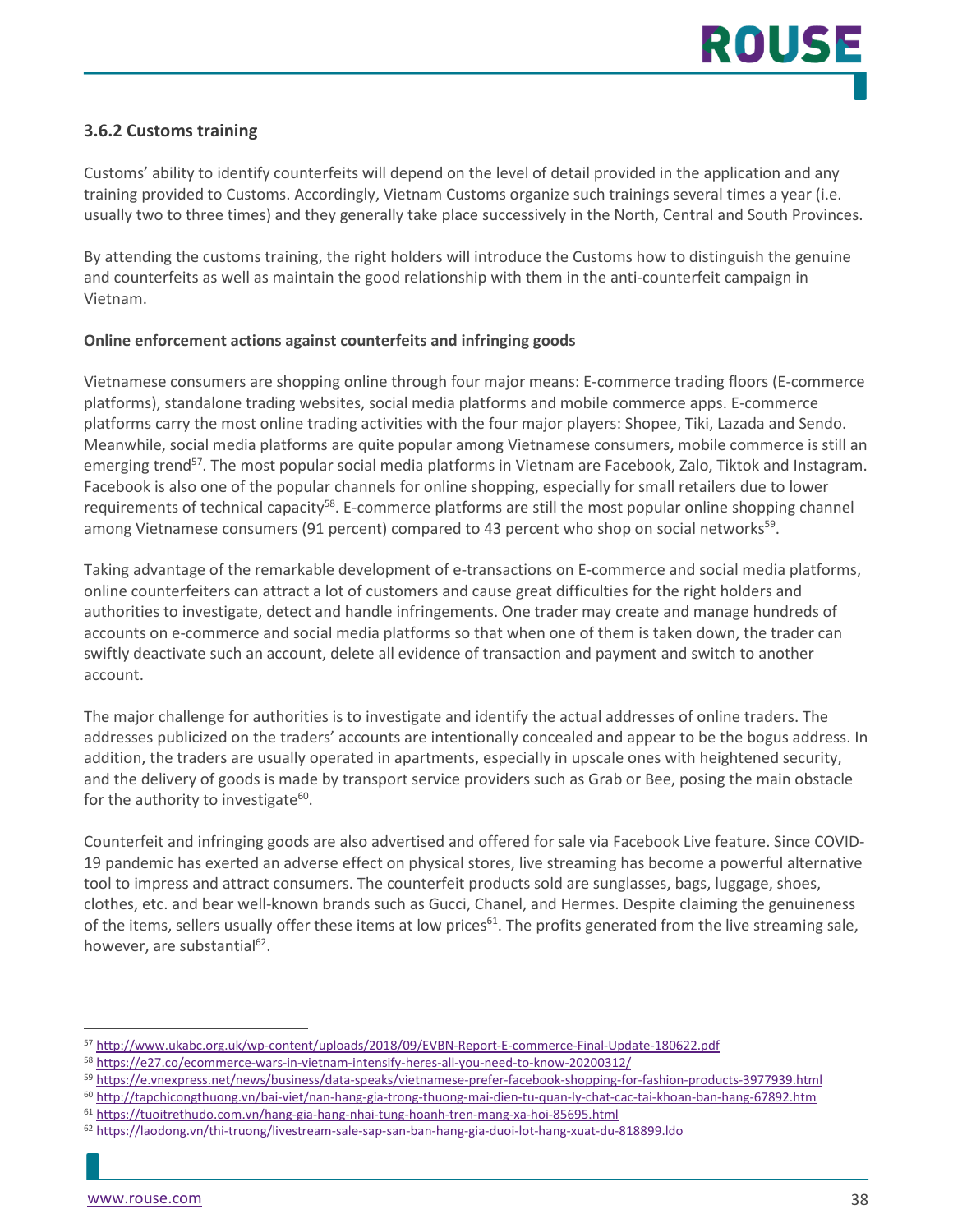### 3.6.2 Customs training

Customs' ability to identify counterfeits will depend on the level of detail provided in the application and any training provided to Customs. Accordingly, Vietnam Customs organize such trainings several times a year (i.e. usually two to three times) and they generally take place successively in the North, Central and South Provinces.

By attending the customs training, the right holders will introduce the Customs how to distinguish the genuine and counterfeits as well as maintain the good relationship with them in the anti-counterfeit campaign in Vietnam.

**Online enforcement actions against counterfeits and infringing goods**

Vietnamese consumers are shopping online through four major means: E-commerce trading floors (E-commerce platforms), standalone trading websites, social media platforms and mobile commerce apps. E-commerce platforms carry the most online trading activities with the four major players: Shopee, Tiki, Lazada and Sendo. Meanwhile, social media platforms are quite popular among Vietnamese consumers, mobile commerce is still an emerging trend[57]. The most popular social media platforms in Vietnam are Facebook, Zalo, Tiktok and Instagram. Facebook is also one of the popular channels for online shopping, especially for small retailers due to lower requirements of technical capacity[58]. E-commerce platforms are still the most popular online shopping channel among Vietnamese consumers (91 percent) compared to 43 percent who shop on social networks[59].

Taking advantage of the remarkable development of e-transactions on E-commerce and social media platforms, online counterfeiters can attract a lot of customers and cause great difficulties for the right holders and authorities to investigate, detect and handle infringements. One trader may create and manage hundreds of accounts on e-commerce and social media platforms so that when one of them is taken down, the trader can swiftly deactivate such an account, delete all evidence of transaction and payment and switch to another account.

The major challenge for authorities is to investigate and identify the actual addresses of online traders. The addresses publicized on the traders' accounts are intentionally concealed and appear to be the bogus address. In addition, the traders are usually operated in apartments, especially in upscale ones with heightened security, and the delivery of goods is made by transport service providers such as Grab or Bee, posing the main obstacle for the authority to investigate[60].

Counterfeit and infringing goods are also advertised and offered for sale via Facebook Live feature. Since COVID-19 pandemic has exerted an adverse effect on physical stores, live streaming has become a powerful alternative tool to impress and attract consumers. The counterfeit products sold are sunglasses, bags, luggage, shoes, clothes, etc. and bear well-known brands such as Gucci, Chanel, and Hermes. Despite claiming the genuineness of the items, sellers usually offer these items at low prices[61]. The profits generated from the live streaming sale, however, are substantial[62].

---

[57] http://www.ukabc.org.uk/wp-content/uploads/2018/09/EVBN-Report-E-commerce-Final-Update-180622.pdf

[58] https://e27.co/ecommerce-wars-in-vietnam-intensify-heres-all-you-need-to-know-20200312/

[59] https://e.vnexpress.net/news/business/data-speaks/vietnamese-prefer-facebook-shopping-for-fashion-products-3977939.html

[60] http://tapchicongthuong.vn/bai-viet/nan-hang-gia-trong-thuong-mai-dien-tu-quan-ly-chat-cac-tai-khoan-ban-hang-67892.htm

[61] https://tuoitrethudo.com.vn/hang-gia-hang-nhai-tung-hoanh-tren-mang-xa-hoi-85695.html

[62] https://laodong.vn/thi-truong/livestream-sale-sap-san-ban-hang-gia-duoi-lot-hang-xuat-du-818899.ldo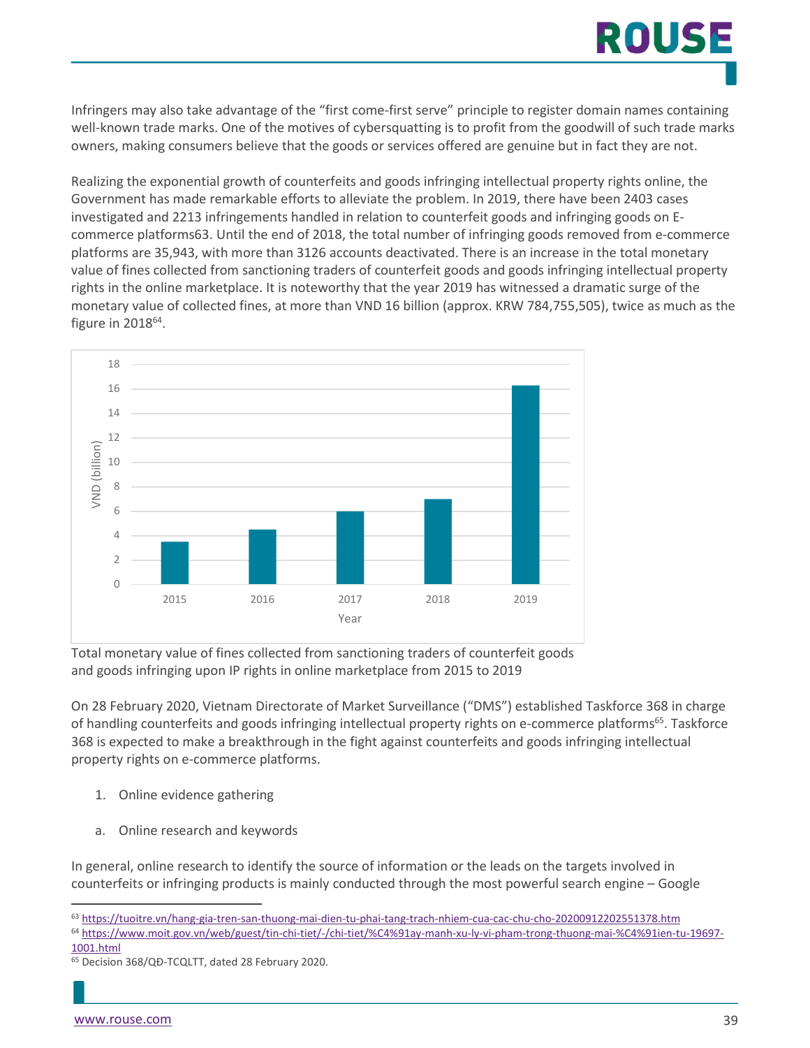Infringers may also take advantage of the "first come-first serve" principle to register domain names containing well-known trade marks. One of the motives of cybersquatting is to profit from the goodwill of such trade marks owners, making consumers believe that the goods or services offered are genuine but in fact they are not.

Realizing the exponential growth of counterfeits and goods infringing intellectual property rights online, the Government has made remarkable efforts to alleviate the problem. In 2019, there have been 2403 cases investigated and 2213 infringements handled in relation to counterfeit goods and infringing goods on E-commerce platforms63. Until the end of 2018, the total number of infringing goods removed from e-commerce platforms are 35,943, with more than 3126 accounts deactivated. There is an increase in the total monetary value of fines collected from sanctioning traders of counterfeit goods and goods infringing intellectual property rights in the online marketplace. It is noteworthy that the year 2019 has witnessed a dramatic surge of the monetary value of collected fines, at more than VND 16 billion (approx. KRW 784,755,505), twice as much as the figure in 2018[64].

Total monetary value of fines collected from sanctioning traders of counterfeit goods and goods infringing upon IP rights in online marketplace from 2015 to 2019

On 28 February 2020, Vietnam Directorate of Market Surveillance ("DMS") established Taskforce 368 in charge of handling counterfeits and goods infringing intellectual property rights on e-commerce platforms[65]. Taskforce 368 is expected to make a breakthrough in the fight against counterfeits and goods infringing intellectual property rights on e-commerce platforms.

1. Online evidence gathering

a. Online research and keywords

In general, online research to identify the source of information or the leads on the targets involved in counterfeits or infringing products is mainly conducted through the most powerful search engine – Google

[63] https://tuoitre.vn/hang-gia-tren-san-thuong-mai-dien-tu-phai-tang-trach-nhiem-cua-cac-chu-cho-20200912202551378.htm

[64] https://www.moit.gov.vn/web/guest/tin-chi-tiet/-/chi-tiet/%C4%91ay-manh-xu-ly-vi-pham-trong-thuong-mai-%C4%91ien-tu-19697-1001.html

[65] Decision 368/QĐ-TCQLTT, dated 28 February 2020.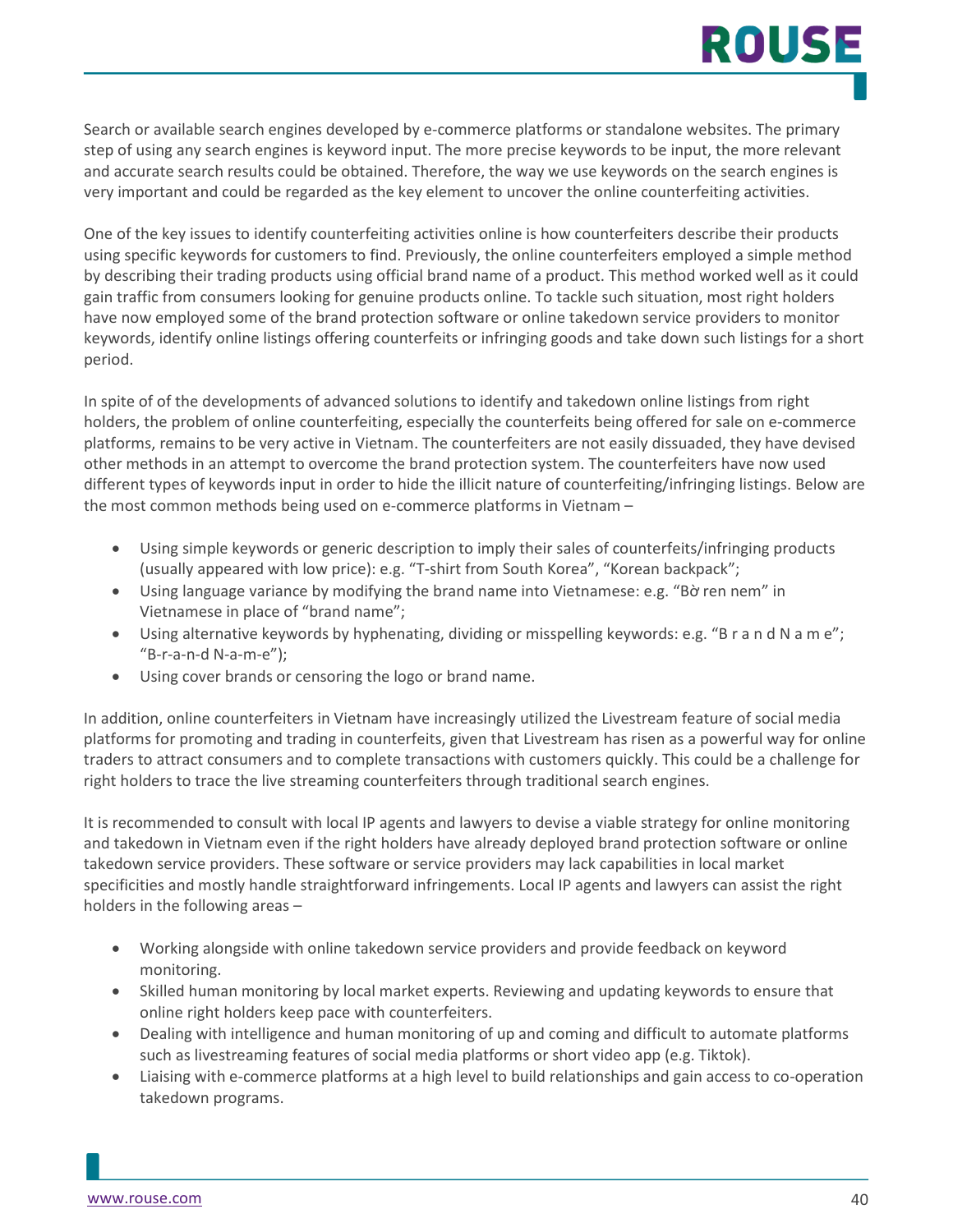Search or available search engines developed by e-commerce platforms or standalone websites. The primary step of using any search engines is keyword input. The more precise keywords to be input, the more relevant and accurate search results could be obtained. Therefore, the way we use keywords on the search engines is very important and could be regarded as the key element to uncover the online counterfeiting activities.

One of the key issues to identify counterfeiting activities online is how counterfeiters describe their products using specific keywords for customers to find. Previously, the online counterfeiters employed a simple method by describing their trading products using official brand name of a product. This method worked well as it could gain traffic from consumers looking for genuine products online. To tackle such situation, most right holders have now employed some of the brand protection software or online takedown service providers to monitor keywords, identify online listings offering counterfeits or infringing goods and take down such listings for a short period.

In spite of of the developments of advanced solutions to identify and takedown online listings from right holders, the problem of online counterfeiting, especially the counterfeits being offered for sale on e-commerce platforms, remains to be very active in Vietnam. The counterfeiters are not easily dissuaded, they have devised other methods in an attempt to overcome the brand protection system. The counterfeiters have now used different types of keywords input in order to hide the illicit nature of counterfeiting/infringing listings. Below are the most common methods being used on e-commerce platforms in Vietnam –

- Using simple keywords or generic description to imply their sales of counterfeits/infringing products (usually appeared with low price): e.g. “T-shirt from South Korea”, “Korean backpack”;
- Using language variance by modifying the brand name into Vietnamese: e.g. “Bờ ren nem” in Vietnamese in place of “brand name”;
- Using alternative keywords by hyphenating, dividing or misspelling keywords: e.g. “B r a n d N a m e”; “B-r-a-n-d N-a-m-e”);
- Using cover brands or censoring the logo or brand name.

In addition, online counterfeiters in Vietnam have increasingly utilized the Livestream feature of social media platforms for promoting and trading in counterfeits, given that Livestream has risen as a powerful way for online traders to attract consumers and to complete transactions with customers quickly. This could be a challenge for right holders to trace the live streaming counterfeiters through traditional search engines.

It is recommended to consult with local IP agents and lawyers to devise a viable strategy for online monitoring and takedown in Vietnam even if the right holders have already deployed brand protection software or online takedown service providers. These software or service providers may lack capabilities in local market specificities and mostly handle straightforward infringements. Local IP agents and lawyers can assist the right holders in the following areas –

- Working alongside with online takedown service providers and provide feedback on keyword monitoring.
- Skilled human monitoring by local market experts. Reviewing and updating keywords to ensure that online right holders keep pace with counterfeiters.
- Dealing with intelligence and human monitoring of up and coming and difficult to automate platforms such as livestreaming features of social media platforms or short video app (e.g. Tiktok).
- Liaising with e-commerce platforms at a high level to build relationships and gain access to co-operation takedown programs.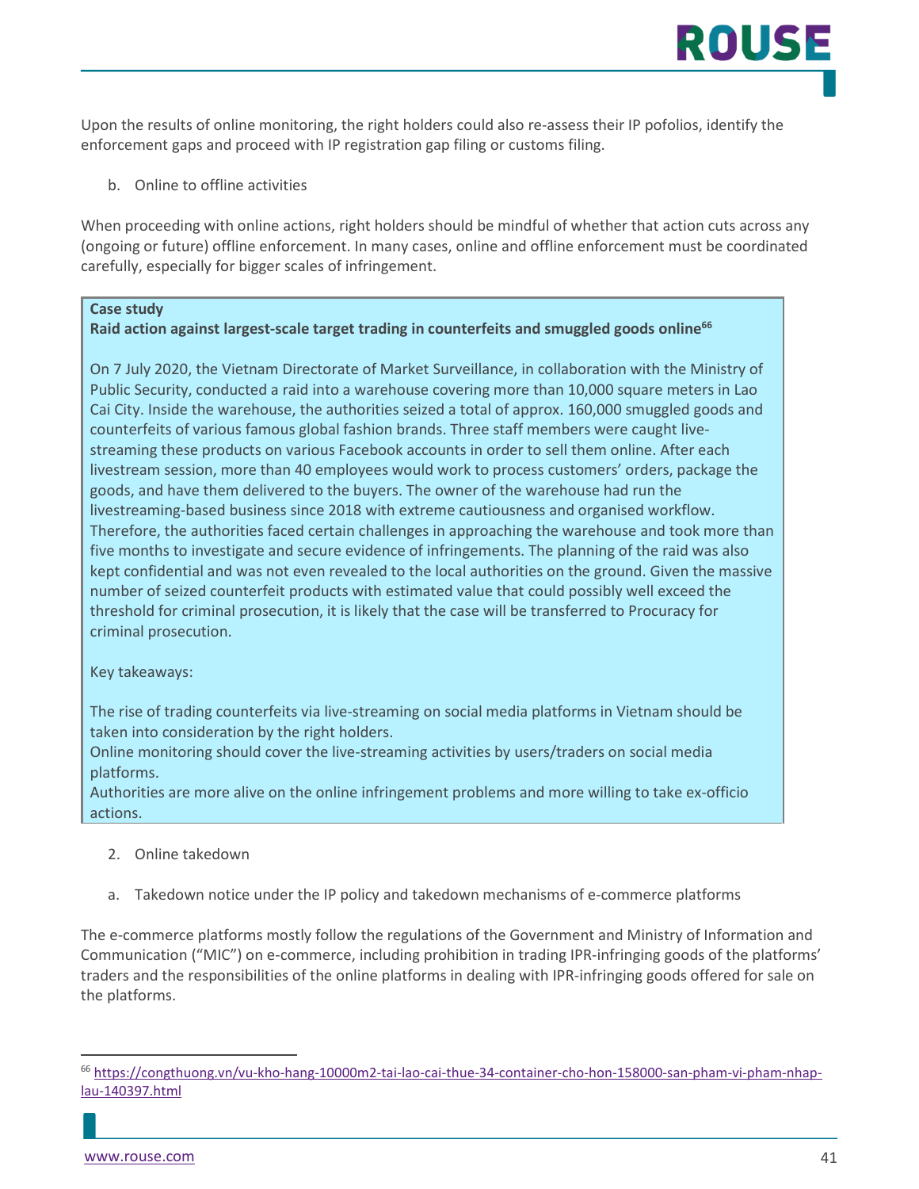Upon the results of online monitoring, the right holders could also re-assess their IP pofolios, identify the enforcement gaps and proceed with IP registration gap filing or customs filing.

b. Online to offline activities

When proceeding with online actions, right holders should be mindful of whether that action cuts across any (ongoing or future) offline enforcement. In many cases, online and offline enforcement must be coordinated carefully, especially for bigger scales of infringement.

> **Case study**
> **Raid action against largest-scale target trading in counterfeits and smuggled goods online**[66]
>
> On 7 July 2020, the Vietnam Directorate of Market Surveillance, in collaboration with the Ministry of Public Security, conducted a raid into a warehouse covering more than 10,000 square meters in Lao Cai City. Inside the warehouse, the authorities seized a total of approx. 160,000 smuggled goods and counterfeits of various famous global fashion brands. Three staff members were caught live-streaming these products on various Facebook accounts in order to sell them online. After each livestream session, more than 40 employees would work to process customers' orders, package the goods, and have them delivered to the buyers. The owner of the warehouse had run the livestreaming-based business since 2018 with extreme cautiousness and organised workflow. Therefore, the authorities faced certain challenges in approaching the warehouse and took more than five months to investigate and secure evidence of infringements. The planning of the raid was also kept confidential and was not even revealed to the local authorities on the ground. Given the massive number of seized counterfeit products with estimated value that could possibly well exceed the threshold for criminal prosecution, it is likely that the case will be transferred to Procuracy for criminal prosecution.
>
> Key takeaways:
>
> The rise of trading counterfeits via live-streaming on social media platforms in Vietnam should be taken into consideration by the right holders.
> Online monitoring should cover the live-streaming activities by users/traders on social media platforms.
> Authorities are more alive on the online infringement problems and more willing to take ex-officio actions.

2. Online takedown

a. Takedown notice under the IP policy and takedown mechanisms of e-commerce platforms

The e-commerce platforms mostly follow the regulations of the Government and Ministry of Information and Communication ("MIC") on e-commerce, including prohibition in trading IPR-infringing goods of the platforms' traders and the responsibilities of the online platforms in dealing with IPR-infringing goods offered for sale on the platforms.

---

[66] https://congthuong.vn/vu-kho-hang-10000m2-tai-lao-cai-thue-34-container-cho-hon-158000-san-pham-vi-pham-nhap-lau-140397.html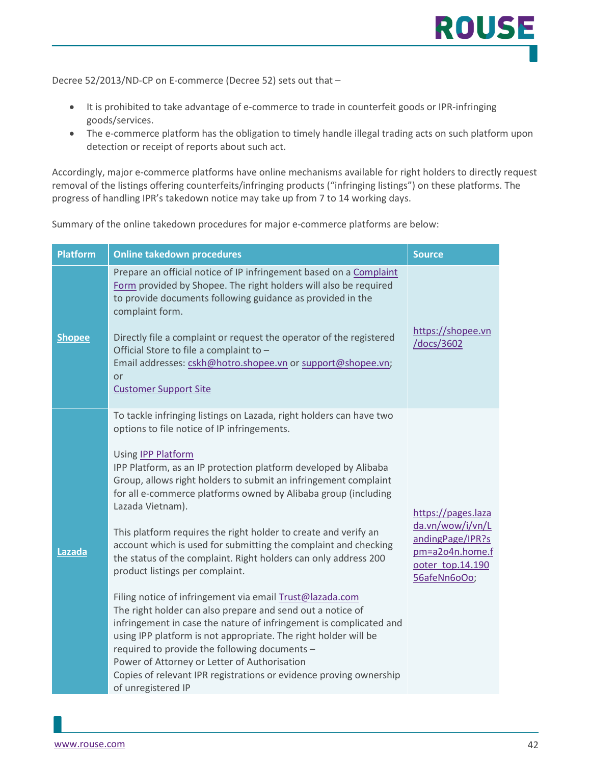Decree 52/2013/ND-CP on E-commerce (Decree 52) sets out that –

- It is prohibited to take advantage of e-commerce to trade in counterfeit goods or IPR-infringing goods/services.
- The e-commerce platform has the obligation to timely handle illegal trading acts on such platform upon detection or receipt of reports about such act.

Accordingly, major e-commerce platforms have online mechanisms available for right holders to directly request removal of the listings offering counterfeits/infringing products ("infringing listings") on these platforms. The progress of handling IPR's takedown notice may take up from 7 to 14 working days.

Summary of the online takedown procedures for major e-commerce platforms are below:

| Platform | Online takedown procedures | Source |
|---|---|---|
| Shopee | Prepare an official notice of IP infringement based on a Complaint Form provided by Shopee. The right holders will also be required to provide documents following guidance as provided in the complaint form.<br><br>Directly file a complaint or request the operator of the registered Official Store to file a complaint to –<br>Email addresses: cskh@hotro.shopee.vn or support@shopee.vn; or<br>Customer Support Site | https://shopee.vn/docs/3602 |
| Lazada | To tackle infringing listings on Lazada, right holders can have two options to file notice of IP infringements.<br><br>Using IPP Platform<br>IPP Platform, as an IP protection platform developed by Alibaba Group, allows right holders to submit an infringement complaint for all e-commerce platforms owned by Alibaba group (including Lazada Vietnam).<br><br>This platform requires the right holder to create and verify an account which is used for submitting the complaint and checking the status of the complaint. Right holders can only address 200 product listings per complaint.<br><br>Filing notice of infringement via email Trust@lazada.com<br>The right holder can also prepare and send out a notice of infringement in case the nature of infringement is complicated and using IPP platform is not appropriate. The right holder will be required to provide the following documents –<br>Power of Attorney or Letter of Authorisation<br>Copies of relevant IPR registrations or evidence proving ownership of unregistered IP | https://pages.lazada.vn/wow/i/vn/LandingPage/IPR?spm=a2o4n.home.footer_top.14.19056afeNn6oOo; |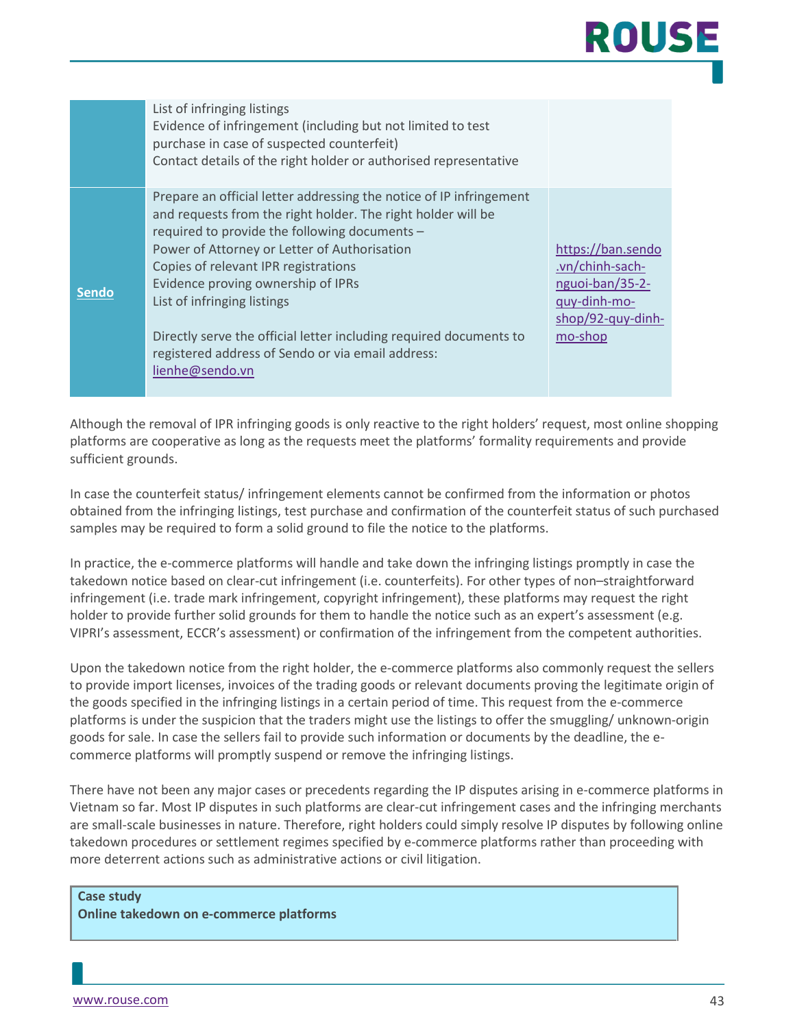| | | |
|---|---|---|
| | List of infringing listings<br>Evidence of infringement (including but not limited to test purchase in case of suspected counterfeit)<br>Contact details of the right holder or authorised representative | |
| Sendo | Prepare an official letter addressing the notice of IP infringement and requests from the right holder. The right holder will be required to provide the following documents –<br>Power of Attorney or Letter of Authorisation<br>Copies of relevant IPR registrations<br>Evidence proving ownership of IPRs<br>List of infringing listings<br><br>Directly serve the official letter including required documents to registered address of Sendo or via email address: lienhe@sendo.vn | https://ban.sendo.vn/chinh-sach-nguoi-ban/35-2-quy-dinh-mo-shop/92-quy-dinh-mo-shop |

Although the removal of IPR infringing goods is only reactive to the right holders' request, most online shopping platforms are cooperative as long as the requests meet the platforms' formality requirements and provide sufficient grounds.

In case the counterfeit status/ infringement elements cannot be confirmed from the information or photos obtained from the infringing listings, test purchase and confirmation of the counterfeit status of such purchased samples may be required to form a solid ground to file the notice to the platforms.

In practice, the e-commerce platforms will handle and take down the infringing listings promptly in case the takedown notice based on clear-cut infringement (i.e. counterfeits). For other types of non–straightforward infringement (i.e. trade mark infringement, copyright infringement), these platforms may request the right holder to provide further solid grounds for them to handle the notice such as an expert's assessment (e.g. VIPRI's assessment, ECCR's assessment) or confirmation of the infringement from the competent authorities.

Upon the takedown notice from the right holder, the e-commerce platforms also commonly request the sellers to provide import licenses, invoices of the trading goods or relevant documents proving the legitimate origin of the goods specified in the infringing listings in a certain period of time. This request from the e-commerce platforms is under the suspicion that the traders might use the listings to offer the smuggling/ unknown-origin goods for sale. In case the sellers fail to provide such information or documents by the deadline, the e-commerce platforms will promptly suspend or remove the infringing listings.

There have not been any major cases or precedents regarding the IP disputes arising in e-commerce platforms in Vietnam so far. Most IP disputes in such platforms are clear-cut infringement cases and the infringing merchants are small-scale businesses in nature. Therefore, right holders could simply resolve IP disputes by following online takedown procedures or settlement regimes specified by e-commerce platforms rather than proceeding with more deterrent actions such as administrative actions or civil litigation.

**Case study**
**Online takedown on e-commerce platforms**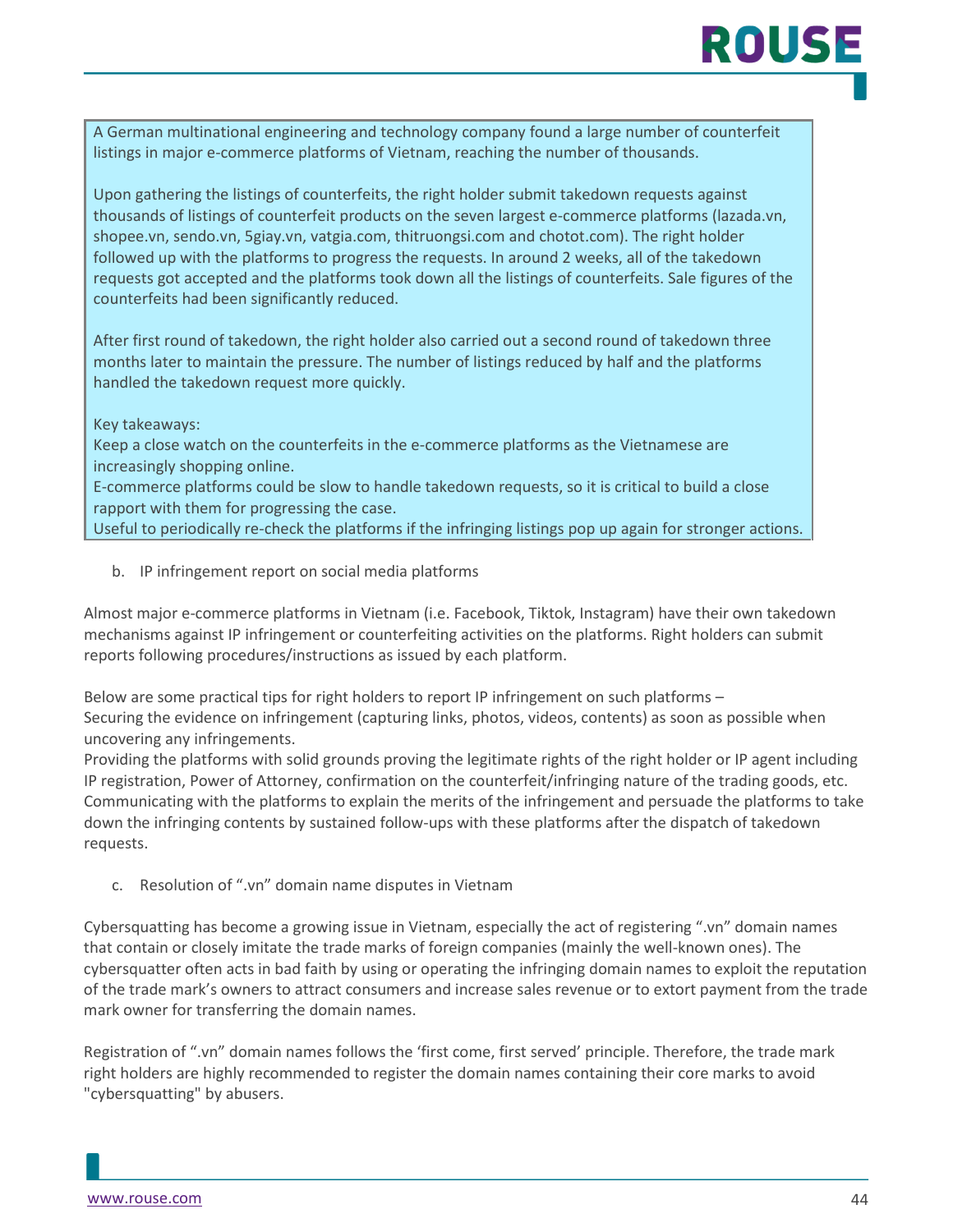> A German multinational engineering and technology company found a large number of counterfeit listings in major e-commerce platforms of Vietnam, reaching the number of thousands.
>
> Upon gathering the listings of counterfeits, the right holder submit takedown requests against thousands of listings of counterfeit products on the seven largest e-commerce platforms (lazada.vn, shopee.vn, sendo.vn, 5giay.vn, vatgia.com, thitruongsi.com and chotot.com). The right holder followed up with the platforms to progress the requests. In around 2 weeks, all of the takedown requests got accepted and the platforms took down all the listings of counterfeits. Sale figures of the counterfeits had been significantly reduced.
>
> After first round of takedown, the right holder also carried out a second round of takedown three months later to maintain the pressure. The number of listings reduced by half and the platforms handled the takedown request more quickly.
>
> Key takeaways:
> Keep a close watch on the counterfeits in the e-commerce platforms as the Vietnamese are increasingly shopping online.
> E-commerce platforms could be slow to handle takedown requests, so it is critical to build a close rapport with them for progressing the case.
> Useful to periodically re-check the platforms if the infringing listings pop up again for stronger actions.

b. IP infringement report on social media platforms

Almost major e-commerce platforms in Vietnam (i.e. Facebook, Tiktok, Instagram) have their own takedown mechanisms against IP infringement or counterfeiting activities on the platforms. Right holders can submit reports following procedures/instructions as issued by each platform.

Below are some practical tips for right holders to report IP infringement on such platforms –
Securing the evidence on infringement (capturing links, photos, videos, contents) as soon as possible when uncovering any infringements.
Providing the platforms with solid grounds proving the legitimate rights of the right holder or IP agent including IP registration, Power of Attorney, confirmation on the counterfeit/infringing nature of the trading goods, etc.
Communicating with the platforms to explain the merits of the infringement and persuade the platforms to take down the infringing contents by sustained follow-ups with these platforms after the dispatch of takedown requests.

c. Resolution of ".vn" domain name disputes in Vietnam

Cybersquatting has become a growing issue in Vietnam, especially the act of registering ".vn" domain names that contain or closely imitate the trade marks of foreign companies (mainly the well-known ones). The cybersquatter often acts in bad faith by using or operating the infringing domain names to exploit the reputation of the trade mark's owners to attract consumers and increase sales revenue or to extort payment from the trade mark owner for transferring the domain names.

Registration of ".vn" domain names follows the 'first come, first served' principle. Therefore, the trade mark right holders are highly recommended to register the domain names containing their core marks to avoid "cybersquatting" by abusers.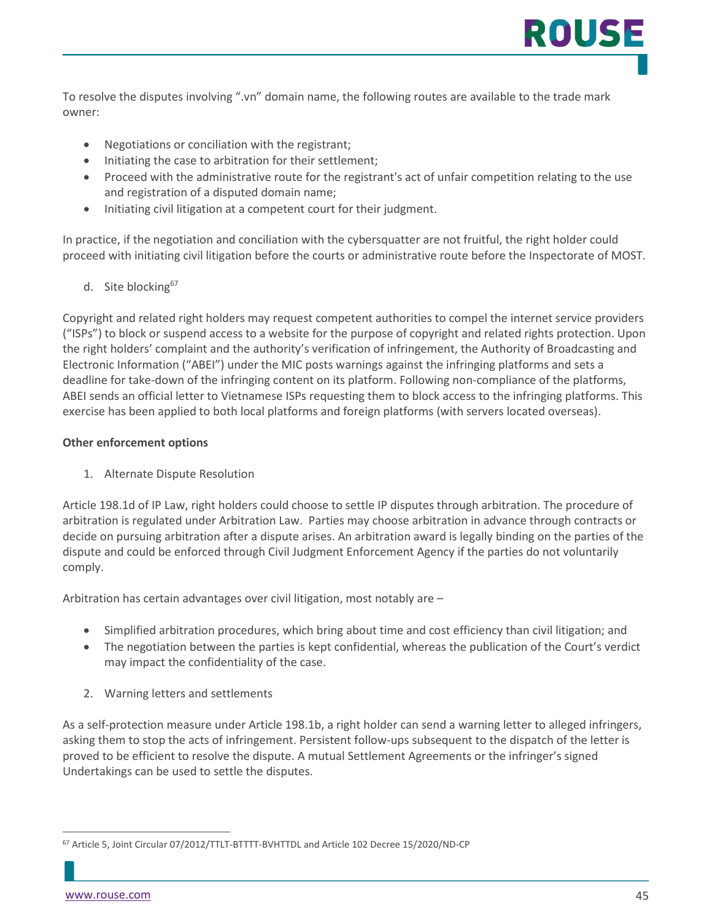To resolve the disputes involving ".vn" domain name, the following routes are available to the trade mark owner:

- Negotiations or conciliation with the registrant;
- Initiating the case to arbitration for their settlement;
- Proceed with the administrative route for the registrant's act of unfair competition relating to the use and registration of a disputed domain name;
- Initiating civil litigation at a competent court for their judgment.

In practice, if the negotiation and conciliation with the cybersquatter are not fruitful, the right holder could proceed with initiating civil litigation before the courts or administrative route before the Inspectorate of MOST.

d. Site blocking[67]

Copyright and related right holders may request competent authorities to compel the internet service providers ("ISPs") to block or suspend access to a website for the purpose of copyright and related rights protection. Upon the right holders' complaint and the authority's verification of infringement, the Authority of Broadcasting and Electronic Information ("ABEI") under the MIC posts warnings against the infringing platforms and sets a deadline for take-down of the infringing content on its platform. Following non-compliance of the platforms, ABEI sends an official letter to Vietnamese ISPs requesting them to block access to the infringing platforms. This exercise has been applied to both local platforms and foreign platforms (with servers located overseas).

**Other enforcement options**

1. Alternate Dispute Resolution

Article 198.1d of IP Law, right holders could choose to settle IP disputes through arbitration. The procedure of arbitration is regulated under Arbitration Law. Parties may choose arbitration in advance through contracts or decide on pursuing arbitration after a dispute arises. An arbitration award is legally binding on the parties of the dispute and could be enforced through Civil Judgment Enforcement Agency if the parties do not voluntarily comply.

Arbitration has certain advantages over civil litigation, most notably are –

- Simplified arbitration procedures, which bring about time and cost efficiency than civil litigation; and
- The negotiation between the parties is kept confidential, whereas the publication of the Court's verdict may impact the confidentiality of the case.

2. Warning letters and settlements

As a self-protection measure under Article 198.1b, a right holder can send a warning letter to alleged infringers, asking them to stop the acts of infringement. Persistent follow-ups subsequent to the dispatch of the letter is proved to be efficient to resolve the dispute. A mutual Settlement Agreements or the infringer's signed Undertakings can be used to settle the disputes.

---

[67] Article 5, Joint Circular 07/2012/TTLT-BTTTT-BVHTTDL and Article 102 Decree 15/2020/ND-CP